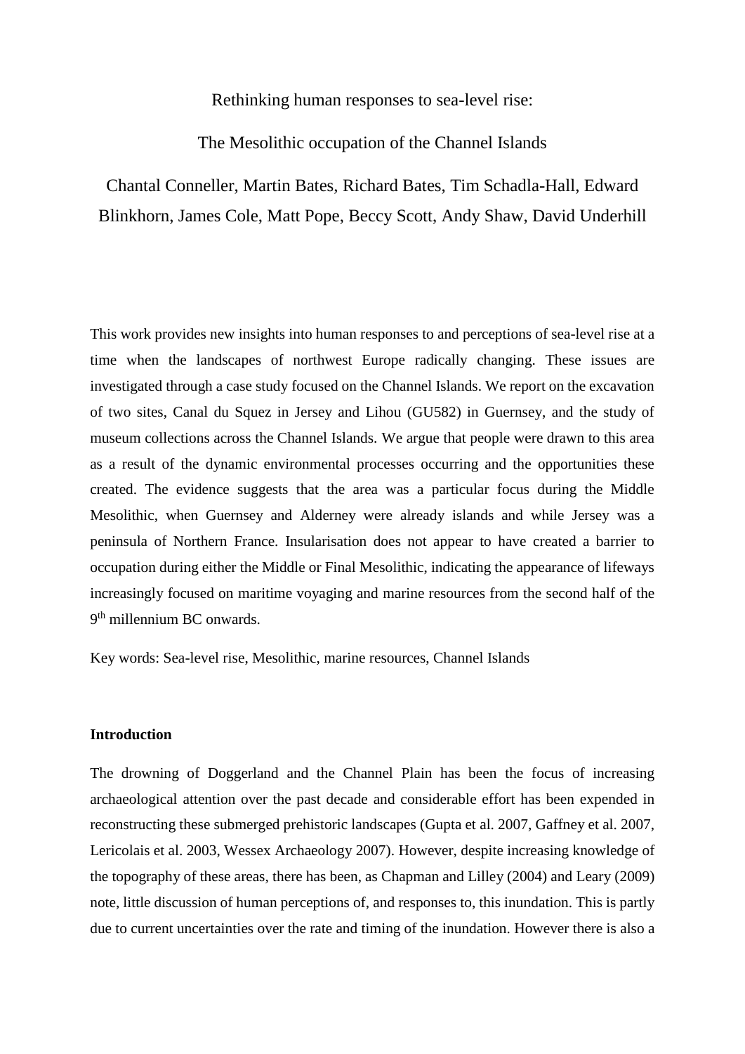# Rethinking human responses to sea-level rise:

# The Mesolithic occupation of the Channel Islands

Chantal Conneller, Martin Bates, Richard Bates, Tim Schadla-Hall, Edward Blinkhorn, James Cole, Matt Pope, Beccy Scott, Andy Shaw, David Underhill

This work provides new insights into human responses to and perceptions of sea-level rise at a time when the landscapes of northwest Europe radically changing. These issues are investigated through a case study focused on the Channel Islands. We report on the excavation of two sites, Canal du Squez in Jersey and Lihou (GU582) in Guernsey, and the study of museum collections across the Channel Islands. We argue that people were drawn to this area as a result of the dynamic environmental processes occurring and the opportunities these created. The evidence suggests that the area was a particular focus during the Middle Mesolithic, when Guernsey and Alderney were already islands and while Jersey was a peninsula of Northern France. Insularisation does not appear to have created a barrier to occupation during either the Middle or Final Mesolithic, indicating the appearance of lifeways increasingly focused on maritime voyaging and marine resources from the second half of the 9th millennium BC onwards.

Key words: Sea-level rise, Mesolithic, marine resources, Channel Islands

## Introduction

The drowning of Doggerland and the Channel Plain has been the focus of increasing archaeological attention over the past decade and considerable effort has been expended in reconstructing these submerged prehistoric landscapes (Gupta et al. 2007, Gaffney et al. 2007, Lericolais et al. 2003, Wessex Archaeology 2007). However, despite increasing knowledge of the topography of these areas, there has been, as Chapman and Lilley (2004) and Leary (2009) note, little discussion of human perceptions of, and responses to, this inundation. This is partly due to current uncertainties over the rate and timing of the inundation. However there is also a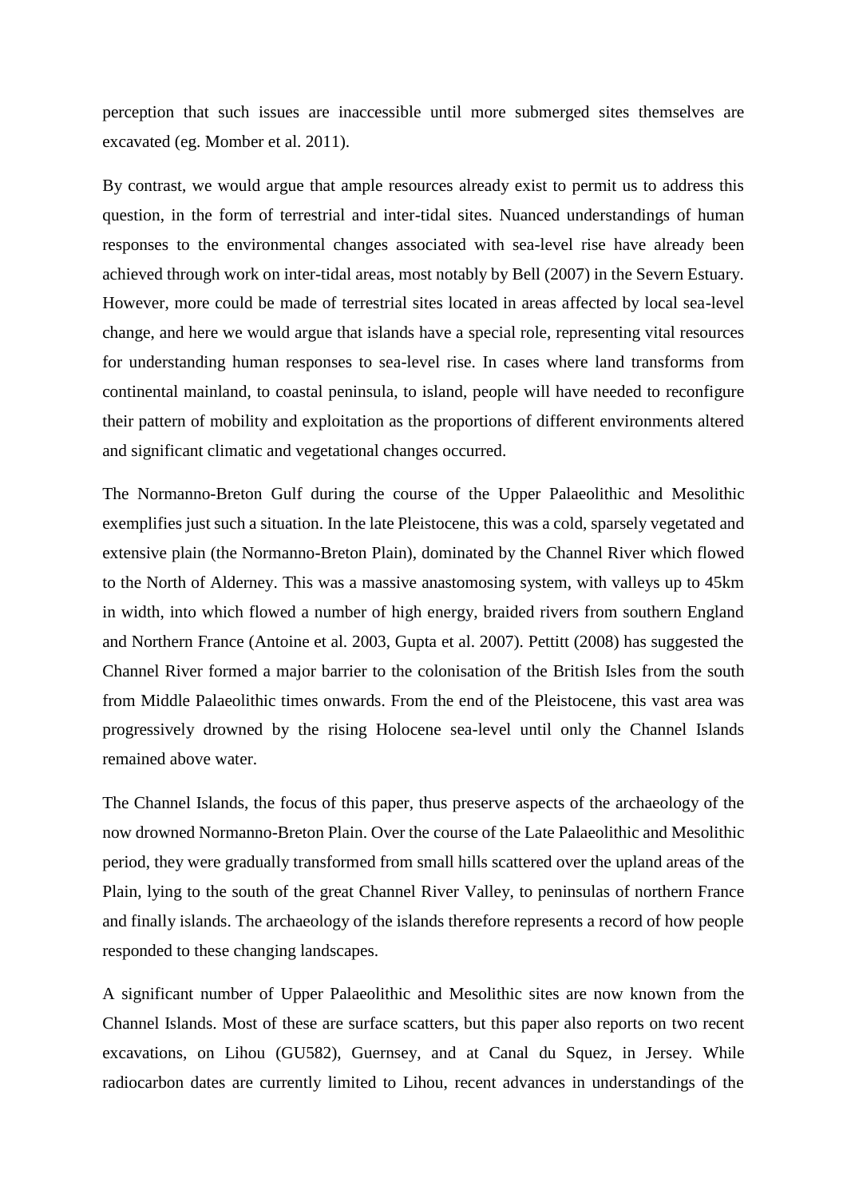perception that such issues are inaccessible until more submerged sites themselves are excavated (eg. Momber et al. 2011).

By contrast, we would argue that ample resources already exist to permit us to address this question, in the form of terrestrial and inter-tidal sites. Nuanced understandings of human responses to the environmental changes associated with sea-level rise have already been achieved through work on inter-tidal areas, most notably by Bell (2007) in the Severn Estuary. However, more could be made of terrestrial sites located in areas affected by local sea-level change, and here we would argue that islands have a special role, representing vital resources for understanding human responses to sea-level rise. In cases where land transforms from continental mainland, to coastal peninsula, to island, people will have needed to reconfigure their pattern of mobility and exploitation as the proportions of different environments altered and significant climatic and vegetational changes occurred.

The Normanno-Breton Gulf during the course of the Upper Palaeolithic and Mesolithic exemplifies just such a situation. In the late Pleistocene, this was a cold, sparsely vegetated and extensive plain (the Normanno-Breton Plain), dominated by the Channel River which flowed to the North of Alderney. This was a massive anastomosing system, with valleys up to 45km in width, into which flowed a number of high energy, braided rivers from southern England and Northern France (Antoine et al. 2003, Gupta et al. 2007). Pettitt (2008) has suggested the Channel River formed a major barrier to the colonisation of the British Isles from the south from Middle Palaeolithic times onwards. From the end of the Pleistocene, this vast area was progressively drowned by the rising Holocene sea-level until only the Channel Islands remained above water.

The Channel Islands, the focus of this paper, thus preserve aspects of the archaeology of the now drowned Normanno-Breton Plain. Over the course of the Late Palaeolithic and Mesolithic period, they were gradually transformed from small hills scattered over the upland areas of the Plain, lying to the south of the great Channel River Valley, to peninsulas of northern France and finally islands. The archaeology of the islands therefore represents a record of how people responded to these changing landscapes.

A significant number of Upper Palaeolithic and Mesolithic sites are now known from the Channel Islands. Most of these are surface scatters, but this paper also reports on two recent excavations, on Lihou (GU582), Guernsey, and at Canal du Squez, in Jersey. While radiocarbon dates are currently limited to Lihou, recent advances in understandings of the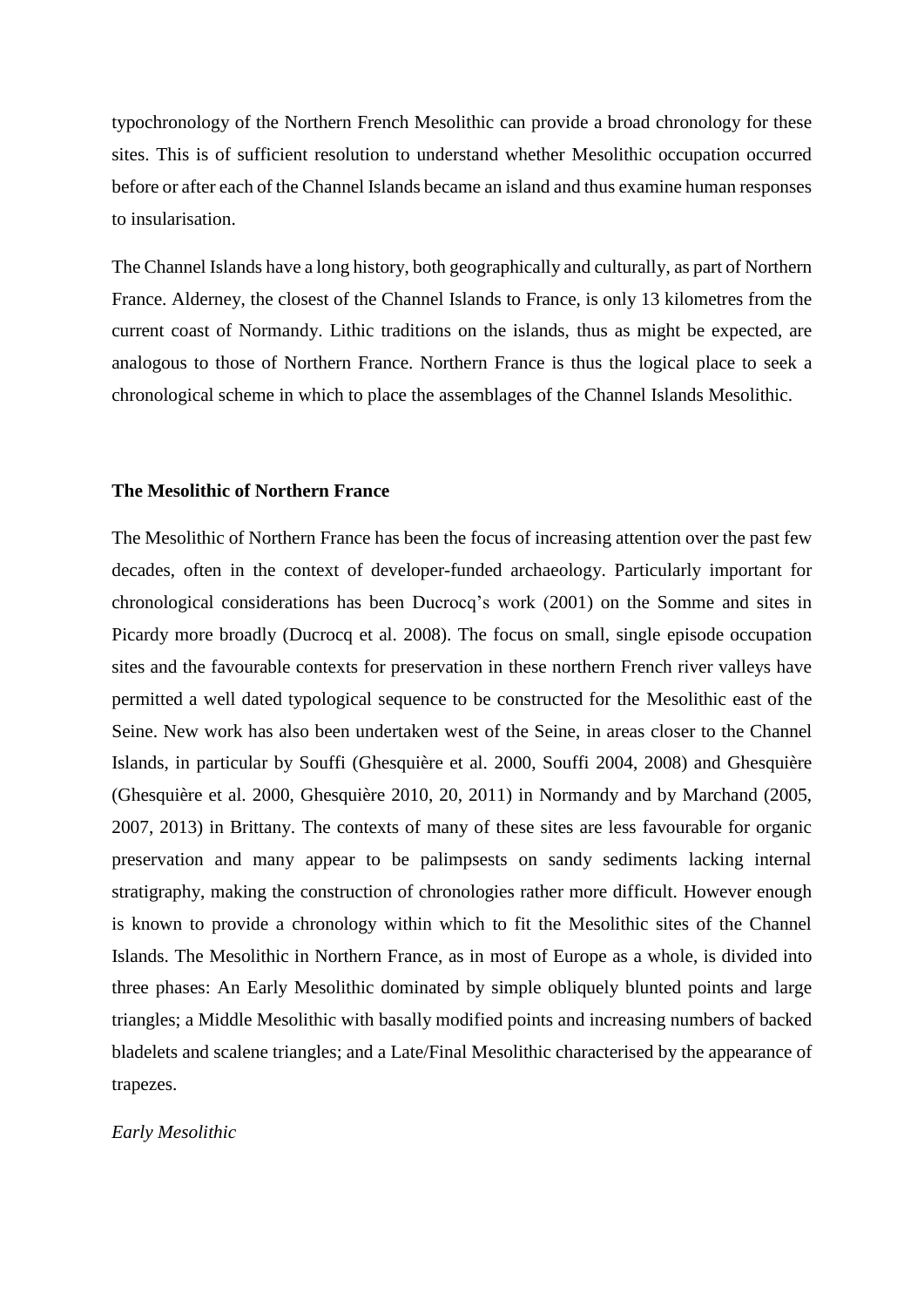typochronology of the Northern French Mesolithic can provide a broad chronology for these sites. This is of sufficient resolution to understand whether Mesolithic occupation occurred before or after each of the Channel Islands became an island and thus examine human responses to insularisation.

The Channel Islands have a long history, both geographically and culturally, as part of Northern France. Alderney, the closest of the Channel Islands to France, is only 13 kilometres from the current coast of Normandy. Lithic traditions on the islands, thus as might be expected, are analogous to those of Northern France. Northern France is thus the logical place to seek a chronological scheme in which to place the assemblages of the Channel Islands Mesolithic.

**The Mesolithic of Northern France**

The Mesolithic of Northern France has been the focus of increasing attention over the past few decades, often in the context of developer-funded archaeology. Particularly important for chronological considerations has been Ducrocq's work (2001) on the Somme and sites in Picardy more broadly (Ducrocq et al. 2008). The focus on small, single episode occupation sites and the favourable contexts for preservation in these northern French river valleys have permitted a well dated typological sequence to be constructed for the Mesolithic east of the Seine. New work has also been undertaken west of the Seine, in areas closer to the Channel Islands, in particular by Souffi (Ghesquière et al. 2000, Souffi 2004, 2008) and Ghesquière (Ghesquière et al. 2000, Ghesquière 2010, 20, 2011) in Normandy and by Marchand (2005, 2007, 2013) in Brittany. The contexts of many of these sites are less favourable for organic preservation and many appear to be palimpsests on sandy sediments lacking internal stratigraphy, making the construction of chronologies rather more difficult. However enough is known to provide a chronology within which to fit the Mesolithic sites of the Channel Islands. The Mesolithic in Northern France, as in most of Europe as a whole, is divided into three phases: An Early Mesolithic dominated by simple obliquely blunted points and large triangles; a Middle Mesolithic with basally modified points and increasing numbers of backed bladelets and scalene triangles; and a Late/Final Mesolithic characterised by the appearance of trapezes.

*Early Mesolithic*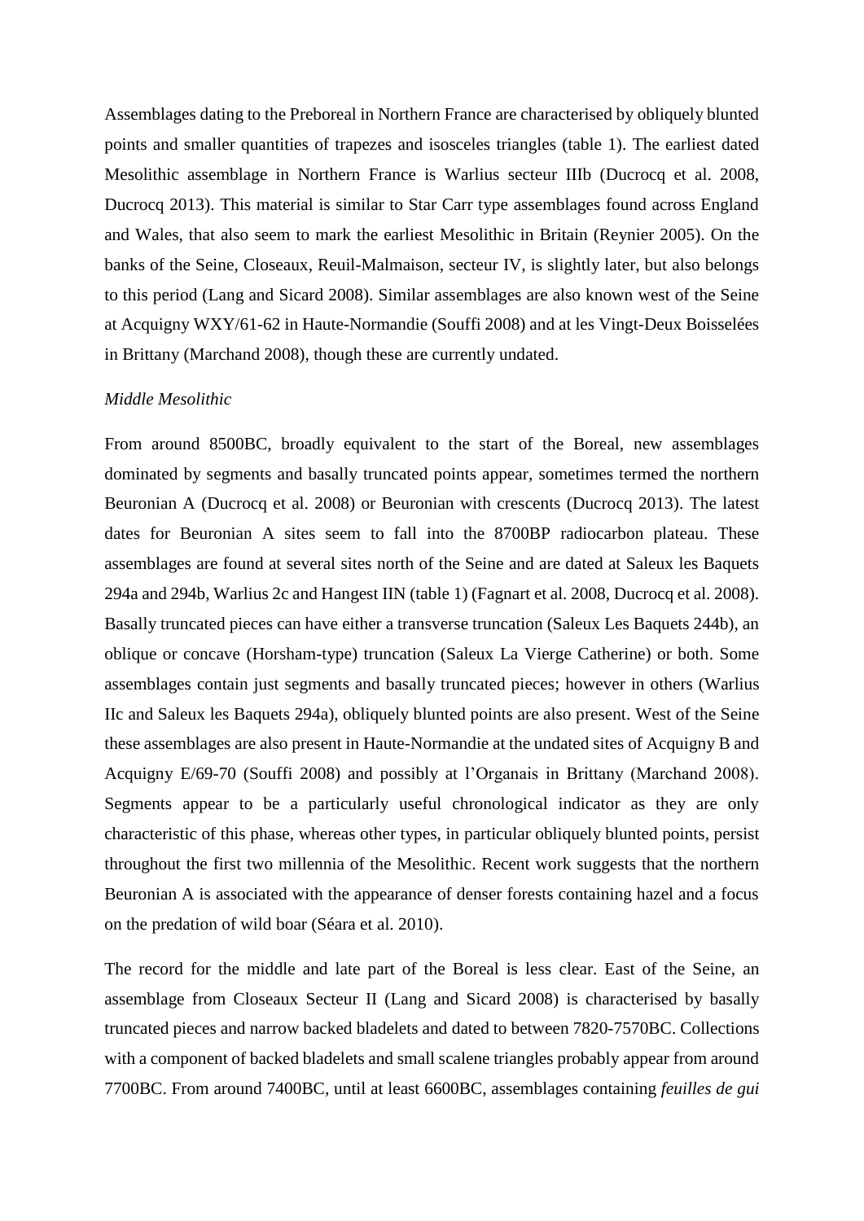Assemblages dating to the Preboreal in Northern France are characterised by obliquely blunted points and smaller quantities of trapezes and isosceles triangles (table 1). The earliest dated Mesolithic assemblage in Northern France is Warlius secteur IIIb (Ducrocq et al. 2008, Ducrocq 2013). This material is similar to Star Carr type assemblages found across England and Wales, that also seem to mark the earliest Mesolithic in Britain (Reynier 2005). On the banks of the Seine, Closeaux, Reuil-Malmaison, secteur IV, is slightly later, but also belongs to this period (Lang and Sicard 2008). Similar assemblages are also known west of the Seine at Acquigny WXY/61-62 in Haute-Normandie (Souffi 2008) and at les Vingt-Deux Boisselées in Brittany (Marchand 2008), though these are currently undated.

*Middle Mesolithic*

From around 8500BC, broadly equivalent to the start of the Boreal, new assemblages dominated by segments and basally truncated points appear, sometimes termed the northern Beuronian A (Ducrocq et al. 2008) or Beuronian with crescents (Ducrocq 2013). The latest dates for Beuronian A sites seem to fall into the 8700BP radiocarbon plateau. These assemblages are found at several sites north of the Seine and are dated at Saleux les Baquets 294a and 294b, Warlius 2c and Hangest IIN (table 1) (Fagnart et al. 2008, Ducrocq et al. 2008). Basally truncated pieces can have either a transverse truncation (Saleux Les Baquets 244b), an oblique or concave (Horsham-type) truncation (Saleux La Vierge Catherine) or both. Some assemblages contain just segments and basally truncated pieces; however in others (Warlius IIc and Saleux les Baquets 294a), obliquely blunted points are also present. West of the Seine these assemblages are also present in Haute-Normandie at the undated sites of Acquigny B and Acquigny E/69-70 (Souffi 2008) and possibly at l'Organais in Brittany (Marchand 2008). Segments appear to be a particularly useful chronological indicator as they are only characteristic of this phase, whereas other types, in particular obliquely blunted points, persist throughout the first two millennia of the Mesolithic. Recent work suggests that the northern Beuronian A is associated with the appearance of denser forests containing hazel and a focus on the predation of wild boar (Séara et al. 2010).

The record for the middle and late part of the Boreal is less clear. East of the Seine, an assemblage from Closeaux Secteur II (Lang and Sicard 2008) is characterised by basally truncated pieces and narrow backed bladelets and dated to between 7820-7570BC. Collections with a component of backed bladelets and small scalene triangles probably appear from around 7700BC. From around 7400BC, until at least 6600BC, assemblages containing *feuilles de gui*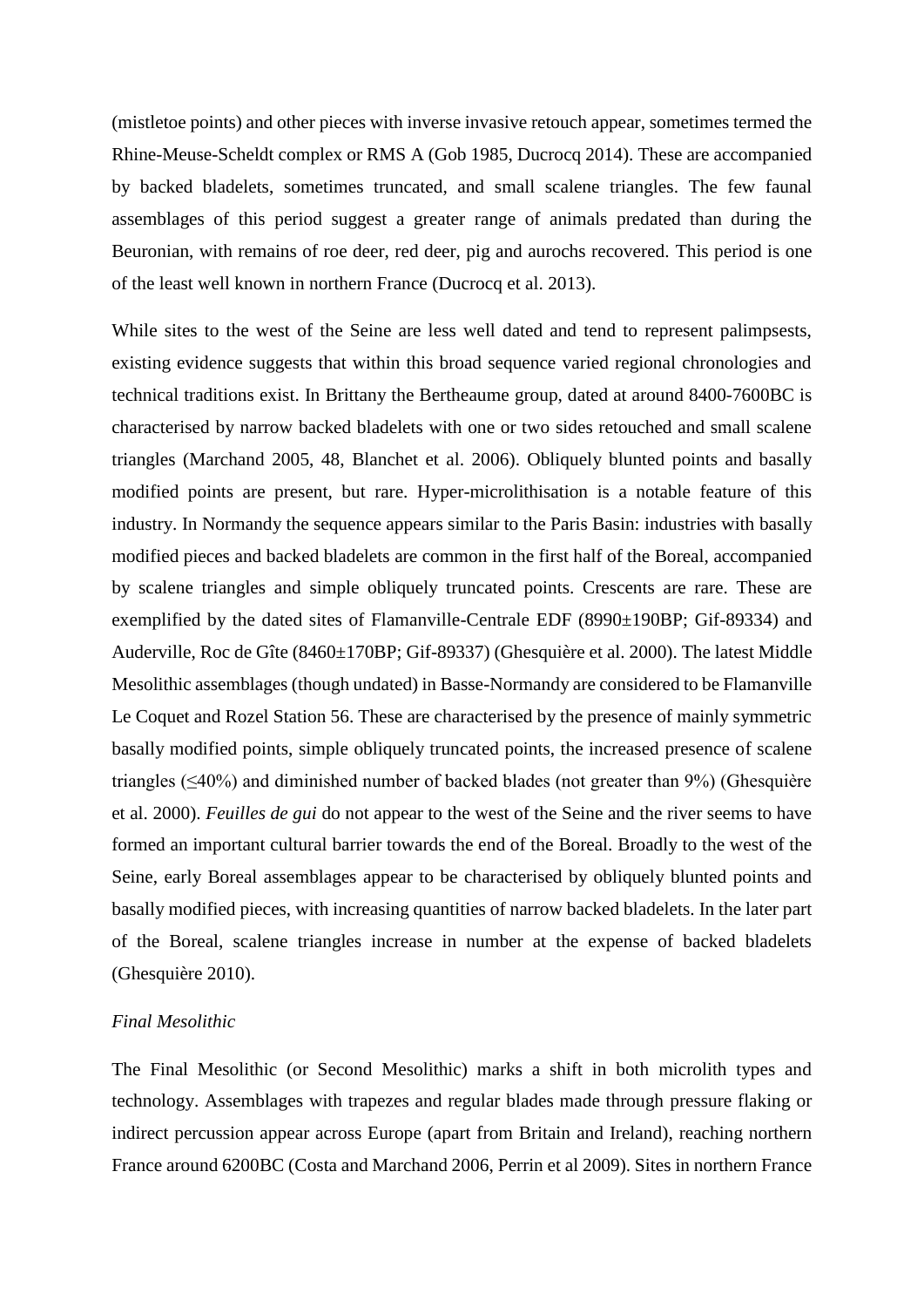(mistletoe points) and other pieces with inverse invasive retouch appear, sometimes termed the Rhine-Meuse-Scheldt complex or RMS A (Gob 1985, Ducrocq 2014). These are accompanied by backed bladelets, sometimes truncated, and small scalene triangles. The few faunal assemblages of this period suggest a greater range of animals predated than during the Beuronian, with remains of roe deer, red deer, pig and aurochs recovered. This period is one of the least well known in northern France (Ducrocq et al. 2013).

While sites to the west of the Seine are less well dated and tend to represent palimpsests, existing evidence suggests that within this broad sequence varied regional chronologies and technical traditions exist. In Brittany the Bertheaume group, dated at around 8400-7600BC is characterised by narrow backed bladelets with one or two sides retouched and small scalene triangles (Marchand 2005, 48, Blanchet et al. 2006). Obliquely blunted points and basally modified points are present, but rare. Hyper-microlithisation is a notable feature of this industry. In Normandy the sequence appears similar to the Paris Basin: industries with basally modified pieces and backed bladelets are common in the first half of the Boreal, accompanied by scalene triangles and simple obliquely truncated points. Crescents are rare. These are exemplified by the dated sites of Flamanville-Centrale EDF (8990±190BP; Gif-89334) and Auderville, Roc de Gîte (8460±170BP; Gif-89337) (Ghesquière et al. 2000). The latest Middle Mesolithic assemblages (though undated) in Basse-Normandy are considered to be Flamanville Le Coquet and Rozel Station 56. These are characterised by the presence of mainly symmetric basally modified points, simple obliquely truncated points, the increased presence of scalene triangles (≤40%) and diminished number of backed blades (not greater than 9%) (Ghesquière et al. 2000). *Feuilles de gui* do not appear to the west of the Seine and the river seems to have formed an important cultural barrier towards the end of the Boreal. Broadly to the west of the Seine, early Boreal assemblages appear to be characterised by obliquely blunted points and basally modified pieces, with increasing quantities of narrow backed bladelets. In the later part of the Boreal, scalene triangles increase in number at the expense of backed bladelets (Ghesquière 2010).

*Final Mesolithic*

The Final Mesolithic (or Second Mesolithic) marks a shift in both microlith types and technology. Assemblages with trapezes and regular blades made through pressure flaking or indirect percussion appear across Europe (apart from Britain and Ireland), reaching northern France around 6200BC (Costa and Marchand 2006, Perrin et al 2009). Sites in northern France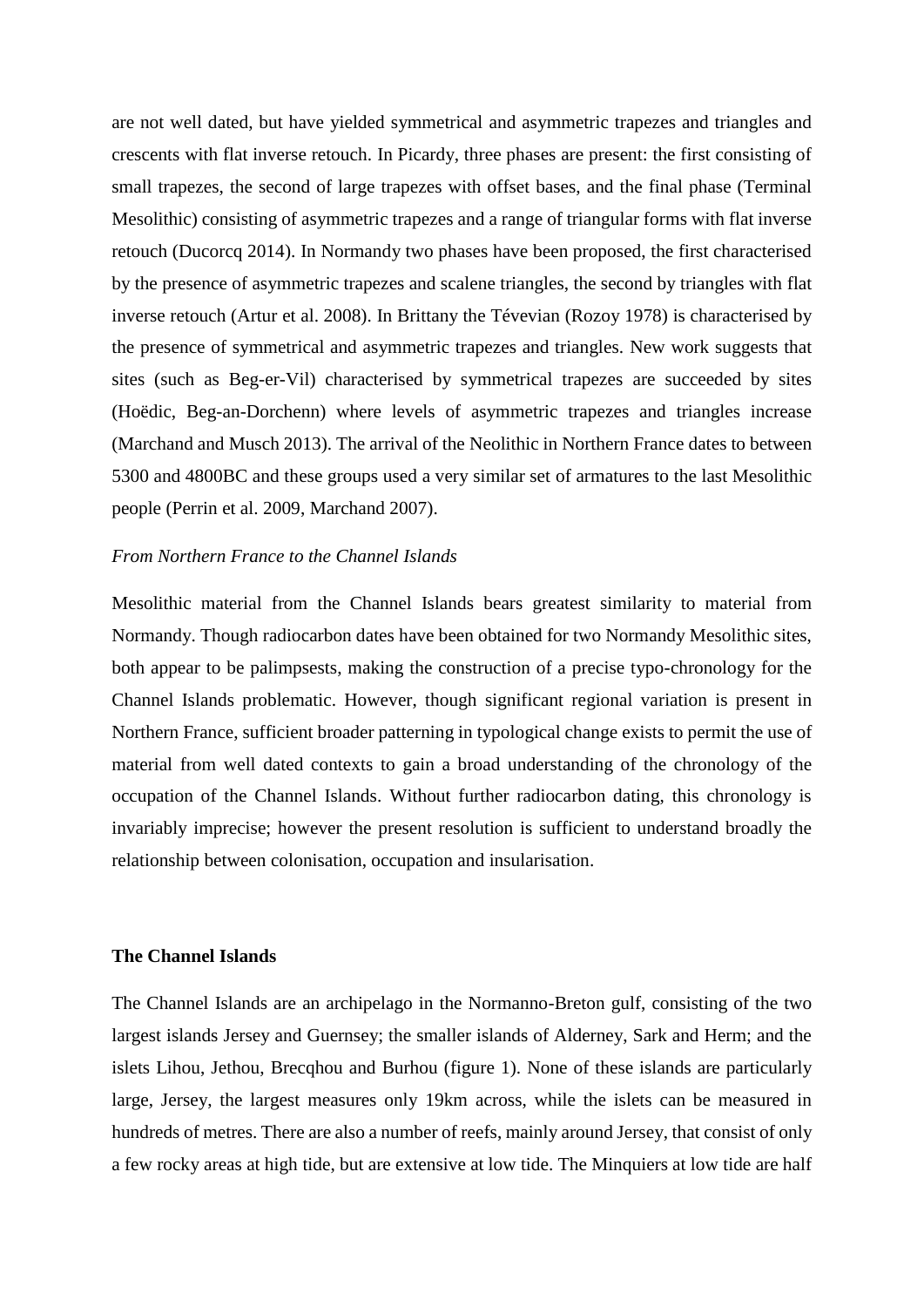are not well dated, but have yielded symmetrical and asymmetric trapezes and triangles and crescents with flat inverse retouch. In Picardy, three phases are present: the first consisting of small trapezes, the second of large trapezes with offset bases, and the final phase (Terminal Mesolithic) consisting of asymmetric trapezes and a range of triangular forms with flat inverse retouch (Ducorcq 2014). In Normandy two phases have been proposed, the first characterised by the presence of asymmetric trapezes and scalene triangles, the second by triangles with flat inverse retouch (Artur et al. 2008). In Brittany the Tévevian (Rozoy 1978) is characterised by the presence of symmetrical and asymmetric trapezes and triangles. New work suggests that sites (such as Beg-er-Vil) characterised by symmetrical trapezes are succeeded by sites (Hoëdic, Beg-an-Dorchenn) where levels of asymmetric trapezes and triangles increase (Marchand and Musch 2013). The arrival of the Neolithic in Northern France dates to between 5300 and 4800BC and these groups used a very similar set of armatures to the last Mesolithic people (Perrin et al. 2009, Marchand 2007).

*From Northern France to the Channel Islands*

Mesolithic material from the Channel Islands bears greatest similarity to material from Normandy. Though radiocarbon dates have been obtained for two Normandy Mesolithic sites, both appear to be palimpsests, making the construction of a precise typo-chronology for the Channel Islands problematic. However, though significant regional variation is present in Northern France, sufficient broader patterning in typological change exists to permit the use of material from well dated contexts to gain a broad understanding of the chronology of the occupation of the Channel Islands. Without further radiocarbon dating, this chronology is invariably imprecise; however the present resolution is sufficient to understand broadly the relationship between colonisation, occupation and insularisation.

## The Channel Islands

The Channel Islands are an archipelago in the Normanno-Breton gulf, consisting of the two largest islands Jersey and Guernsey; the smaller islands of Alderney, Sark and Herm; and the islets Lihou, Jethou, Brecqhou and Burhou (figure 1). None of these islands are particularly large, Jersey, the largest measures only 19km across, while the islets can be measured in hundreds of metres. There are also a number of reefs, mainly around Jersey, that consist of only a few rocky areas at high tide, but are extensive at low tide. The Minquiers at low tide are half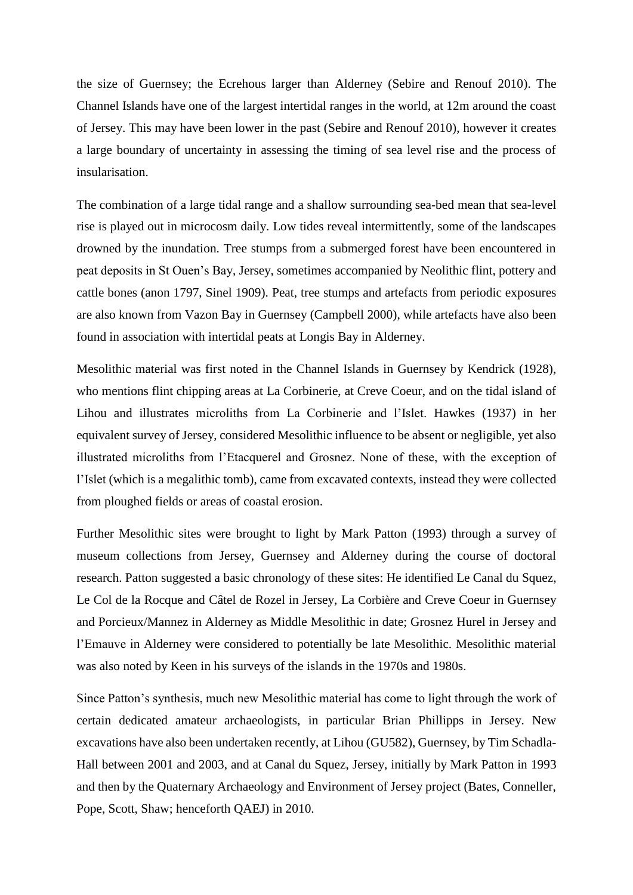the size of Guernsey; the Ecrehous larger than Alderney (Sebire and Renouf 2010). The Channel Islands have one of the largest intertidal ranges in the world, at 12m around the coast of Jersey. This may have been lower in the past (Sebire and Renouf 2010), however it creates a large boundary of uncertainty in assessing the timing of sea level rise and the process of insularisation.

The combination of a large tidal range and a shallow surrounding sea-bed mean that sea-level rise is played out in microcosm daily. Low tides reveal intermittently, some of the landscapes drowned by the inundation. Tree stumps from a submerged forest have been encountered in peat deposits in St Ouen's Bay, Jersey, sometimes accompanied by Neolithic flint, pottery and cattle bones (anon 1797, Sinel 1909). Peat, tree stumps and artefacts from periodic exposures are also known from Vazon Bay in Guernsey (Campbell 2000), while artefacts have also been found in association with intertidal peats at Longis Bay in Alderney.

Mesolithic material was first noted in the Channel Islands in Guernsey by Kendrick (1928), who mentions flint chipping areas at La Corbinerie, at Creve Coeur, and on the tidal island of Lihou and illustrates microliths from La Corbinerie and l'Islet. Hawkes (1937) in her equivalent survey of Jersey, considered Mesolithic influence to be absent or negligible, yet also illustrated microliths from l'Etacquerel and Grosnez. None of these, with the exception of l'Islet (which is a megalithic tomb), came from excavated contexts, instead they were collected from ploughed fields or areas of coastal erosion.

Further Mesolithic sites were brought to light by Mark Patton (1993) through a survey of museum collections from Jersey, Guernsey and Alderney during the course of doctoral research. Patton suggested a basic chronology of these sites: He identified Le Canal du Squez, Le Col de la Rocque and Câtel de Rozel in Jersey, La Corbière and Creve Coeur in Guernsey and Porcieux/Mannez in Alderney as Middle Mesolithic in date; Grosnez Hurel in Jersey and l'Emauve in Alderney were considered to potentially be late Mesolithic. Mesolithic material was also noted by Keen in his surveys of the islands in the 1970s and 1980s.

Since Patton's synthesis, much new Mesolithic material has come to light through the work of certain dedicated amateur archaeologists, in particular Brian Phillipps in Jersey. New excavations have also been undertaken recently, at Lihou (GU582), Guernsey, by Tim Schadla-Hall between 2001 and 2003, and at Canal du Squez, Jersey, initially by Mark Patton in 1993 and then by the Quaternary Archaeology and Environment of Jersey project (Bates, Conneller, Pope, Scott, Shaw; henceforth QAEJ) in 2010.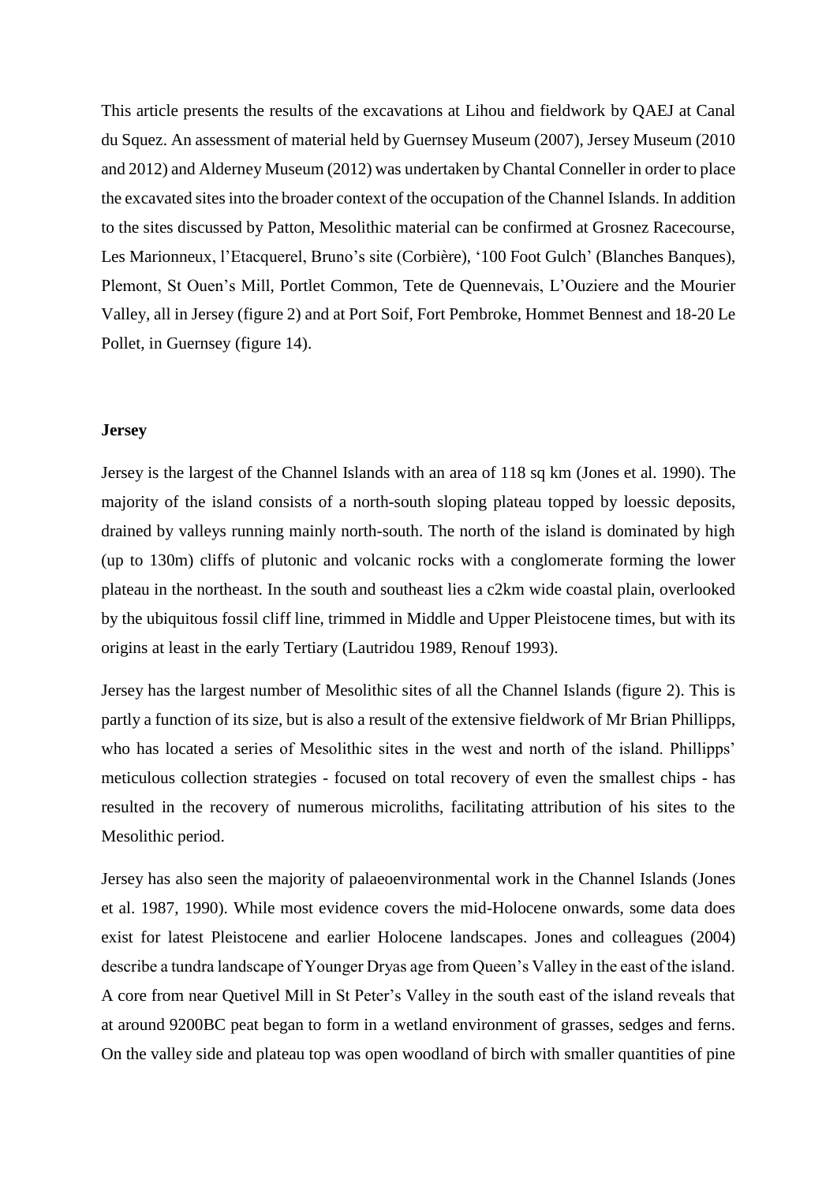This article presents the results of the excavations at Lihou and fieldwork by QAEJ at Canal du Squez. An assessment of material held by Guernsey Museum (2007), Jersey Museum (2010 and 2012) and Alderney Museum (2012) was undertaken by Chantal Conneller in order to place the excavated sites into the broader context of the occupation of the Channel Islands. In addition to the sites discussed by Patton, Mesolithic material can be confirmed at Grosnez Racecourse, Les Marionneux, l'Etacquerel, Bruno's site (Corbière), '100 Foot Gulch' (Blanches Banques), Plemont, St Ouen's Mill, Portlet Common, Tete de Quennevais, L'Ouziere and the Mourier Valley, all in Jersey (figure 2) and at Port Soif, Fort Pembroke, Hommet Bennest and 18-20 Le Pollet, in Guernsey (figure 14).

## Jersey

Jersey is the largest of the Channel Islands with an area of 118 sq km (Jones et al. 1990). The majority of the island consists of a north-south sloping plateau topped by loessic deposits, drained by valleys running mainly north-south. The north of the island is dominated by high (up to 130m) cliffs of plutonic and volcanic rocks with a conglomerate forming the lower plateau in the northeast. In the south and southeast lies a c2km wide coastal plain, overlooked by the ubiquitous fossil cliff line, trimmed in Middle and Upper Pleistocene times, but with its origins at least in the early Tertiary (Lautridou 1989, Renouf 1993).

Jersey has the largest number of Mesolithic sites of all the Channel Islands (figure 2). This is partly a function of its size, but is also a result of the extensive fieldwork of Mr Brian Phillipps, who has located a series of Mesolithic sites in the west and north of the island. Phillipps' meticulous collection strategies - focused on total recovery of even the smallest chips - has resulted in the recovery of numerous microliths, facilitating attribution of his sites to the Mesolithic period.

Jersey has also seen the majority of palaeoenvironmental work in the Channel Islands (Jones et al. 1987, 1990). While most evidence covers the mid-Holocene onwards, some data does exist for latest Pleistocene and earlier Holocene landscapes. Jones and colleagues (2004) describe a tundra landscape of Younger Dryas age from Queen's Valley in the east of the island. A core from near Quetivel Mill in St Peter's Valley in the south east of the island reveals that at around 9200BC peat began to form in a wetland environment of grasses, sedges and ferns. On the valley side and plateau top was open woodland of birch with smaller quantities of pine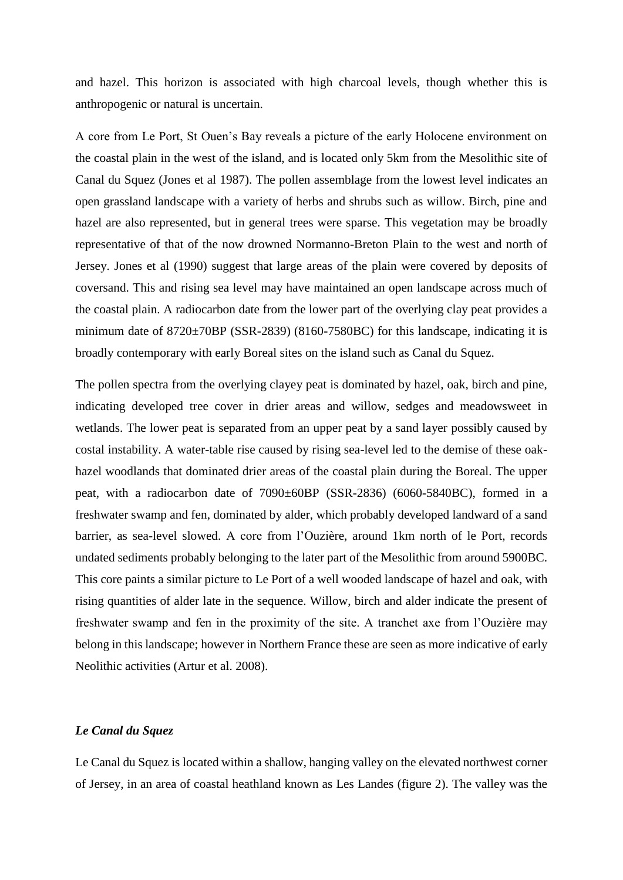and hazel. This horizon is associated with high charcoal levels, though whether this is anthropogenic or natural is uncertain.

A core from Le Port, St Ouen's Bay reveals a picture of the early Holocene environment on the coastal plain in the west of the island, and is located only 5km from the Mesolithic site of Canal du Squez (Jones et al 1987). The pollen assemblage from the lowest level indicates an open grassland landscape with a variety of herbs and shrubs such as willow. Birch, pine and hazel are also represented, but in general trees were sparse. This vegetation may be broadly representative of that of the now drowned Normanno-Breton Plain to the west and north of Jersey. Jones et al (1990) suggest that large areas of the plain were covered by deposits of coversand. This and rising sea level may have maintained an open landscape across much of the coastal plain. A radiocarbon date from the lower part of the overlying clay peat provides a minimum date of 8720±70BP (SSR-2839) (8160-7580BC) for this landscape, indicating it is broadly contemporary with early Boreal sites on the island such as Canal du Squez.

The pollen spectra from the overlying clayey peat is dominated by hazel, oak, birch and pine, indicating developed tree cover in drier areas and willow, sedges and meadowsweet in wetlands. The lower peat is separated from an upper peat by a sand layer possibly caused by costal instability. A water-table rise caused by rising sea-level led to the demise of these oak-hazel woodlands that dominated drier areas of the coastal plain during the Boreal. The upper peat, with a radiocarbon date of 7090±60BP (SSR-2836) (6060-5840BC), formed in a freshwater swamp and fen, dominated by alder, which probably developed landward of a sand barrier, as sea-level slowed. A core from l'Ouzière, around 1km north of le Port, records undated sediments probably belonging to the later part of the Mesolithic from around 5900BC. This core paints a similar picture to Le Port of a well wooded landscape of hazel and oak, with rising quantities of alder late in the sequence. Willow, birch and alder indicate the present of freshwater swamp and fen in the proximity of the site. A tranchet axe from l'Ouzière may belong in this landscape; however in Northern France these are seen as more indicative of early Neolithic activities (Artur et al. 2008).

### *Le Canal du Squez*

Le Canal du Squez is located within a shallow, hanging valley on the elevated northwest corner of Jersey, in an area of coastal heathland known as Les Landes (figure 2). The valley was the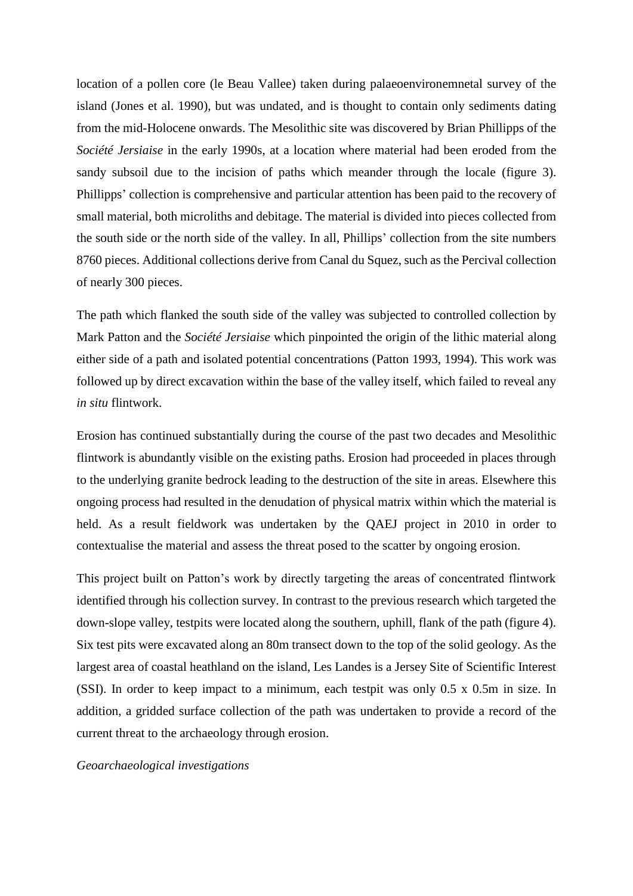location of a pollen core (le Beau Vallee) taken during palaeoenvironemnetal survey of the island (Jones et al. 1990), but was undated, and is thought to contain only sediments dating from the mid-Holocene onwards. The Mesolithic site was discovered by Brian Phillipps of the *Société Jersiaise* in the early 1990s, at a location where material had been eroded from the sandy subsoil due to the incision of paths which meander through the locale (figure 3). Phillipps' collection is comprehensive and particular attention has been paid to the recovery of small material, both microliths and debitage. The material is divided into pieces collected from the south side or the north side of the valley. In all, Phillips' collection from the site numbers 8760 pieces. Additional collections derive from Canal du Squez, such as the Percival collection of nearly 300 pieces.

The path which flanked the south side of the valley was subjected to controlled collection by Mark Patton and the *Société Jersiaise* which pinpointed the origin of the lithic material along either side of a path and isolated potential concentrations (Patton 1993, 1994). This work was followed up by direct excavation within the base of the valley itself, which failed to reveal any *in situ* flintwork.

Erosion has continued substantially during the course of the past two decades and Mesolithic flintwork is abundantly visible on the existing paths. Erosion had proceeded in places through to the underlying granite bedrock leading to the destruction of the site in areas. Elsewhere this ongoing process had resulted in the denudation of physical matrix within which the material is held. As a result fieldwork was undertaken by the QAEJ project in 2010 in order to contextualise the material and assess the threat posed to the scatter by ongoing erosion.

This project built on Patton's work by directly targeting the areas of concentrated flintwork identified through his collection survey. In contrast to the previous research which targeted the down-slope valley, testpits were located along the southern, uphill, flank of the path (figure 4). Six test pits were excavated along an 80m transect down to the top of the solid geology. As the largest area of coastal heathland on the island, Les Landes is a Jersey Site of Scientific Interest (SSI). In order to keep impact to a minimum, each testpit was only 0.5 x 0.5m in size. In addition, a gridded surface collection of the path was undertaken to provide a record of the current threat to the archaeology through erosion.

*Geoarchaeological investigations*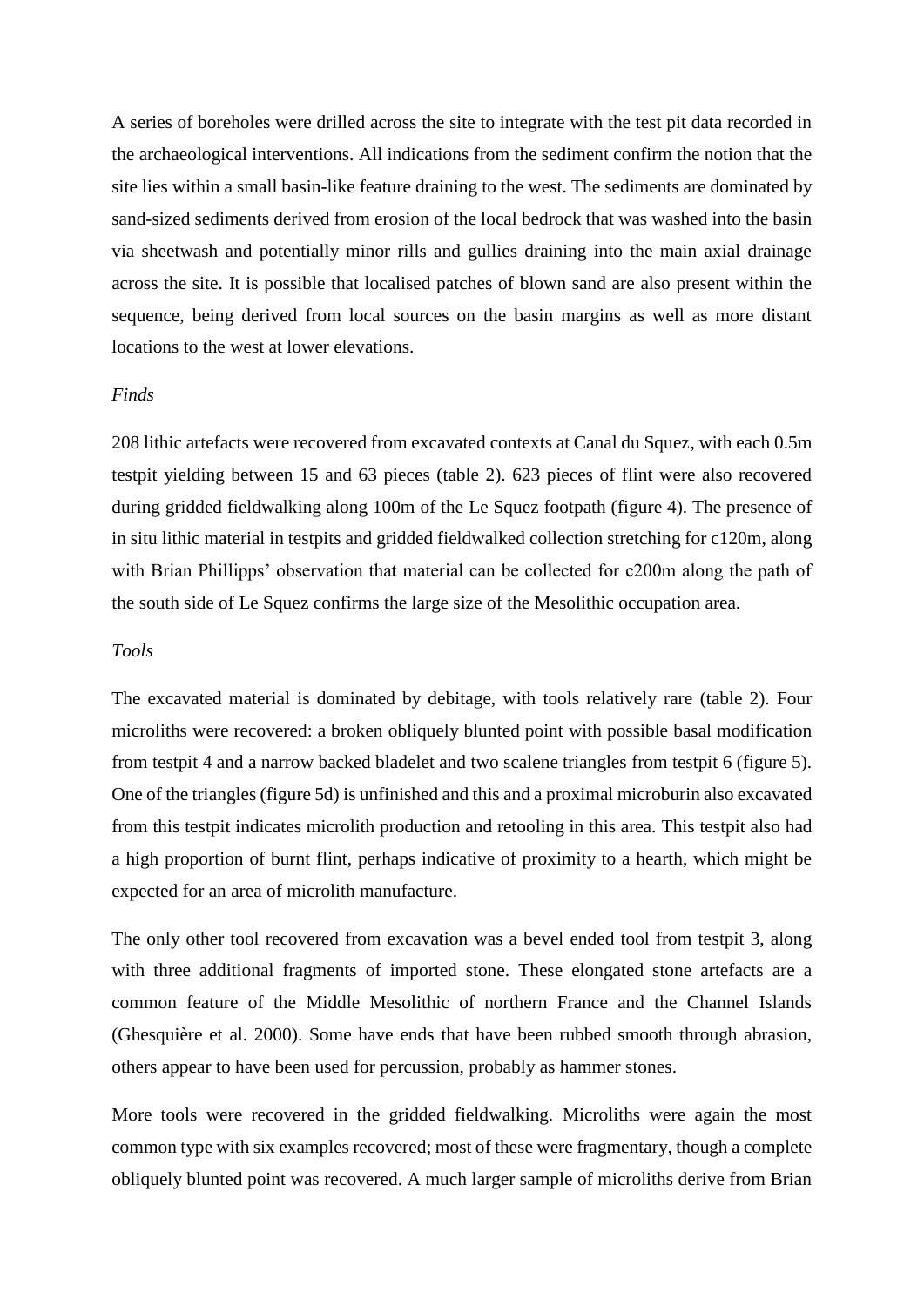A series of boreholes were drilled across the site to integrate with the test pit data recorded in the archaeological interventions. All indications from the sediment confirm the notion that the site lies within a small basin-like feature draining to the west. The sediments are dominated by sand-sized sediments derived from erosion of the local bedrock that was washed into the basin via sheetwash and potentially minor rills and gullies draining into the main axial drainage across the site. It is possible that localised patches of blown sand are also present within the sequence, being derived from local sources on the basin margins as well as more distant locations to the west at lower elevations.

*Finds*

208 lithic artefacts were recovered from excavated contexts at Canal du Squez, with each 0.5m testpit yielding between 15 and 63 pieces (table 2). 623 pieces of flint were also recovered during gridded fieldwalking along 100m of the Le Squez footpath (figure 4). The presence of in situ lithic material in testpits and gridded fieldwalked collection stretching for c120m, along with Brian Phillipps' observation that material can be collected for c200m along the path of the south side of Le Squez confirms the large size of the Mesolithic occupation area.

*Tools*

The excavated material is dominated by debitage, with tools relatively rare (table 2). Four microliths were recovered: a broken obliquely blunted point with possible basal modification from testpit 4 and a narrow backed bladelet and two scalene triangles from testpit 6 (figure 5). One of the triangles (figure 5d) is unfinished and this and a proximal microburin also excavated from this testpit indicates microlith production and retooling in this area. This testpit also had a high proportion of burnt flint, perhaps indicative of proximity to a hearth, which might be expected for an area of microlith manufacture.

The only other tool recovered from excavation was a bevel ended tool from testpit 3, along with three additional fragments of imported stone. These elongated stone artefacts are a common feature of the Middle Mesolithic of northern France and the Channel Islands (Ghesquière et al. 2000). Some have ends that have been rubbed smooth through abrasion, others appear to have been used for percussion, probably as hammer stones.

More tools were recovered in the gridded fieldwalking. Microliths were again the most common type with six examples recovered; most of these were fragmentary, though a complete obliquely blunted point was recovered. A much larger sample of microliths derive from Brian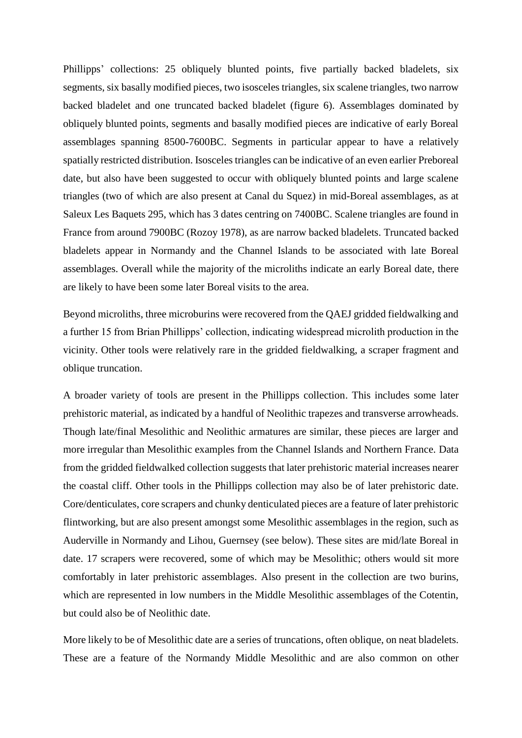Phillipps' collections: 25 obliquely blunted points, five partially backed bladelets, six segments, six basally modified pieces, two isosceles triangles, six scalene triangles, two narrow backed bladelet and one truncated backed bladelet (figure 6). Assemblages dominated by obliquely blunted points, segments and basally modified pieces are indicative of early Boreal assemblages spanning 8500-7600BC. Segments in particular appear to have a relatively spatially restricted distribution. Isosceles triangles can be indicative of an even earlier Preboreal date, but also have been suggested to occur with obliquely blunted points and large scalene triangles (two of which are also present at Canal du Squez) in mid-Boreal assemblages, as at Saleux Les Baquets 295, which has 3 dates centring on 7400BC. Scalene triangles are found in France from around 7900BC (Rozoy 1978), as are narrow backed bladelets. Truncated backed bladelets appear in Normandy and the Channel Islands to be associated with late Boreal assemblages. Overall while the majority of the microliths indicate an early Boreal date, there are likely to have been some later Boreal visits to the area.

Beyond microliths, three microburins were recovered from the QAEJ gridded fieldwalking and a further 15 from Brian Phillipps' collection, indicating widespread microlith production in the vicinity. Other tools were relatively rare in the gridded fieldwalking, a scraper fragment and oblique truncation.

A broader variety of tools are present in the Phillipps collection. This includes some later prehistoric material, as indicated by a handful of Neolithic trapezes and transverse arrowheads. Though late/final Mesolithic and Neolithic armatures are similar, these pieces are larger and more irregular than Mesolithic examples from the Channel Islands and Northern France. Data from the gridded fieldwalked collection suggests that later prehistoric material increases nearer the coastal cliff. Other tools in the Phillipps collection may also be of later prehistoric date. Core/denticulates, core scrapers and chunky denticulated pieces are a feature of later prehistoric flintworking, but are also present amongst some Mesolithic assemblages in the region, such as Auderville in Normandy and Lihou, Guernsey (see below). These sites are mid/late Boreal in date. 17 scrapers were recovered, some of which may be Mesolithic; others would sit more comfortably in later prehistoric assemblages. Also present in the collection are two burins, which are represented in low numbers in the Middle Mesolithic assemblages of the Cotentin, but could also be of Neolithic date.

More likely to be of Mesolithic date are a series of truncations, often oblique, on neat bladelets. These are a feature of the Normandy Middle Mesolithic and are also common on other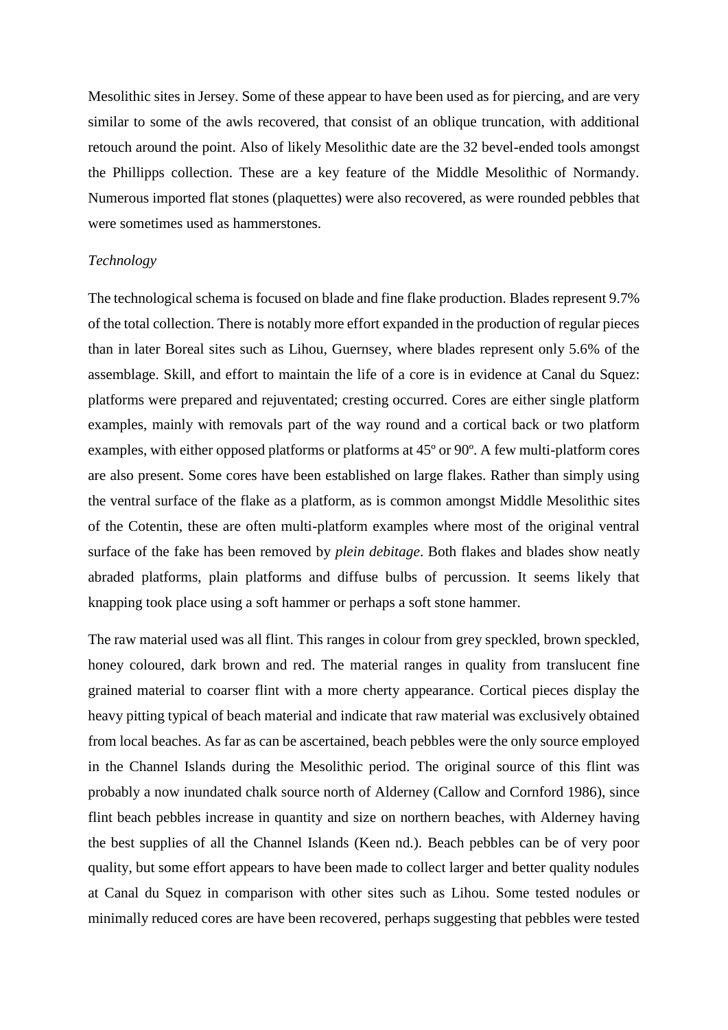Mesolithic sites in Jersey. Some of these appear to have been used as for piercing, and are very similar to some of the awls recovered, that consist of an oblique truncation, with additional retouch around the point. Also of likely Mesolithic date are the 32 bevel-ended tools amongst the Phillipps collection. These are a key feature of the Middle Mesolithic of Normandy. Numerous imported flat stones (plaquettes) were also recovered, as were rounded pebbles that were sometimes used as hammerstones.

*Technology*

The technological schema is focused on blade and fine flake production. Blades represent 9.7% of the total collection. There is notably more effort expanded in the production of regular pieces than in later Boreal sites such as Lihou, Guernsey, where blades represent only 5.6% of the assemblage. Skill, and effort to maintain the life of a core is in evidence at Canal du Squez: platforms were prepared and rejuventated; cresting occurred. Cores are either single platform examples, mainly with removals part of the way round and a cortical back or two platform examples, with either opposed platforms or platforms at 45º or 90º. A few multi-platform cores are also present. Some cores have been established on large flakes. Rather than simply using the ventral surface of the flake as a platform, as is common amongst Middle Mesolithic sites of the Cotentin, these are often multi-platform examples where most of the original ventral surface of the fake has been removed by *plein debitage*. Both flakes and blades show neatly abraded platforms, plain platforms and diffuse bulbs of percussion. It seems likely that knapping took place using a soft hammer or perhaps a soft stone hammer.

The raw material used was all flint. This ranges in colour from grey speckled, brown speckled, honey coloured, dark brown and red. The material ranges in quality from translucent fine grained material to coarser flint with a more cherty appearance. Cortical pieces display the heavy pitting typical of beach material and indicate that raw material was exclusively obtained from local beaches. As far as can be ascertained, beach pebbles were the only source employed in the Channel Islands during the Mesolithic period. The original source of this flint was probably a now inundated chalk source north of Alderney (Callow and Cornford 1986), since flint beach pebbles increase in quantity and size on northern beaches, with Alderney having the best supplies of all the Channel Islands (Keen nd.). Beach pebbles can be of very poor quality, but some effort appears to have been made to collect larger and better quality nodules at Canal du Squez in comparison with other sites such as Lihou. Some tested nodules or minimally reduced cores are have been recovered, perhaps suggesting that pebbles were tested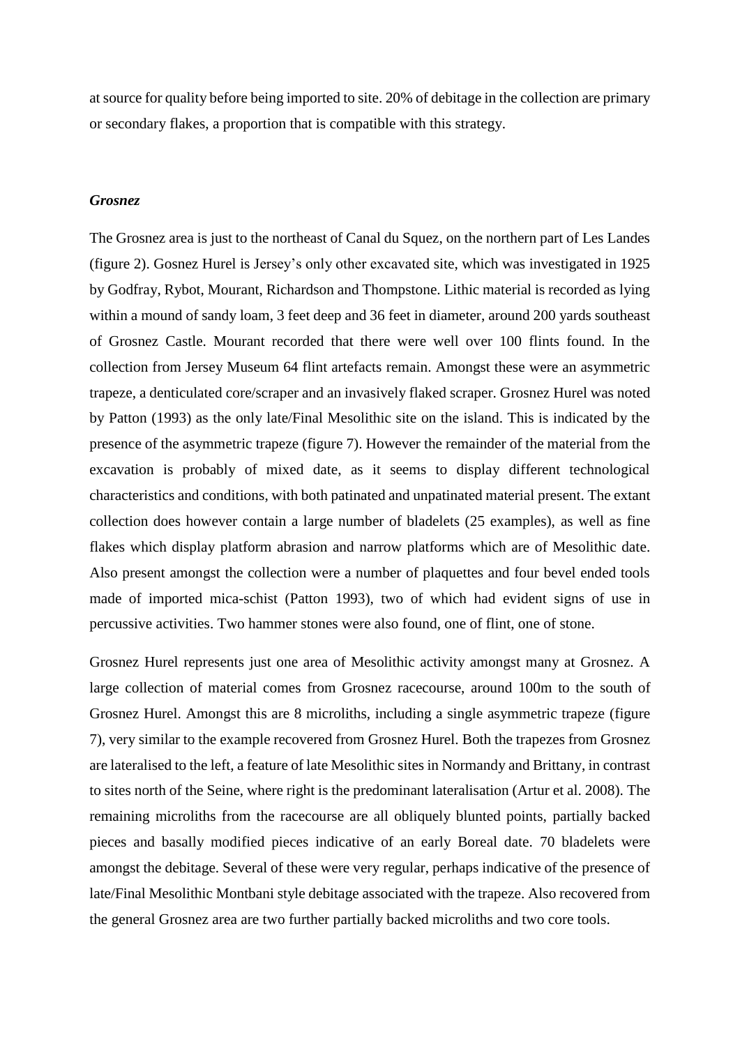at source for quality before being imported to site. 20% of debitage in the collection are primary or secondary flakes, a proportion that is compatible with this strategy.

### *Grosnez*

The Grosnez area is just to the northeast of Canal du Squez, on the northern part of Les Landes (figure 2). Gosnez Hurel is Jersey's only other excavated site, which was investigated in 1925 by Godfray, Rybot, Mourant, Richardson and Thompstone. Lithic material is recorded as lying within a mound of sandy loam, 3 feet deep and 36 feet in diameter, around 200 yards southeast of Grosnez Castle. Mourant recorded that there were well over 100 flints found. In the collection from Jersey Museum 64 flint artefacts remain. Amongst these were an asymmetric trapeze, a denticulated core/scraper and an invasively flaked scraper. Grosnez Hurel was noted by Patton (1993) as the only late/Final Mesolithic site on the island. This is indicated by the presence of the asymmetric trapeze (figure 7). However the remainder of the material from the excavation is probably of mixed date, as it seems to display different technological characteristics and conditions, with both patinated and unpatinated material present. The extant collection does however contain a large number of bladelets (25 examples), as well as fine flakes which display platform abrasion and narrow platforms which are of Mesolithic date. Also present amongst the collection were a number of plaquettes and four bevel ended tools made of imported mica-schist (Patton 1993), two of which had evident signs of use in percussive activities. Two hammer stones were also found, one of flint, one of stone.

Grosnez Hurel represents just one area of Mesolithic activity amongst many at Grosnez. A large collection of material comes from Grosnez racecourse, around 100m to the south of Grosnez Hurel. Amongst this are 8 microliths, including a single asymmetric trapeze (figure 7), very similar to the example recovered from Grosnez Hurel. Both the trapezes from Grosnez are lateralised to the left, a feature of late Mesolithic sites in Normandy and Brittany, in contrast to sites north of the Seine, where right is the predominant lateralisation (Artur et al. 2008). The remaining microliths from the racecourse are all obliquely blunted points, partially backed pieces and basally modified pieces indicative of an early Boreal date. 70 bladelets were amongst the debitage. Several of these were very regular, perhaps indicative of the presence of late/Final Mesolithic Montbani style debitage associated with the trapeze. Also recovered from the general Grosnez area are two further partially backed microliths and two core tools.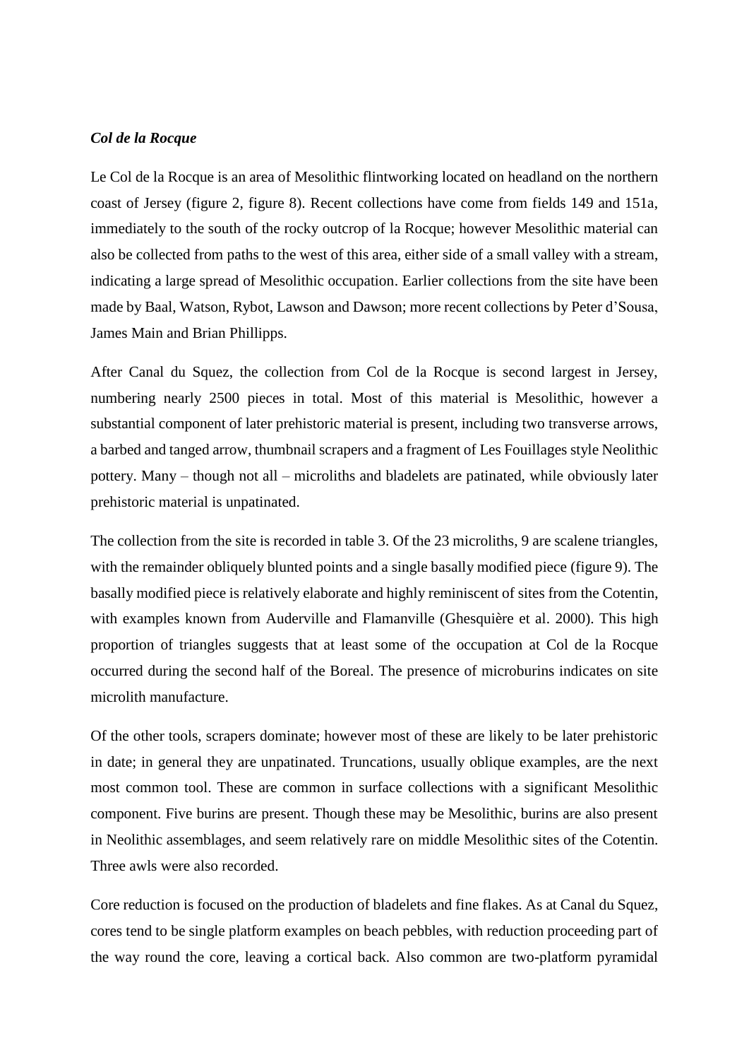***Col de la Rocque***

Le Col de la Rocque is an area of Mesolithic flintworking located on headland on the northern coast of Jersey (figure 2, figure 8). Recent collections have come from fields 149 and 151a, immediately to the south of the rocky outcrop of la Rocque; however Mesolithic material can also be collected from paths to the west of this area, either side of a small valley with a stream, indicating a large spread of Mesolithic occupation. Earlier collections from the site have been made by Baal, Watson, Rybot, Lawson and Dawson; more recent collections by Peter d'Sousa, James Main and Brian Phillipps.

After Canal du Squez, the collection from Col de la Rocque is second largest in Jersey, numbering nearly 2500 pieces in total. Most of this material is Mesolithic, however a substantial component of later prehistoric material is present, including two transverse arrows, a barbed and tanged arrow, thumbnail scrapers and a fragment of Les Fouillages style Neolithic pottery. Many – though not all – microliths and bladelets are patinated, while obviously later prehistoric material is unpatinated.

The collection from the site is recorded in table 3. Of the 23 microliths, 9 are scalene triangles, with the remainder obliquely blunted points and a single basally modified piece (figure 9). The basally modified piece is relatively elaborate and highly reminiscent of sites from the Cotentin, with examples known from Auderville and Flamanville (Ghesquière et al. 2000). This high proportion of triangles suggests that at least some of the occupation at Col de la Rocque occurred during the second half of the Boreal. The presence of microburins indicates on site microlith manufacture.

Of the other tools, scrapers dominate; however most of these are likely to be later prehistoric in date; in general they are unpatinated. Truncations, usually oblique examples, are the next most common tool. These are common in surface collections with a significant Mesolithic component. Five burins are present. Though these may be Mesolithic, burins are also present in Neolithic assemblages, and seem relatively rare on middle Mesolithic sites of the Cotentin. Three awls were also recorded.

Core reduction is focused on the production of bladelets and fine flakes. As at Canal du Squez, cores tend to be single platform examples on beach pebbles, with reduction proceeding part of the way round the core, leaving a cortical back. Also common are two-platform pyramidal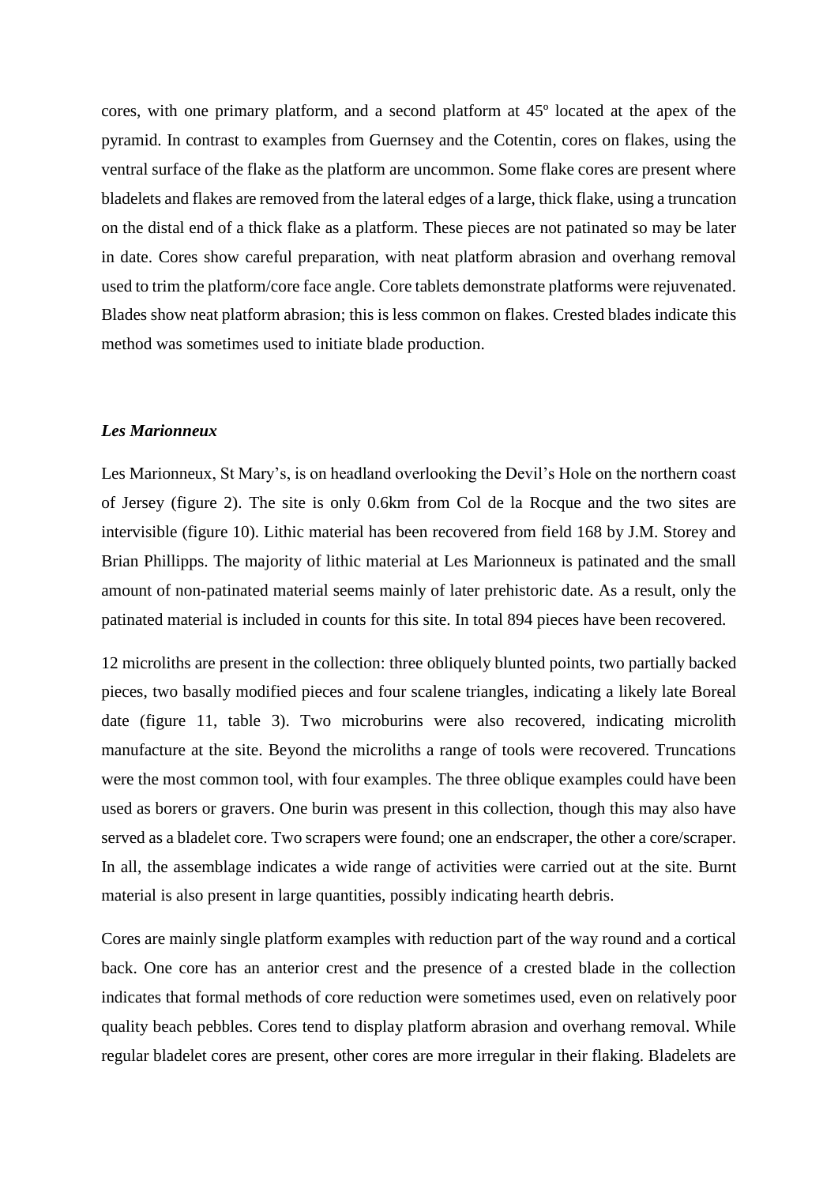cores, with one primary platform, and a second platform at 45º located at the apex of the pyramid. In contrast to examples from Guernsey and the Cotentin, cores on flakes, using the ventral surface of the flake as the platform are uncommon. Some flake cores are present where bladelets and flakes are removed from the lateral edges of a large, thick flake, using a truncation on the distal end of a thick flake as a platform. These pieces are not patinated so may be later in date. Cores show careful preparation, with neat platform abrasion and overhang removal used to trim the platform/core face angle. Core tablets demonstrate platforms were rejuvenated. Blades show neat platform abrasion; this is less common on flakes. Crested blades indicate this method was sometimes used to initiate blade production.

### *Les Marionneux*

Les Marionneux, St Mary's, is on headland overlooking the Devil's Hole on the northern coast of Jersey (figure 2). The site is only 0.6km from Col de la Rocque and the two sites are intervisible (figure 10). Lithic material has been recovered from field 168 by J.M. Storey and Brian Phillipps. The majority of lithic material at Les Marionneux is patinated and the small amount of non-patinated material seems mainly of later prehistoric date. As a result, only the patinated material is included in counts for this site. In total 894 pieces have been recovered.

12 microliths are present in the collection: three obliquely blunted points, two partially backed pieces, two basally modified pieces and four scalene triangles, indicating a likely late Boreal date (figure 11, table 3). Two microburins were also recovered, indicating microlith manufacture at the site. Beyond the microliths a range of tools were recovered. Truncations were the most common tool, with four examples. The three oblique examples could have been used as borers or gravers. One burin was present in this collection, though this may also have served as a bladelet core. Two scrapers were found; one an endscraper, the other a core/scraper. In all, the assemblage indicates a wide range of activities were carried out at the site. Burnt material is also present in large quantities, possibly indicating hearth debris.

Cores are mainly single platform examples with reduction part of the way round and a cortical back. One core has an anterior crest and the presence of a crested blade in the collection indicates that formal methods of core reduction were sometimes used, even on relatively poor quality beach pebbles. Cores tend to display platform abrasion and overhang removal. While regular bladelet cores are present, other cores are more irregular in their flaking. Bladelets are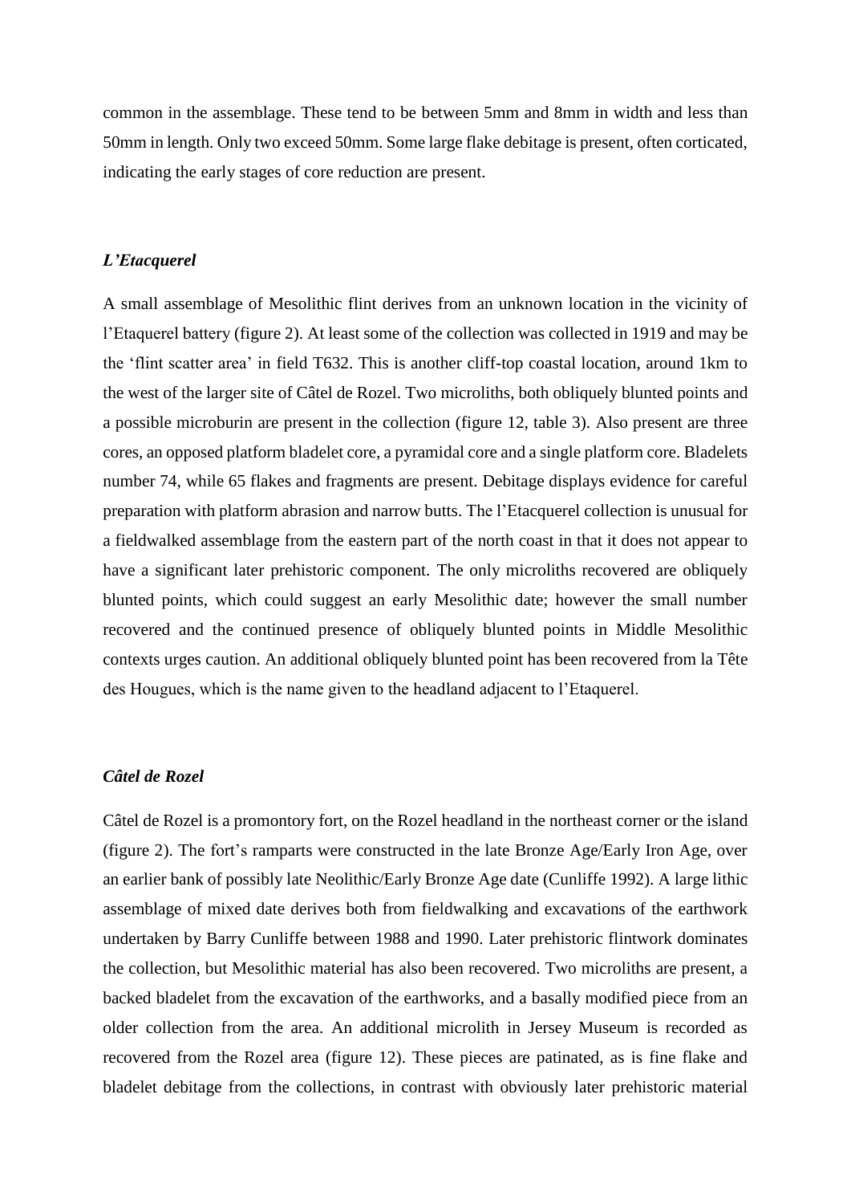common in the assemblage. These tend to be between 5mm and 8mm in width and less than 50mm in length. Only two exceed 50mm. Some large flake debitage is present, often corticated, indicating the early stages of core reduction are present.

### *L'Etacquerel*

A small assemblage of Mesolithic flint derives from an unknown location in the vicinity of l'Etaquerel battery (figure 2). At least some of the collection was collected in 1919 and may be the 'flint scatter area' in field T632. This is another cliff-top coastal location, around 1km to the west of the larger site of Câtel de Rozel. Two microliths, both obliquely blunted points and a possible microburin are present in the collection (figure 12, table 3). Also present are three cores, an opposed platform bladelet core, a pyramidal core and a single platform core. Bladelets number 74, while 65 flakes and fragments are present. Debitage displays evidence for careful preparation with platform abrasion and narrow butts. The l'Etacquerel collection is unusual for a fieldwalked assemblage from the eastern part of the north coast in that it does not appear to have a significant later prehistoric component. The only microliths recovered are obliquely blunted points, which could suggest an early Mesolithic date; however the small number recovered and the continued presence of obliquely blunted points in Middle Mesolithic contexts urges caution. An additional obliquely blunted point has been recovered from la Tête des Hougues, which is the name given to the headland adjacent to l'Etaquerel.

### *Câtel de Rozel*

Câtel de Rozel is a promontory fort, on the Rozel headland in the northeast corner or the island (figure 2). The fort's ramparts were constructed in the late Bronze Age/Early Iron Age, over an earlier bank of possibly late Neolithic/Early Bronze Age date (Cunliffe 1992). A large lithic assemblage of mixed date derives both from fieldwalking and excavations of the earthwork undertaken by Barry Cunliffe between 1988 and 1990. Later prehistoric flintwork dominates the collection, but Mesolithic material has also been recovered. Two microliths are present, a backed bladelet from the excavation of the earthworks, and a basally modified piece from an older collection from the area. An additional microlith in Jersey Museum is recorded as recovered from the Rozel area (figure 12). These pieces are patinated, as is fine flake and bladelet debitage from the collections, in contrast with obviously later prehistoric material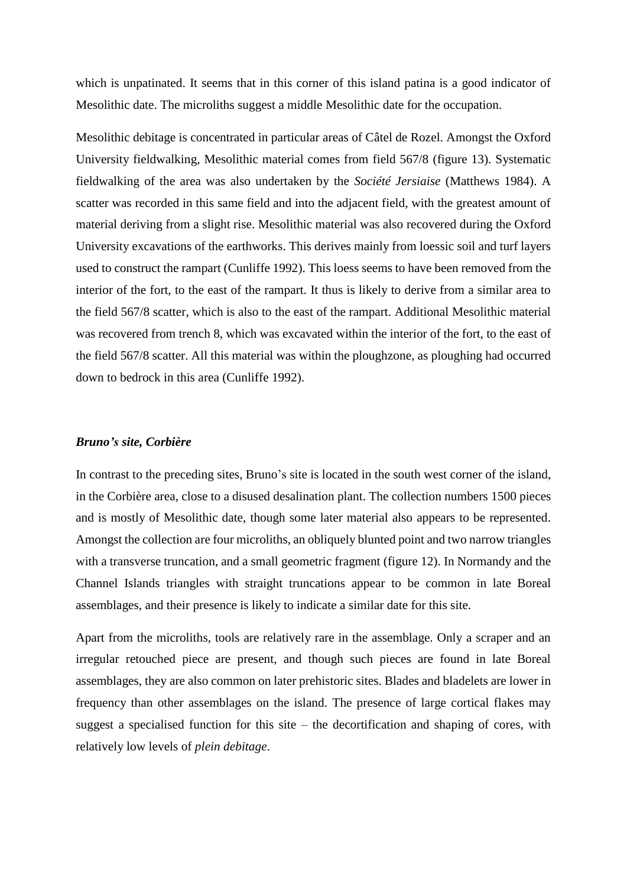which is unpatinated. It seems that in this corner of this island patina is a good indicator of Mesolithic date. The microliths suggest a middle Mesolithic date for the occupation.

Mesolithic debitage is concentrated in particular areas of Câtel de Rozel. Amongst the Oxford University fieldwalking, Mesolithic material comes from field 567/8 (figure 13). Systematic fieldwalking of the area was also undertaken by the *Société Jersiaise* (Matthews 1984). A scatter was recorded in this same field and into the adjacent field, with the greatest amount of material deriving from a slight rise. Mesolithic material was also recovered during the Oxford University excavations of the earthworks. This derives mainly from loessic soil and turf layers used to construct the rampart (Cunliffe 1992). This loess seems to have been removed from the interior of the fort, to the east of the rampart. It thus is likely to derive from a similar area to the field 567/8 scatter, which is also to the east of the rampart. Additional Mesolithic material was recovered from trench 8, which was excavated within the interior of the fort, to the east of the field 567/8 scatter. All this material was within the ploughzone, as ploughing had occurred down to bedrock in this area (Cunliffe 1992).

### *Bruno's site, Corbière*

In contrast to the preceding sites, Bruno's site is located in the south west corner of the island, in the Corbière area, close to a disused desalination plant. The collection numbers 1500 pieces and is mostly of Mesolithic date, though some later material also appears to be represented. Amongst the collection are four microliths, an obliquely blunted point and two narrow triangles with a transverse truncation, and a small geometric fragment (figure 12). In Normandy and the Channel Islands triangles with straight truncations appear to be common in late Boreal assemblages, and their presence is likely to indicate a similar date for this site.

Apart from the microliths, tools are relatively rare in the assemblage. Only a scraper and an irregular retouched piece are present, and though such pieces are found in late Boreal assemblages, they are also common on later prehistoric sites. Blades and bladelets are lower in frequency than other assemblages on the island. The presence of large cortical flakes may suggest a specialised function for this site – the decortification and shaping of cores, with relatively low levels of *plein debitage*.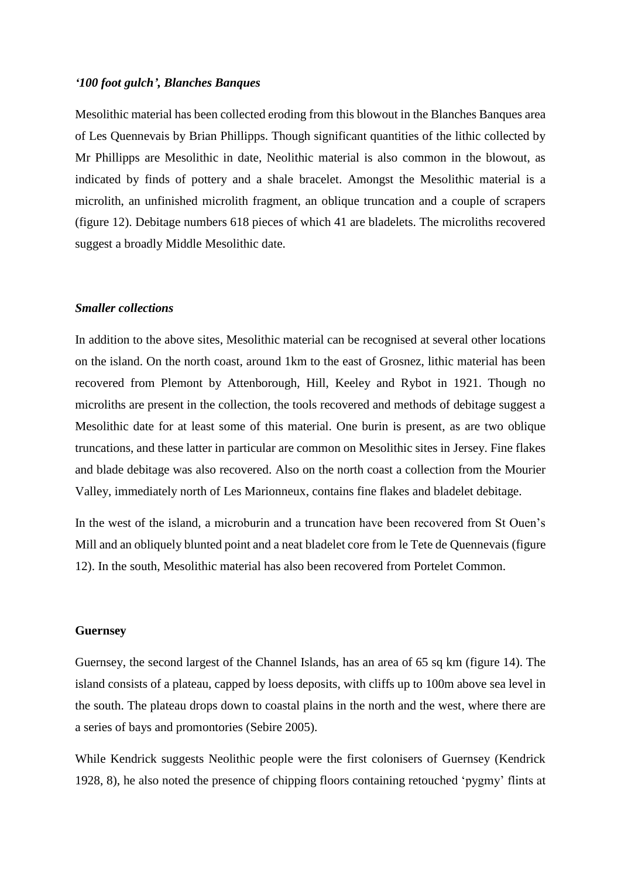### *'100 foot gulch', Blanches Banques*

Mesolithic material has been collected eroding from this blowout in the Blanches Banques area of Les Quennevais by Brian Phillipps. Though significant quantities of the lithic collected by Mr Phillipps are Mesolithic in date, Neolithic material is also common in the blowout, as indicated by finds of pottery and a shale bracelet. Amongst the Mesolithic material is a microlith, an unfinished microlith fragment, an oblique truncation and a couple of scrapers (figure 12). Debitage numbers 618 pieces of which 41 are bladelets. The microliths recovered suggest a broadly Middle Mesolithic date.

### *Smaller collections*

In addition to the above sites, Mesolithic material can be recognised at several other locations on the island. On the north coast, around 1km to the east of Grosnez, lithic material has been recovered from Plemont by Attenborough, Hill, Keeley and Rybot in 1921. Though no microliths are present in the collection, the tools recovered and methods of debitage suggest a Mesolithic date for at least some of this material. One burin is present, as are two oblique truncations, and these latter in particular are common on Mesolithic sites in Jersey. Fine flakes and blade debitage was also recovered. Also on the north coast a collection from the Mourier Valley, immediately north of Les Marionneux, contains fine flakes and bladelet debitage.

In the west of the island, a microburin and a truncation have been recovered from St Ouen's Mill and an obliquely blunted point and a neat bladelet core from le Tete de Quennevais (figure 12). In the south, Mesolithic material has also been recovered from Portelet Common.

## Guernsey

Guernsey, the second largest of the Channel Islands, has an area of 65 sq km (figure 14). The island consists of a plateau, capped by loess deposits, with cliffs up to 100m above sea level in the south. The plateau drops down to coastal plains in the north and the west, where there are a series of bays and promontories (Sebire 2005).

While Kendrick suggests Neolithic people were the first colonisers of Guernsey (Kendrick 1928, 8), he also noted the presence of chipping floors containing retouched 'pygmy' flints at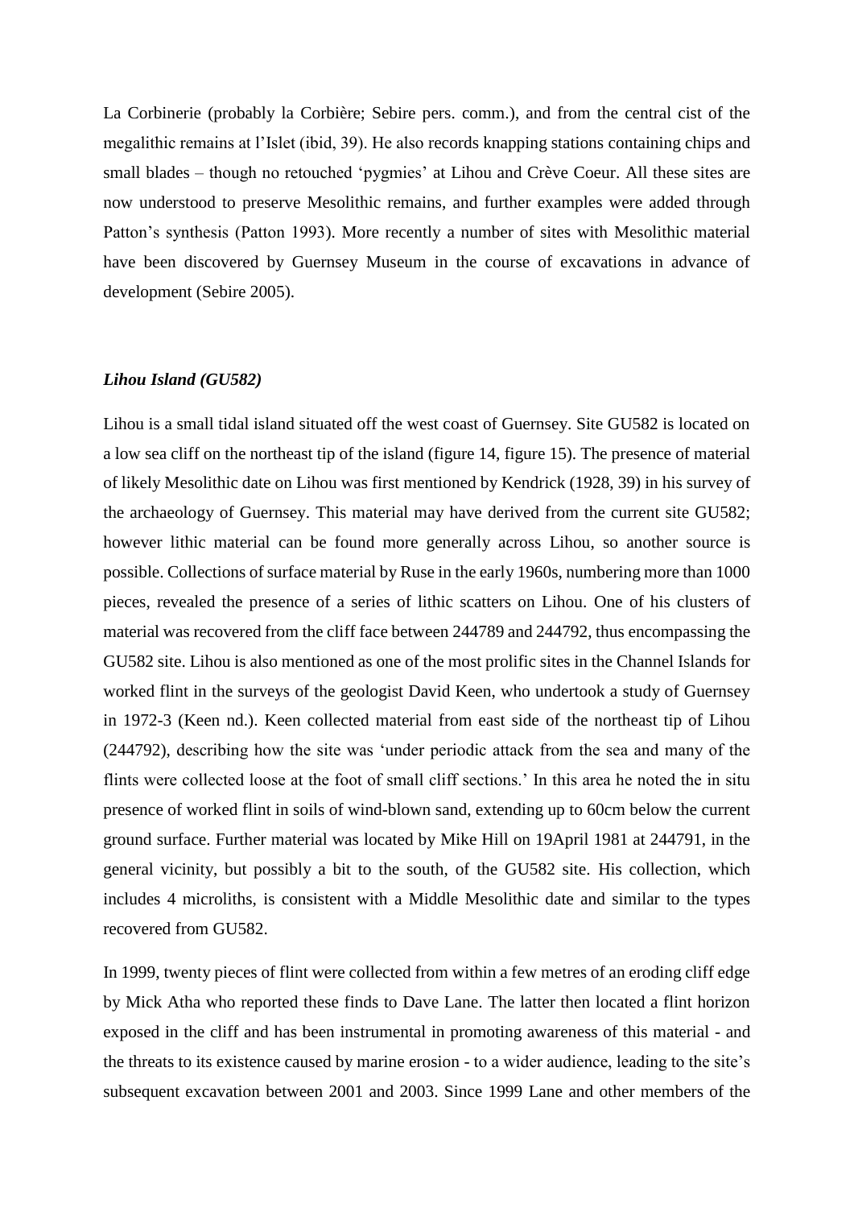La Corbinerie (probably la Corbière; Sebire pers. comm.), and from the central cist of the megalithic remains at l'Islet (ibid, 39). He also records knapping stations containing chips and small blades – though no retouched 'pygmies' at Lihou and Crève Coeur. All these sites are now understood to preserve Mesolithic remains, and further examples were added through Patton's synthesis (Patton 1993). More recently a number of sites with Mesolithic material have been discovered by Guernsey Museum in the course of excavations in advance of development (Sebire 2005).

### *Lihou Island (GU582)*

Lihou is a small tidal island situated off the west coast of Guernsey. Site GU582 is located on a low sea cliff on the northeast tip of the island (figure 14, figure 15). The presence of material of likely Mesolithic date on Lihou was first mentioned by Kendrick (1928, 39) in his survey of the archaeology of Guernsey. This material may have derived from the current site GU582; however lithic material can be found more generally across Lihou, so another source is possible. Collections of surface material by Ruse in the early 1960s, numbering more than 1000 pieces, revealed the presence of a series of lithic scatters on Lihou. One of his clusters of material was recovered from the cliff face between 244789 and 244792, thus encompassing the GU582 site. Lihou is also mentioned as one of the most prolific sites in the Channel Islands for worked flint in the surveys of the geologist David Keen, who undertook a study of Guernsey in 1972-3 (Keen nd.). Keen collected material from east side of the northeast tip of Lihou (244792), describing how the site was 'under periodic attack from the sea and many of the flints were collected loose at the foot of small cliff sections.' In this area he noted the in situ presence of worked flint in soils of wind-blown sand, extending up to 60cm below the current ground surface. Further material was located by Mike Hill on 19April 1981 at 244791, in the general vicinity, but possibly a bit to the south, of the GU582 site. His collection, which includes 4 microliths, is consistent with a Middle Mesolithic date and similar to the types recovered from GU582.

In 1999, twenty pieces of flint were collected from within a few metres of an eroding cliff edge by Mick Atha who reported these finds to Dave Lane. The latter then located a flint horizon exposed in the cliff and has been instrumental in promoting awareness of this material - and the threats to its existence caused by marine erosion - to a wider audience, leading to the site's subsequent excavation between 2001 and 2003. Since 1999 Lane and other members of the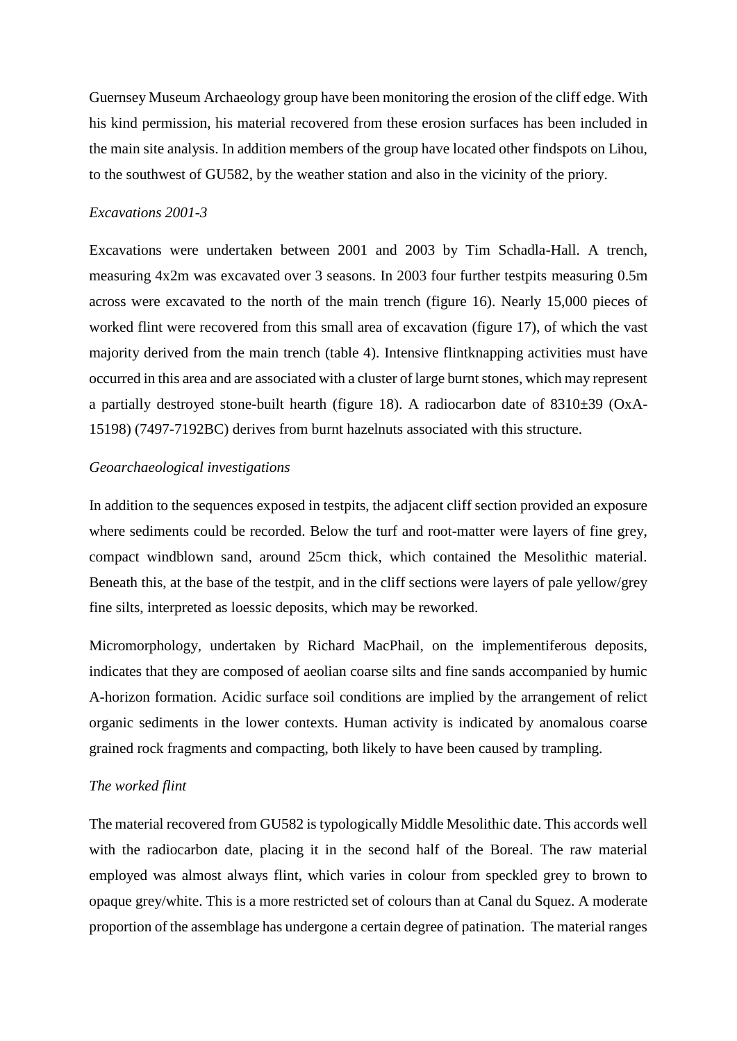Guernsey Museum Archaeology group have been monitoring the erosion of the cliff edge. With his kind permission, his material recovered from these erosion surfaces has been included in the main site analysis. In addition members of the group have located other findspots on Lihou, to the southwest of GU582, by the weather station and also in the vicinity of the priory.

*Excavations 2001-3*

Excavations were undertaken between 2001 and 2003 by Tim Schadla-Hall. A trench, measuring 4x2m was excavated over 3 seasons. In 2003 four further testpits measuring 0.5m across were excavated to the north of the main trench (figure 16). Nearly 15,000 pieces of worked flint were recovered from this small area of excavation (figure 17), of which the vast majority derived from the main trench (table 4). Intensive flintknapping activities must have occurred in this area and are associated with a cluster of large burnt stones, which may represent a partially destroyed stone-built hearth (figure 18). A radiocarbon date of 8310±39 (OxA-15198) (7497-7192BC) derives from burnt hazelnuts associated with this structure.

*Geoarchaeological investigations*

In addition to the sequences exposed in testpits, the adjacent cliff section provided an exposure where sediments could be recorded. Below the turf and root-matter were layers of fine grey, compact windblown sand, around 25cm thick, which contained the Mesolithic material. Beneath this, at the base of the testpit, and in the cliff sections were layers of pale yellow/grey fine silts, interpreted as loessic deposits, which may be reworked.

Micromorphology, undertaken by Richard MacPhail, on the implementiferous deposits, indicates that they are composed of aeolian coarse silts and fine sands accompanied by humic A-horizon formation. Acidic surface soil conditions are implied by the arrangement of relict organic sediments in the lower contexts. Human activity is indicated by anomalous coarse grained rock fragments and compacting, both likely to have been caused by trampling.

*The worked flint*

The material recovered from GU582 is typologically Middle Mesolithic date. This accords well with the radiocarbon date, placing it in the second half of the Boreal. The raw material employed was almost always flint, which varies in colour from speckled grey to brown to opaque grey/white. This is a more restricted set of colours than at Canal du Squez. A moderate proportion of the assemblage has undergone a certain degree of patination. The material ranges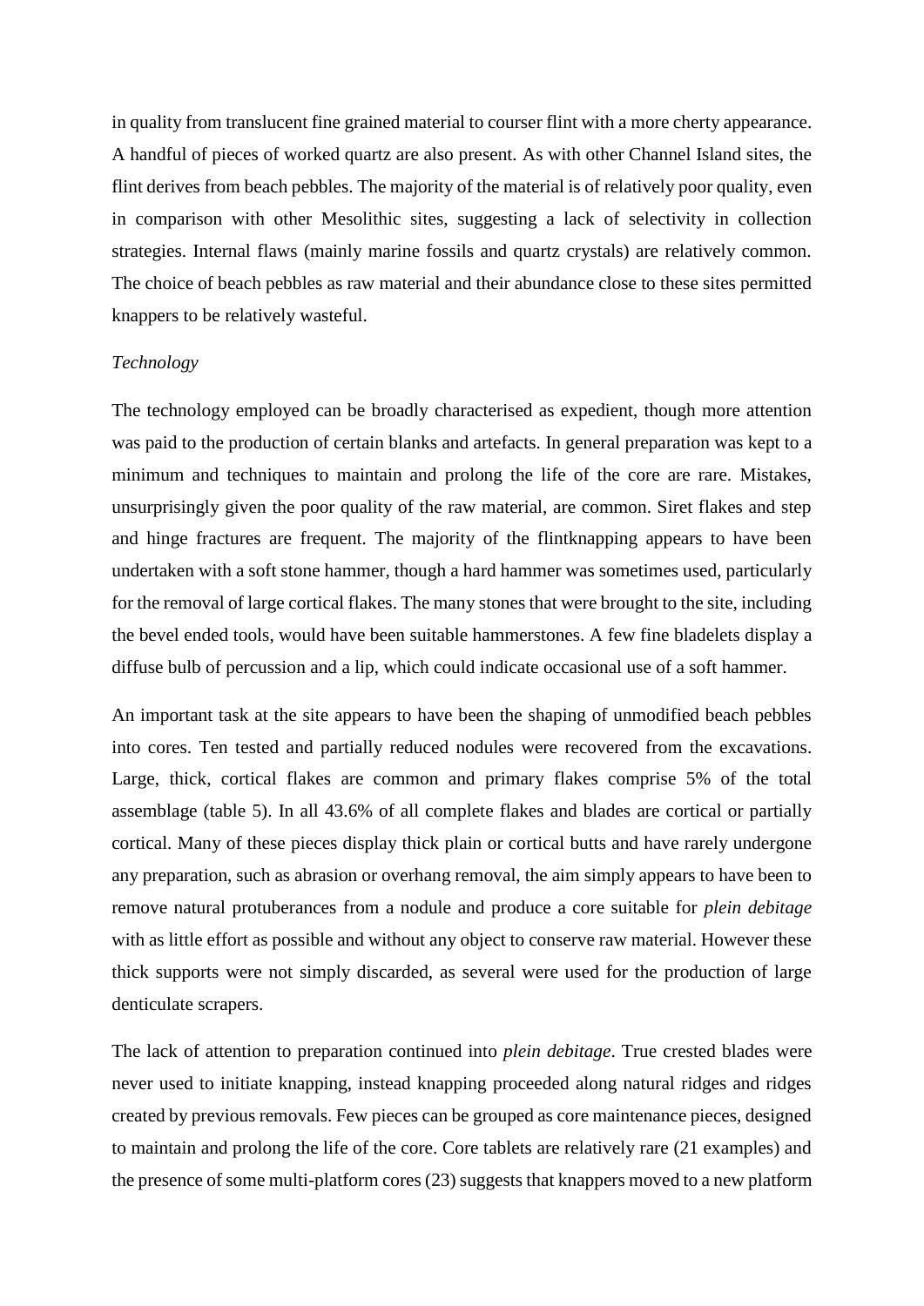in quality from translucent fine grained material to courser flint with a more cherty appearance. A handful of pieces of worked quartz are also present. As with other Channel Island sites, the flint derives from beach pebbles. The majority of the material is of relatively poor quality, even in comparison with other Mesolithic sites, suggesting a lack of selectivity in collection strategies. Internal flaws (mainly marine fossils and quartz crystals) are relatively common. The choice of beach pebbles as raw material and their abundance close to these sites permitted knappers to be relatively wasteful.

*Technology*

The technology employed can be broadly characterised as expedient, though more attention was paid to the production of certain blanks and artefacts. In general preparation was kept to a minimum and techniques to maintain and prolong the life of the core are rare. Mistakes, unsurprisingly given the poor quality of the raw material, are common. Siret flakes and step and hinge fractures are frequent. The majority of the flintknapping appears to have been undertaken with a soft stone hammer, though a hard hammer was sometimes used, particularly for the removal of large cortical flakes. The many stones that were brought to the site, including the bevel ended tools, would have been suitable hammerstones. A few fine bladelets display a diffuse bulb of percussion and a lip, which could indicate occasional use of a soft hammer.

An important task at the site appears to have been the shaping of unmodified beach pebbles into cores. Ten tested and partially reduced nodules were recovered from the excavations. Large, thick, cortical flakes are common and primary flakes comprise 5% of the total assemblage (table 5). In all 43.6% of all complete flakes and blades are cortical or partially cortical. Many of these pieces display thick plain or cortical butts and have rarely undergone any preparation, such as abrasion or overhang removal, the aim simply appears to have been to remove natural protuberances from a nodule and produce a core suitable for *plein debitage* with as little effort as possible and without any object to conserve raw material. However these thick supports were not simply discarded, as several were used for the production of large denticulate scrapers.

The lack of attention to preparation continued into *plein debitage*. True crested blades were never used to initiate knapping, instead knapping proceeded along natural ridges and ridges created by previous removals. Few pieces can be grouped as core maintenance pieces, designed to maintain and prolong the life of the core. Core tablets are relatively rare (21 examples) and the presence of some multi-platform cores (23) suggests that knappers moved to a new platform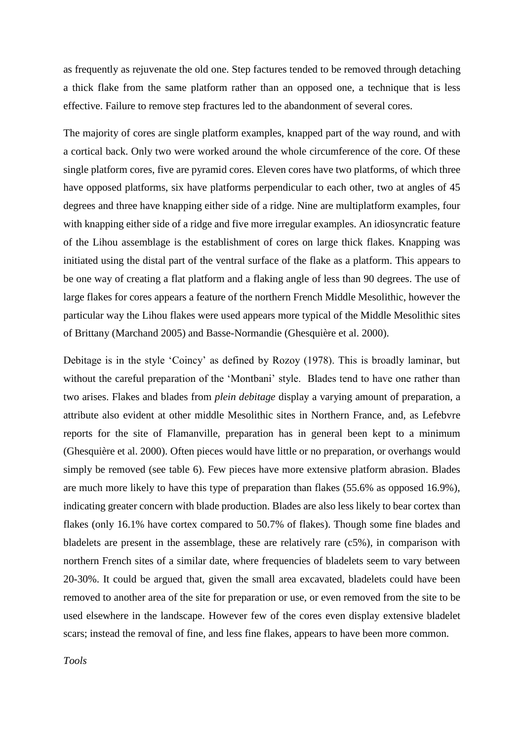as frequently as rejuvenate the old one. Step factures tended to be removed through detaching a thick flake from the same platform rather than an opposed one, a technique that is less effective. Failure to remove step fractures led to the abandonment of several cores.

The majority of cores are single platform examples, knapped part of the way round, and with a cortical back. Only two were worked around the whole circumference of the core. Of these single platform cores, five are pyramid cores. Eleven cores have two platforms, of which three have opposed platforms, six have platforms perpendicular to each other, two at angles of 45 degrees and three have knapping either side of a ridge. Nine are multiplatform examples, four with knapping either side of a ridge and five more irregular examples. An idiosyncratic feature of the Lihou assemblage is the establishment of cores on large thick flakes. Knapping was initiated using the distal part of the ventral surface of the flake as a platform. This appears to be one way of creating a flat platform and a flaking angle of less than 90 degrees. The use of large flakes for cores appears a feature of the northern French Middle Mesolithic, however the particular way the Lihou flakes were used appears more typical of the Middle Mesolithic sites of Brittany (Marchand 2005) and Basse-Normandie (Ghesquière et al. 2000).

Debitage is in the style 'Coincy' as defined by Rozoy (1978). This is broadly laminar, but without the careful preparation of the 'Montbani' style. Blades tend to have one rather than two arises. Flakes and blades from *plein debitage* display a varying amount of preparation, a attribute also evident at other middle Mesolithic sites in Northern France, and, as Lefebvre reports for the site of Flamanville, preparation has in general been kept to a minimum (Ghesquière et al. 2000). Often pieces would have little or no preparation, or overhangs would simply be removed (see table 6). Few pieces have more extensive platform abrasion. Blades are much more likely to have this type of preparation than flakes (55.6% as opposed 16.9%), indicating greater concern with blade production. Blades are also less likely to bear cortex than flakes (only 16.1% have cortex compared to 50.7% of flakes). Though some fine blades and bladelets are present in the assemblage, these are relatively rare (c5%), in comparison with northern French sites of a similar date, where frequencies of bladelets seem to vary between 20-30%. It could be argued that, given the small area excavated, bladelets could have been removed to another area of the site for preparation or use, or even removed from the site to be used elsewhere in the landscape. However few of the cores even display extensive bladelet scars; instead the removal of fine, and less fine flakes, appears to have been more common.

*Tools*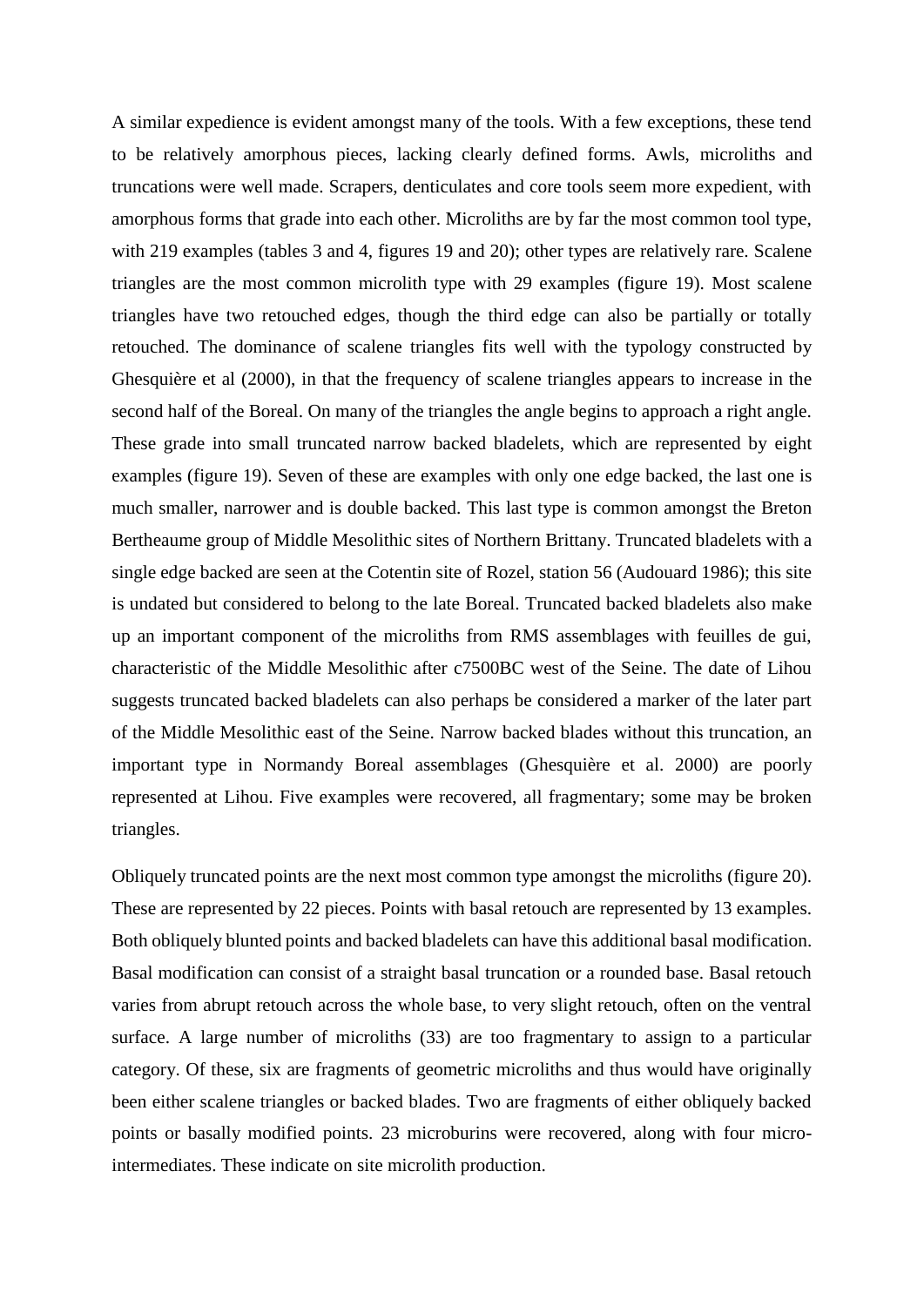A similar expedience is evident amongst many of the tools. With a few exceptions, these tend to be relatively amorphous pieces, lacking clearly defined forms. Awls, microliths and truncations were well made. Scrapers, denticulates and core tools seem more expedient, with amorphous forms that grade into each other. Microliths are by far the most common tool type, with 219 examples (tables 3 and 4, figures 19 and 20); other types are relatively rare. Scalene triangles are the most common microlith type with 29 examples (figure 19). Most scalene triangles have two retouched edges, though the third edge can also be partially or totally retouched. The dominance of scalene triangles fits well with the typology constructed by Ghesquière et al (2000), in that the frequency of scalene triangles appears to increase in the second half of the Boreal. On many of the triangles the angle begins to approach a right angle. These grade into small truncated narrow backed bladelets, which are represented by eight examples (figure 19). Seven of these are examples with only one edge backed, the last one is much smaller, narrower and is double backed. This last type is common amongst the Breton Bertheaume group of Middle Mesolithic sites of Northern Brittany. Truncated bladelets with a single edge backed are seen at the Cotentin site of Rozel, station 56 (Audouard 1986); this site is undated but considered to belong to the late Boreal. Truncated backed bladelets also make up an important component of the microliths from RMS assemblages with feuilles de gui, characteristic of the Middle Mesolithic after c7500BC west of the Seine. The date of Lihou suggests truncated backed bladelets can also perhaps be considered a marker of the later part of the Middle Mesolithic east of the Seine. Narrow backed blades without this truncation, an important type in Normandy Boreal assemblages (Ghesquière et al. 2000) are poorly represented at Lihou. Five examples were recovered, all fragmentary; some may be broken triangles.

Obliquely truncated points are the next most common type amongst the microliths (figure 20). These are represented by 22 pieces. Points with basal retouch are represented by 13 examples. Both obliquely blunted points and backed bladelets can have this additional basal modification. Basal modification can consist of a straight basal truncation or a rounded base. Basal retouch varies from abrupt retouch across the whole base, to very slight retouch, often on the ventral surface. A large number of microliths (33) are too fragmentary to assign to a particular category. Of these, six are fragments of geometric microliths and thus would have originally been either scalene triangles or backed blades. Two are fragments of either obliquely backed points or basally modified points. 23 microburins were recovered, along with four micro-intermediates. These indicate on site microlith production.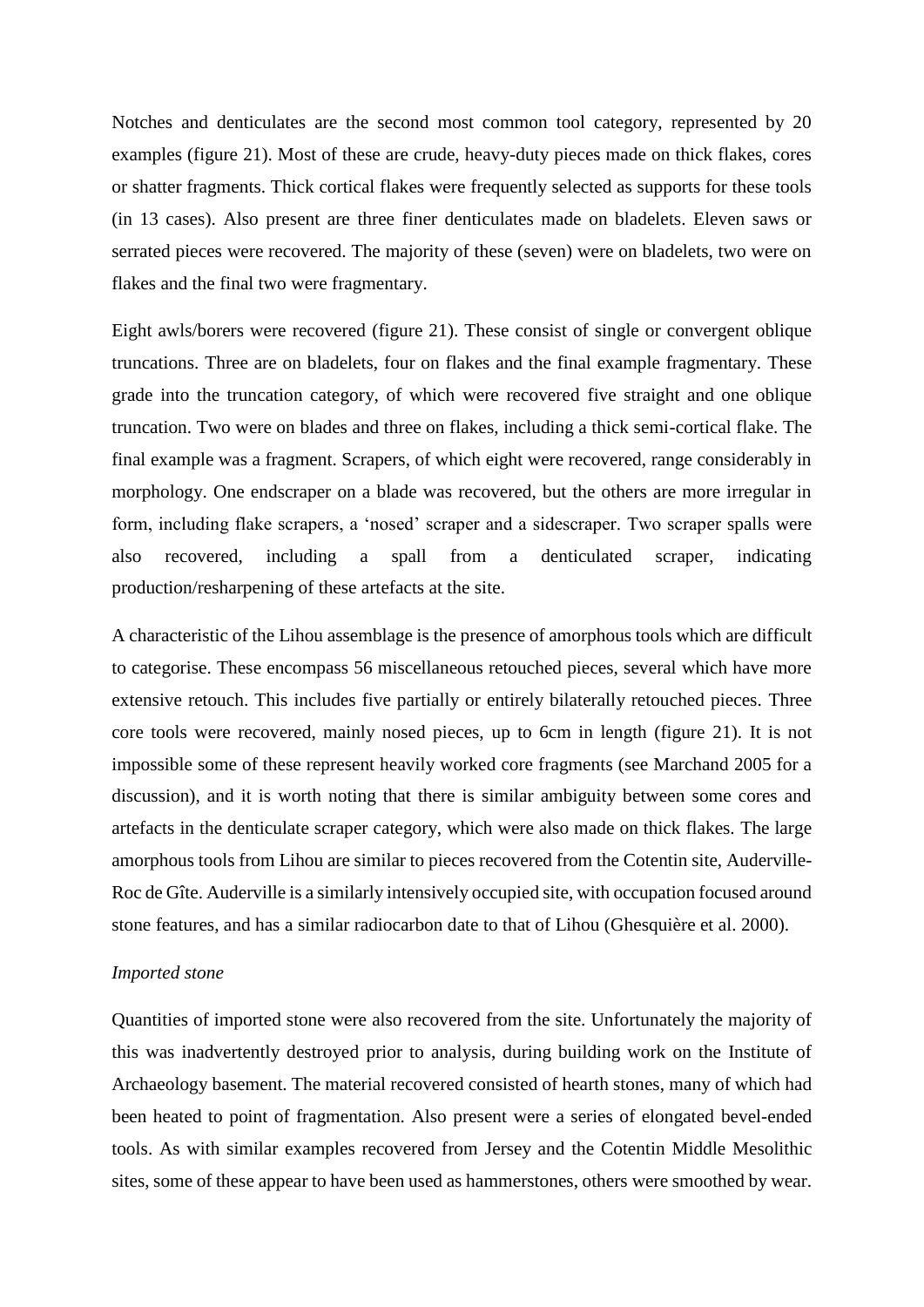Notches and denticulates are the second most common tool category, represented by 20 examples (figure 21). Most of these are crude, heavy-duty pieces made on thick flakes, cores or shatter fragments. Thick cortical flakes were frequently selected as supports for these tools (in 13 cases). Also present are three finer denticulates made on bladelets. Eleven saws or serrated pieces were recovered. The majority of these (seven) were on bladelets, two were on flakes and the final two were fragmentary.

Eight awls/borers were recovered (figure 21). These consist of single or convergent oblique truncations. Three are on bladelets, four on flakes and the final example fragmentary. These grade into the truncation category, of which were recovered five straight and one oblique truncation. Two were on blades and three on flakes, including a thick semi-cortical flake. The final example was a fragment. Scrapers, of which eight were recovered, range considerably in morphology. One endscraper on a blade was recovered, but the others are more irregular in form, including flake scrapers, a 'nosed' scraper and a sidescraper. Two scraper spalls were also recovered, including a spall from a denticulated scraper, indicating production/resharpening of these artefacts at the site.

A characteristic of the Lihou assemblage is the presence of amorphous tools which are difficult to categorise. These encompass 56 miscellaneous retouched pieces, several which have more extensive retouch. This includes five partially or entirely bilaterally retouched pieces. Three core tools were recovered, mainly nosed pieces, up to 6cm in length (figure 21). It is not impossible some of these represent heavily worked core fragments (see Marchand 2005 for a discussion), and it is worth noting that there is similar ambiguity between some cores and artefacts in the denticulate scraper category, which were also made on thick flakes. The large amorphous tools from Lihou are similar to pieces recovered from the Cotentin site, Auderville-Roc de Gîte. Auderville is a similarly intensively occupied site, with occupation focused around stone features, and has a similar radiocarbon date to that of Lihou (Ghesquière et al. 2000).

*Imported stone*

Quantities of imported stone were also recovered from the site. Unfortunately the majority of this was inadvertently destroyed prior to analysis, during building work on the Institute of Archaeology basement. The material recovered consisted of hearth stones, many of which had been heated to point of fragmentation. Also present were a series of elongated bevel-ended tools. As with similar examples recovered from Jersey and the Cotentin Middle Mesolithic sites, some of these appear to have been used as hammerstones, others were smoothed by wear.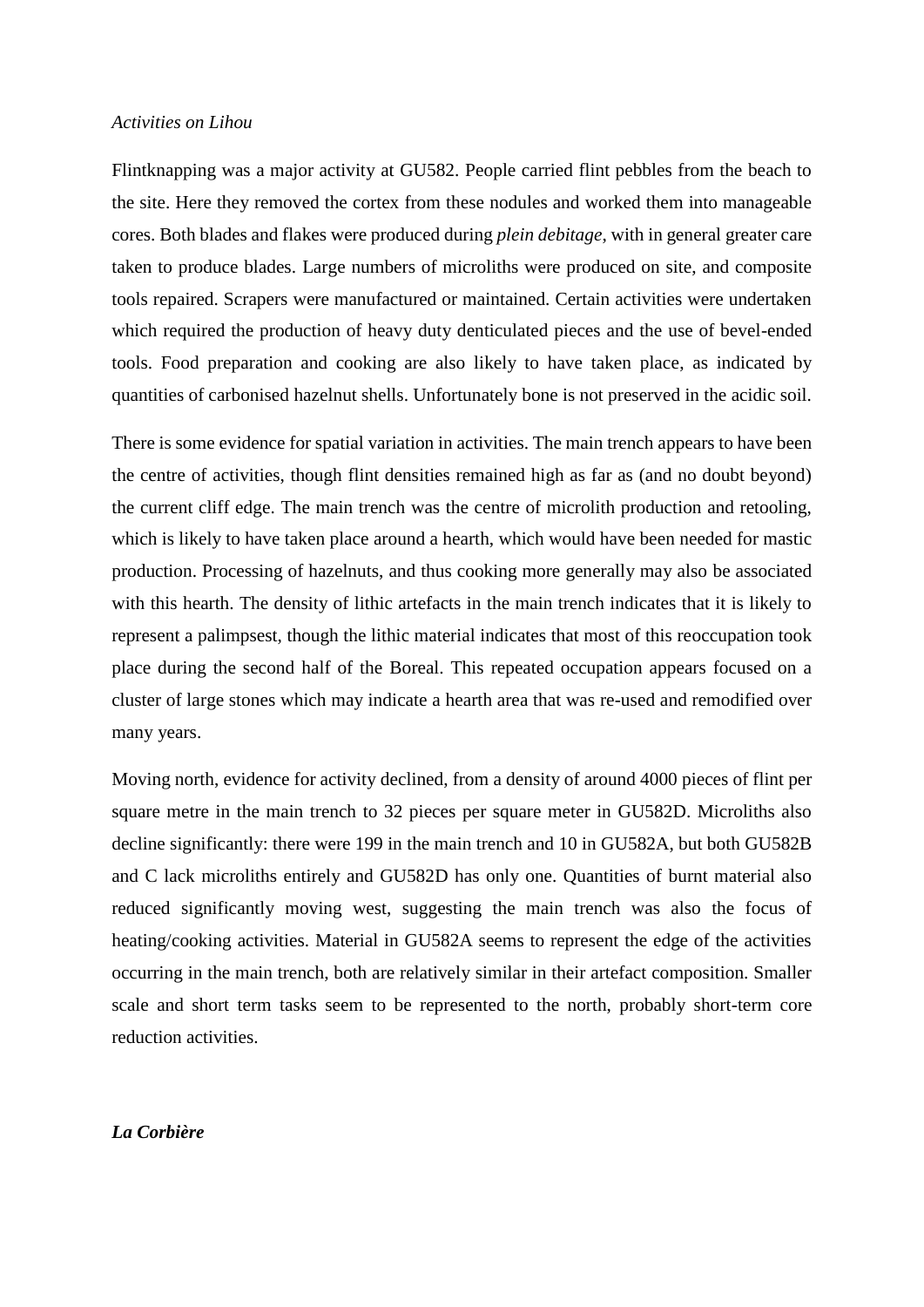*Activities on Lihou*

Flintknapping was a major activity at GU582. People carried flint pebbles from the beach to the site. Here they removed the cortex from these nodules and worked them into manageable cores. Both blades and flakes were produced during *plein debitage*, with in general greater care taken to produce blades. Large numbers of microliths were produced on site, and composite tools repaired. Scrapers were manufactured or maintained. Certain activities were undertaken which required the production of heavy duty denticulated pieces and the use of bevel-ended tools. Food preparation and cooking are also likely to have taken place, as indicated by quantities of carbonised hazelnut shells. Unfortunately bone is not preserved in the acidic soil.

There is some evidence for spatial variation in activities. The main trench appears to have been the centre of activities, though flint densities remained high as far as (and no doubt beyond) the current cliff edge. The main trench was the centre of microlith production and retooling, which is likely to have taken place around a hearth, which would have been needed for mastic production. Processing of hazelnuts, and thus cooking more generally may also be associated with this hearth. The density of lithic artefacts in the main trench indicates that it is likely to represent a palimpsest, though the lithic material indicates that most of this reoccupation took place during the second half of the Boreal. This repeated occupation appears focused on a cluster of large stones which may indicate a hearth area that was re-used and remodified over many years.

Moving north, evidence for activity declined, from a density of around 4000 pieces of flint per square metre in the main trench to 32 pieces per square meter in GU582D. Microliths also decline significantly: there were 199 in the main trench and 10 in GU582A, but both GU582B and C lack microliths entirely and GU582D has only one. Quantities of burnt material also reduced significantly moving west, suggesting the main trench was also the focus of heating/cooking activities. Material in GU582A seems to represent the edge of the activities occurring in the main trench, both are relatively similar in their artefact composition. Smaller scale and short term tasks seem to be represented to the north, probably short-term core reduction activities.

***La Corbière***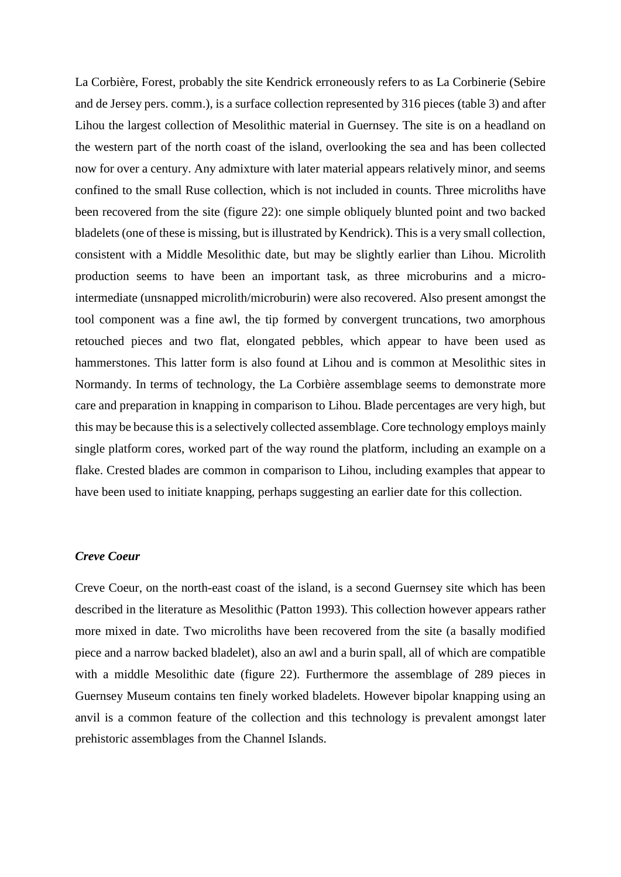La Corbière, Forest, probably the site Kendrick erroneously refers to as La Corbinerie (Sebire and de Jersey pers. comm.), is a surface collection represented by 316 pieces (table 3) and after Lihou the largest collection of Mesolithic material in Guernsey. The site is on a headland on the western part of the north coast of the island, overlooking the sea and has been collected now for over a century. Any admixture with later material appears relatively minor, and seems confined to the small Ruse collection, which is not included in counts. Three microliths have been recovered from the site (figure 22): one simple obliquely blunted point and two backed bladelets (one of these is missing, but is illustrated by Kendrick). This is a very small collection, consistent with a Middle Mesolithic date, but may be slightly earlier than Lihou. Microlith production seems to have been an important task, as three microburins and a micro-intermediate (unsnapped microlith/microburin) were also recovered. Also present amongst the tool component was a fine awl, the tip formed by convergent truncations, two amorphous retouched pieces and two flat, elongated pebbles, which appear to have been used as hammerstones. This latter form is also found at Lihou and is common at Mesolithic sites in Normandy. In terms of technology, the La Corbière assemblage seems to demonstrate more care and preparation in knapping in comparison to Lihou. Blade percentages are very high, but this may be because this is a selectively collected assemblage. Core technology employs mainly single platform cores, worked part of the way round the platform, including an example on a flake. Crested blades are common in comparison to Lihou, including examples that appear to have been used to initiate knapping, perhaps suggesting an earlier date for this collection.

***Creve Coeur***

Creve Coeur, on the north-east coast of the island, is a second Guernsey site which has been described in the literature as Mesolithic (Patton 1993). This collection however appears rather more mixed in date. Two microliths have been recovered from the site (a basally modified piece and a narrow backed bladelet), also an awl and a burin spall, all of which are compatible with a middle Mesolithic date (figure 22). Furthermore the assemblage of 289 pieces in Guernsey Museum contains ten finely worked bladelets. However bipolar knapping using an anvil is a common feature of the collection and this technology is prevalent amongst later prehistoric assemblages from the Channel Islands.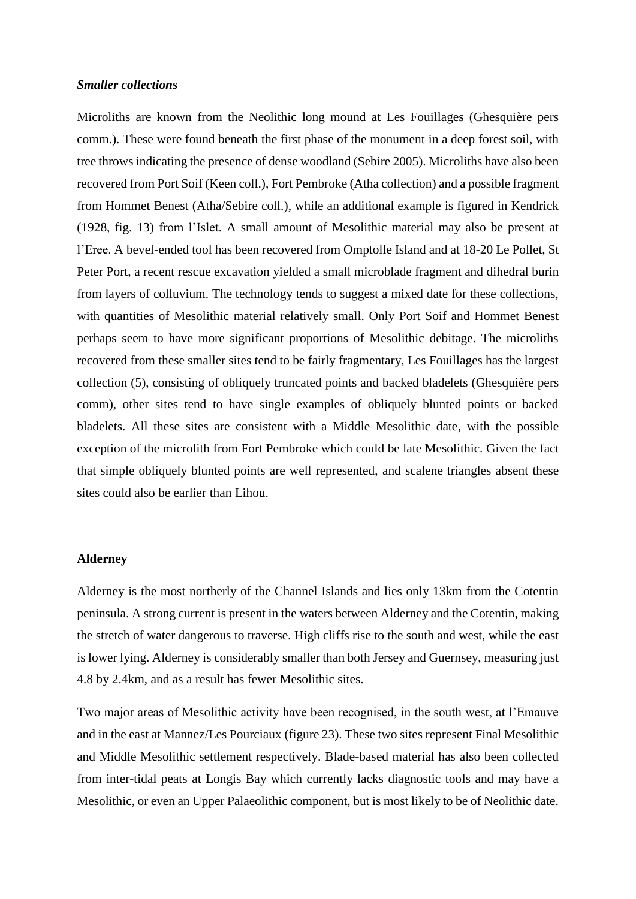### *Smaller collections*

Microliths are known from the Neolithic long mound at Les Fouillages (Ghesquière pers comm.). These were found beneath the first phase of the monument in a deep forest soil, with tree throws indicating the presence of dense woodland (Sebire 2005). Microliths have also been recovered from Port Soif (Keen coll.), Fort Pembroke (Atha collection) and a possible fragment from Hommet Benest (Atha/Sebire coll.), while an additional example is figured in Kendrick (1928, fig. 13) from l'Islet. A small amount of Mesolithic material may also be present at l'Eree. A bevel-ended tool has been recovered from Omptolle Island and at 18-20 Le Pollet, St Peter Port, a recent rescue excavation yielded a small microblade fragment and dihedral burin from layers of colluvium. The technology tends to suggest a mixed date for these collections, with quantities of Mesolithic material relatively small. Only Port Soif and Hommet Benest perhaps seem to have more significant proportions of Mesolithic debitage. The microliths recovered from these smaller sites tend to be fairly fragmentary, Les Fouillages has the largest collection (5), consisting of obliquely truncated points and backed bladelets (Ghesquière pers comm), other sites tend to have single examples of obliquely blunted points or backed bladelets. All these sites are consistent with a Middle Mesolithic date, with the possible exception of the microlith from Fort Pembroke which could be late Mesolithic. Given the fact that simple obliquely blunted points are well represented, and scalene triangles absent these sites could also be earlier than Lihou.

## Alderney

Alderney is the most northerly of the Channel Islands and lies only 13km from the Cotentin peninsula. A strong current is present in the waters between Alderney and the Cotentin, making the stretch of water dangerous to traverse. High cliffs rise to the south and west, while the east is lower lying. Alderney is considerably smaller than both Jersey and Guernsey, measuring just 4.8 by 2.4km, and as a result has fewer Mesolithic sites.

Two major areas of Mesolithic activity have been recognised, in the south west, at l'Emauve and in the east at Mannez/Les Pourciaux (figure 23). These two sites represent Final Mesolithic and Middle Mesolithic settlement respectively. Blade-based material has also been collected from inter-tidal peats at Longis Bay which currently lacks diagnostic tools and may have a Mesolithic, or even an Upper Palaeolithic component, but is most likely to be of Neolithic date.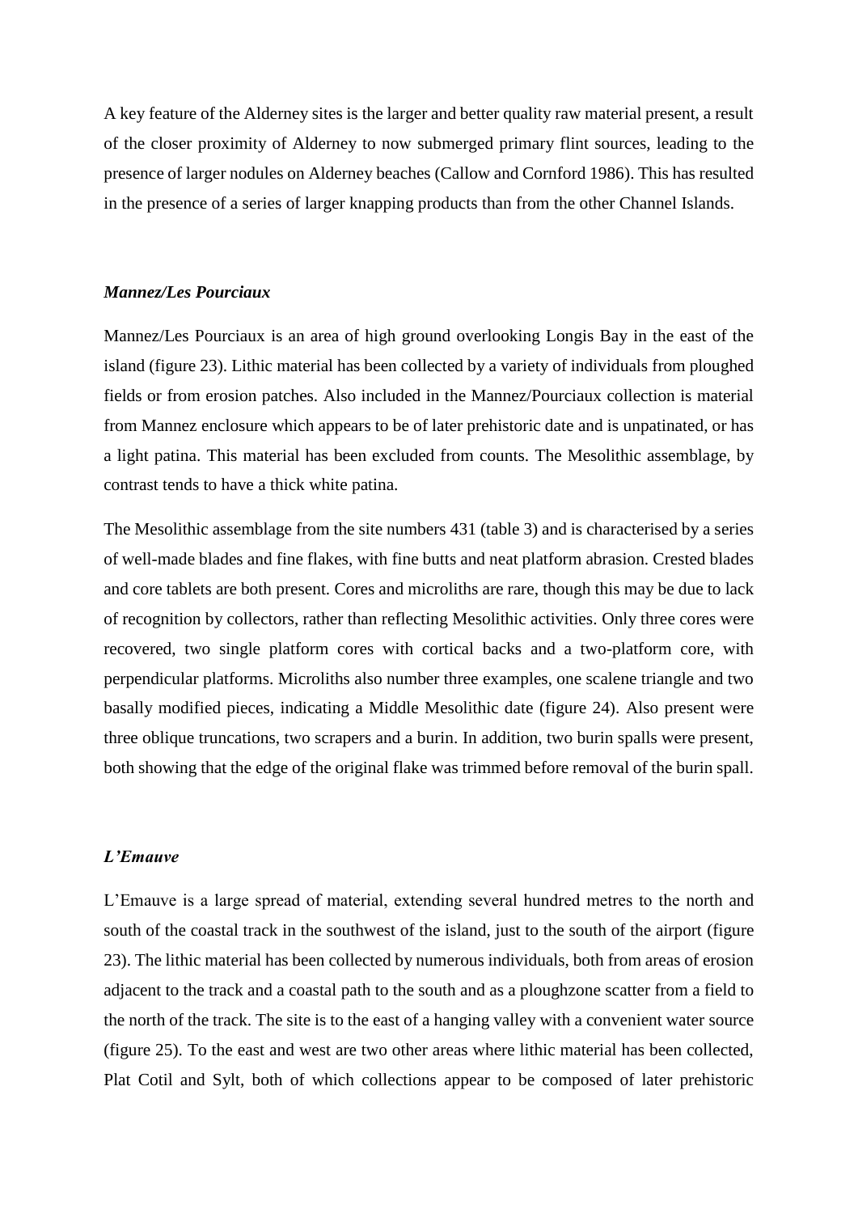A key feature of the Alderney sites is the larger and better quality raw material present, a result of the closer proximity of Alderney to now submerged primary flint sources, leading to the presence of larger nodules on Alderney beaches (Callow and Cornford 1986). This has resulted in the presence of a series of larger knapping products than from the other Channel Islands.

### *Mannez/Les Pourciaux*

Mannez/Les Pourciaux is an area of high ground overlooking Longis Bay in the east of the island (figure 23). Lithic material has been collected by a variety of individuals from ploughed fields or from erosion patches. Also included in the Mannez/Pourciaux collection is material from Mannez enclosure which appears to be of later prehistoric date and is unpatinated, or has a light patina. This material has been excluded from counts. The Mesolithic assemblage, by contrast tends to have a thick white patina.

The Mesolithic assemblage from the site numbers 431 (table 3) and is characterised by a series of well-made blades and fine flakes, with fine butts and neat platform abrasion. Crested blades and core tablets are both present. Cores and microliths are rare, though this may be due to lack of recognition by collectors, rather than reflecting Mesolithic activities. Only three cores were recovered, two single platform cores with cortical backs and a two-platform core, with perpendicular platforms. Microliths also number three examples, one scalene triangle and two basally modified pieces, indicating a Middle Mesolithic date (figure 24). Also present were three oblique truncations, two scrapers and a burin. In addition, two burin spalls were present, both showing that the edge of the original flake was trimmed before removal of the burin spall.

### *L'Emauve*

L'Emauve is a large spread of material, extending several hundred metres to the north and south of the coastal track in the southwest of the island, just to the south of the airport (figure 23). The lithic material has been collected by numerous individuals, both from areas of erosion adjacent to the track and a coastal path to the south and as a ploughzone scatter from a field to the north of the track. The site is to the east of a hanging valley with a convenient water source (figure 25). To the east and west are two other areas where lithic material has been collected, Plat Cotil and Sylt, both of which collections appear to be composed of later prehistoric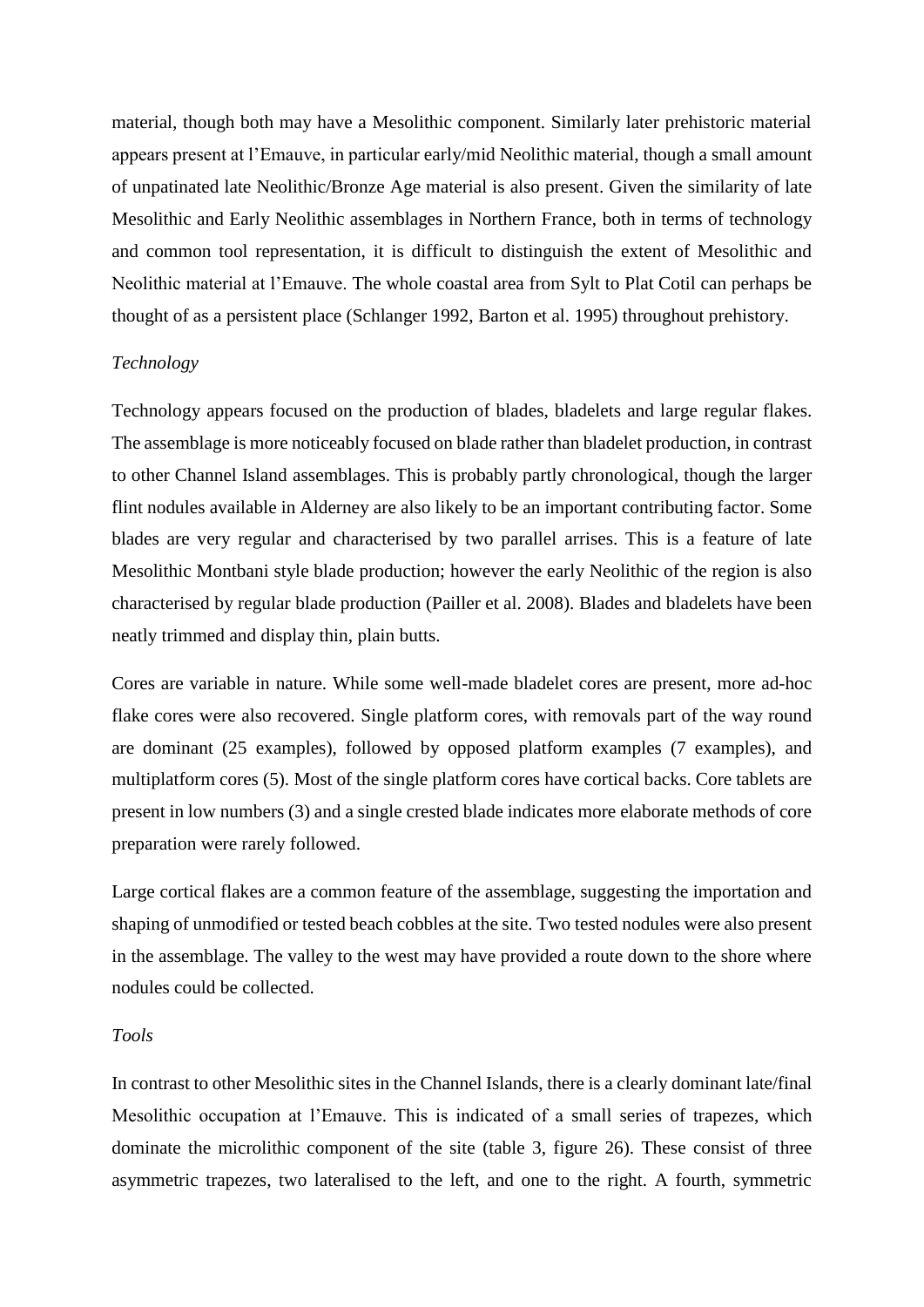material, though both may have a Mesolithic component. Similarly later prehistoric material appears present at l'Emauve, in particular early/mid Neolithic material, though a small amount of unpatinated late Neolithic/Bronze Age material is also present. Given the similarity of late Mesolithic and Early Neolithic assemblages in Northern France, both in terms of technology and common tool representation, it is difficult to distinguish the extent of Mesolithic and Neolithic material at l'Emauve. The whole coastal area from Sylt to Plat Cotil can perhaps be thought of as a persistent place (Schlanger 1992, Barton et al. 1995) throughout prehistory.

*Technology*

Technology appears focused on the production of blades, bladelets and large regular flakes. The assemblage is more noticeably focused on blade rather than bladelet production, in contrast to other Channel Island assemblages. This is probably partly chronological, though the larger flint nodules available in Alderney are also likely to be an important contributing factor. Some blades are very regular and characterised by two parallel arrises. This is a feature of late Mesolithic Montbani style blade production; however the early Neolithic of the region is also characterised by regular blade production (Pailler et al. 2008). Blades and bladelets have been neatly trimmed and display thin, plain butts.

Cores are variable in nature. While some well-made bladelet cores are present, more ad-hoc flake cores were also recovered. Single platform cores, with removals part of the way round are dominant (25 examples), followed by opposed platform examples (7 examples), and multiplatform cores (5). Most of the single platform cores have cortical backs. Core tablets are present in low numbers (3) and a single crested blade indicates more elaborate methods of core preparation were rarely followed.

Large cortical flakes are a common feature of the assemblage, suggesting the importation and shaping of unmodified or tested beach cobbles at the site. Two tested nodules were also present in the assemblage. The valley to the west may have provided a route down to the shore where nodules could be collected.

*Tools*

In contrast to other Mesolithic sites in the Channel Islands, there is a clearly dominant late/final Mesolithic occupation at l'Emauve. This is indicated of a small series of trapezes, which dominate the microlithic component of the site (table 3, figure 26). These consist of three asymmetric trapezes, two lateralised to the left, and one to the right. A fourth, symmetric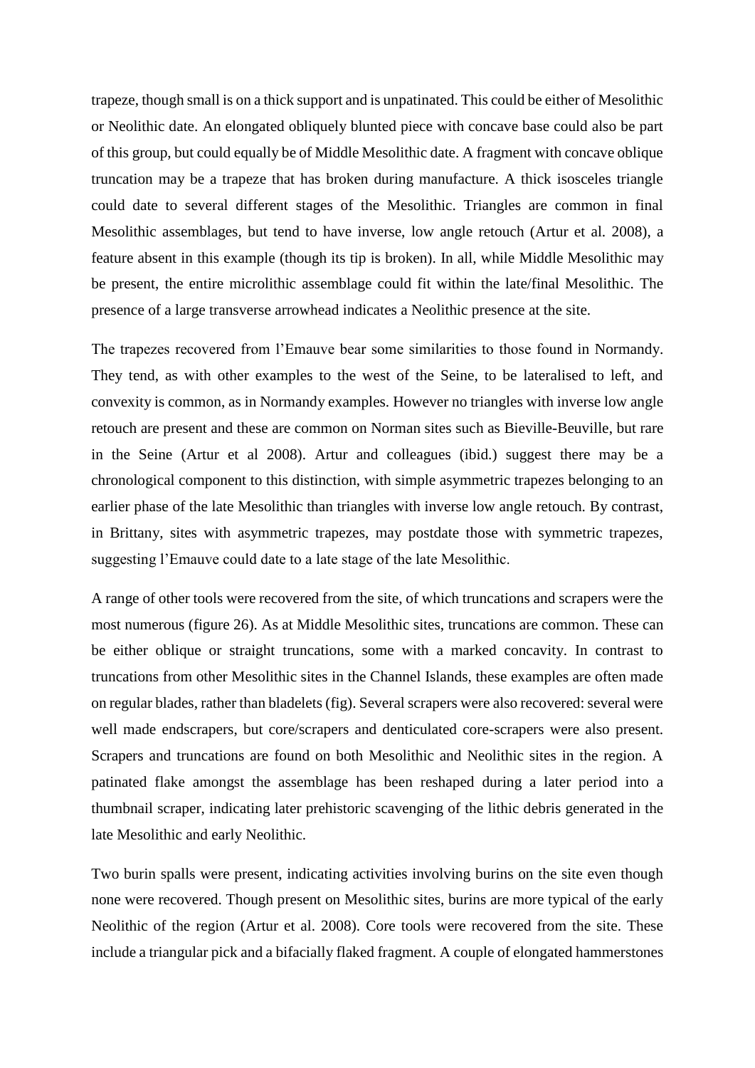trapeze, though small is on a thick support and is unpatinated. This could be either of Mesolithic or Neolithic date. An elongated obliquely blunted piece with concave base could also be part of this group, but could equally be of Middle Mesolithic date. A fragment with concave oblique truncation may be a trapeze that has broken during manufacture. A thick isosceles triangle could date to several different stages of the Mesolithic. Triangles are common in final Mesolithic assemblages, but tend to have inverse, low angle retouch (Artur et al. 2008), a feature absent in this example (though its tip is broken). In all, while Middle Mesolithic may be present, the entire microlithic assemblage could fit within the late/final Mesolithic. The presence of a large transverse arrowhead indicates a Neolithic presence at the site.

The trapezes recovered from l'Emauve bear some similarities to those found in Normandy. They tend, as with other examples to the west of the Seine, to be lateralised to left, and convexity is common, as in Normandy examples. However no triangles with inverse low angle retouch are present and these are common on Norman sites such as Bieville-Beuville, but rare in the Seine (Artur et al 2008). Artur and colleagues (ibid.) suggest there may be a chronological component to this distinction, with simple asymmetric trapezes belonging to an earlier phase of the late Mesolithic than triangles with inverse low angle retouch. By contrast, in Brittany, sites with asymmetric trapezes, may postdate those with symmetric trapezes, suggesting l'Emauve could date to a late stage of the late Mesolithic.

A range of other tools were recovered from the site, of which truncations and scrapers were the most numerous (figure 26). As at Middle Mesolithic sites, truncations are common. These can be either oblique or straight truncations, some with a marked concavity. In contrast to truncations from other Mesolithic sites in the Channel Islands, these examples are often made on regular blades, rather than bladelets (fig). Several scrapers were also recovered: several were well made endscrapers, but core/scrapers and denticulated core-scrapers were also present. Scrapers and truncations are found on both Mesolithic and Neolithic sites in the region. A patinated flake amongst the assemblage has been reshaped during a later period into a thumbnail scraper, indicating later prehistoric scavenging of the lithic debris generated in the late Mesolithic and early Neolithic.

Two burin spalls were present, indicating activities involving burins on the site even though none were recovered. Though present on Mesolithic sites, burins are more typical of the early Neolithic of the region (Artur et al. 2008). Core tools were recovered from the site. These include a triangular pick and a bifacially flaked fragment. A couple of elongated hammerstones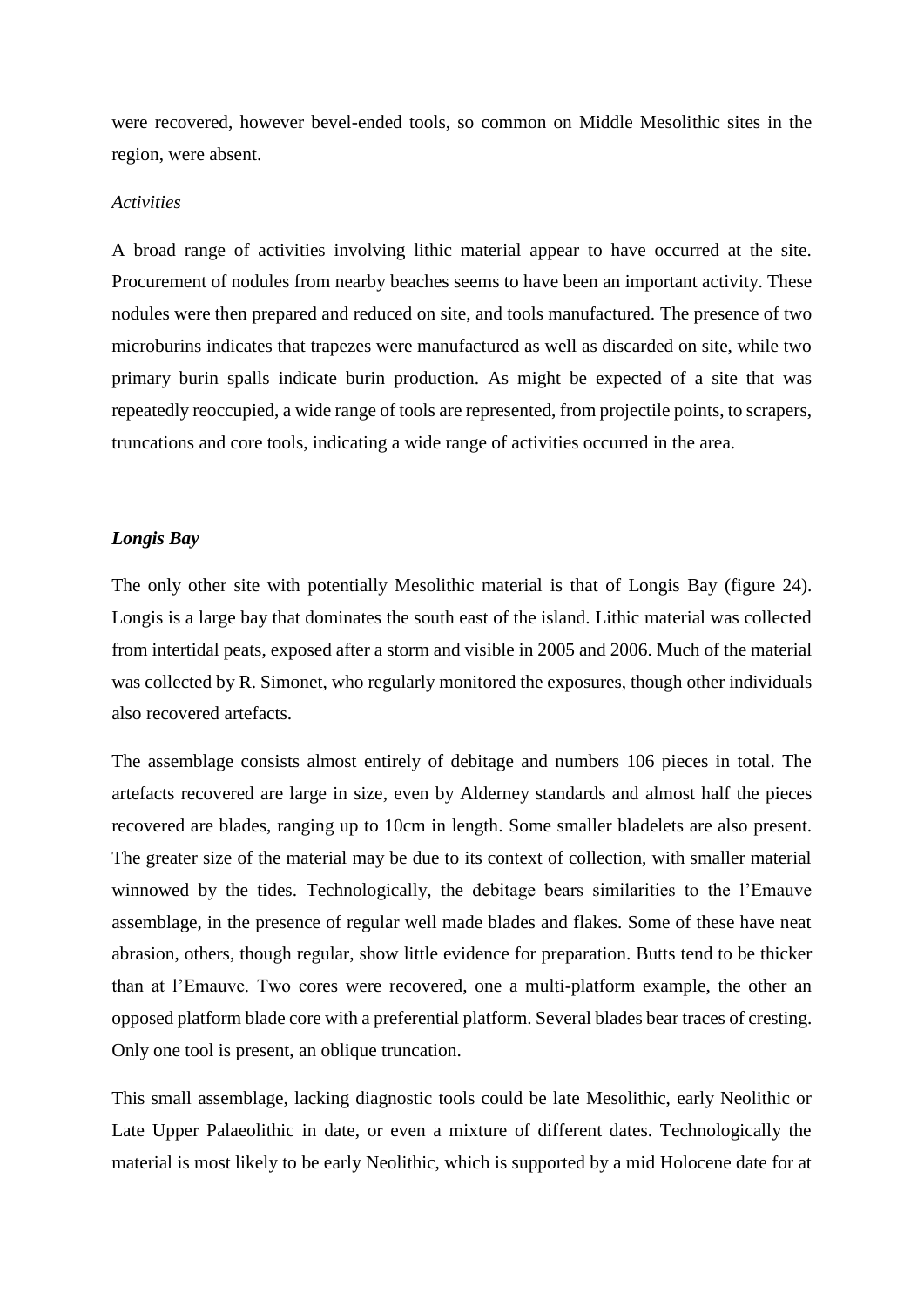were recovered, however bevel-ended tools, so common on Middle Mesolithic sites in the region, were absent.

*Activities*

A broad range of activities involving lithic material appear to have occurred at the site. Procurement of nodules from nearby beaches seems to have been an important activity. These nodules were then prepared and reduced on site, and tools manufactured. The presence of two microburins indicates that trapezes were manufactured as well as discarded on site, while two primary burin spalls indicate burin production. As might be expected of a site that was repeatedly reoccupied, a wide range of tools are represented, from projectile points, to scrapers, truncations and core tools, indicating a wide range of activities occurred in the area.

### *Longis Bay*

The only other site with potentially Mesolithic material is that of Longis Bay (figure 24). Longis is a large bay that dominates the south east of the island. Lithic material was collected from intertidal peats, exposed after a storm and visible in 2005 and 2006. Much of the material was collected by R. Simonet, who regularly monitored the exposures, though other individuals also recovered artefacts.

The assemblage consists almost entirely of debitage and numbers 106 pieces in total. The artefacts recovered are large in size, even by Alderney standards and almost half the pieces recovered are blades, ranging up to 10cm in length. Some smaller bladelets are also present. The greater size of the material may be due to its context of collection, with smaller material winnowed by the tides. Technologically, the debitage bears similarities to the l'Emauve assemblage, in the presence of regular well made blades and flakes. Some of these have neat abrasion, others, though regular, show little evidence for preparation. Butts tend to be thicker than at l'Emauve. Two cores were recovered, one a multi-platform example, the other an opposed platform blade core with a preferential platform. Several blades bear traces of cresting. Only one tool is present, an oblique truncation.

This small assemblage, lacking diagnostic tools could be late Mesolithic, early Neolithic or Late Upper Palaeolithic in date, or even a mixture of different dates. Technologically the material is most likely to be early Neolithic, which is supported by a mid Holocene date for at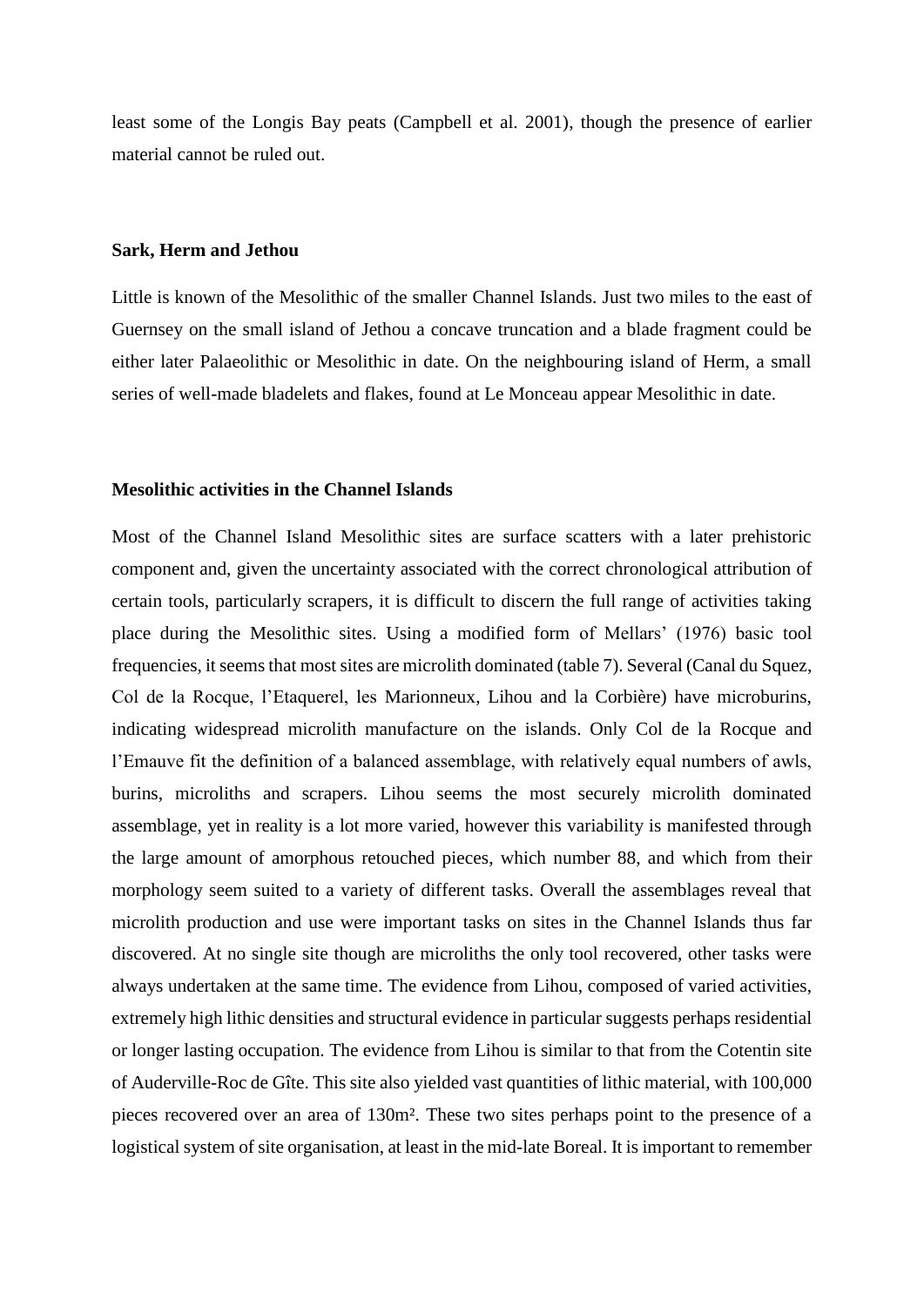least some of the Longis Bay peats (Campbell et al. 2001), though the presence of earlier material cannot be ruled out.

### Sark, Herm and Jethou

Little is known of the Mesolithic of the smaller Channel Islands. Just two miles to the east of Guernsey on the small island of Jethou a concave truncation and a blade fragment could be either later Palaeolithic or Mesolithic in date. On the neighbouring island of Herm, a small series of well-made bladelets and flakes, found at Le Monceau appear Mesolithic in date.

### Mesolithic activities in the Channel Islands

Most of the Channel Island Mesolithic sites are surface scatters with a later prehistoric component and, given the uncertainty associated with the correct chronological attribution of certain tools, particularly scrapers, it is difficult to discern the full range of activities taking place during the Mesolithic sites. Using a modified form of Mellars' (1976) basic tool frequencies, it seems that most sites are microlith dominated (table 7). Several (Canal du Squez, Col de la Rocque, l'Etaquerel, les Marionneux, Lihou and la Corbière) have microburins, indicating widespread microlith manufacture on the islands. Only Col de la Rocque and l'Emauve fit the definition of a balanced assemblage, with relatively equal numbers of awls, burins, microliths and scrapers. Lihou seems the most securely microlith dominated assemblage, yet in reality is a lot more varied, however this variability is manifested through the large amount of amorphous retouched pieces, which number 88, and which from their morphology seem suited to a variety of different tasks. Overall the assemblages reveal that microlith production and use were important tasks on sites in the Channel Islands thus far discovered. At no single site though are microliths the only tool recovered, other tasks were always undertaken at the same time. The evidence from Lihou, composed of varied activities, extremely high lithic densities and structural evidence in particular suggests perhaps residential or longer lasting occupation. The evidence from Lihou is similar to that from the Cotentin site of Auderville-Roc de Gîte. This site also yielded vast quantities of lithic material, with 100,000 pieces recovered over an area of 130m². These two sites perhaps point to the presence of a logistical system of site organisation, at least in the mid-late Boreal. It is important to remember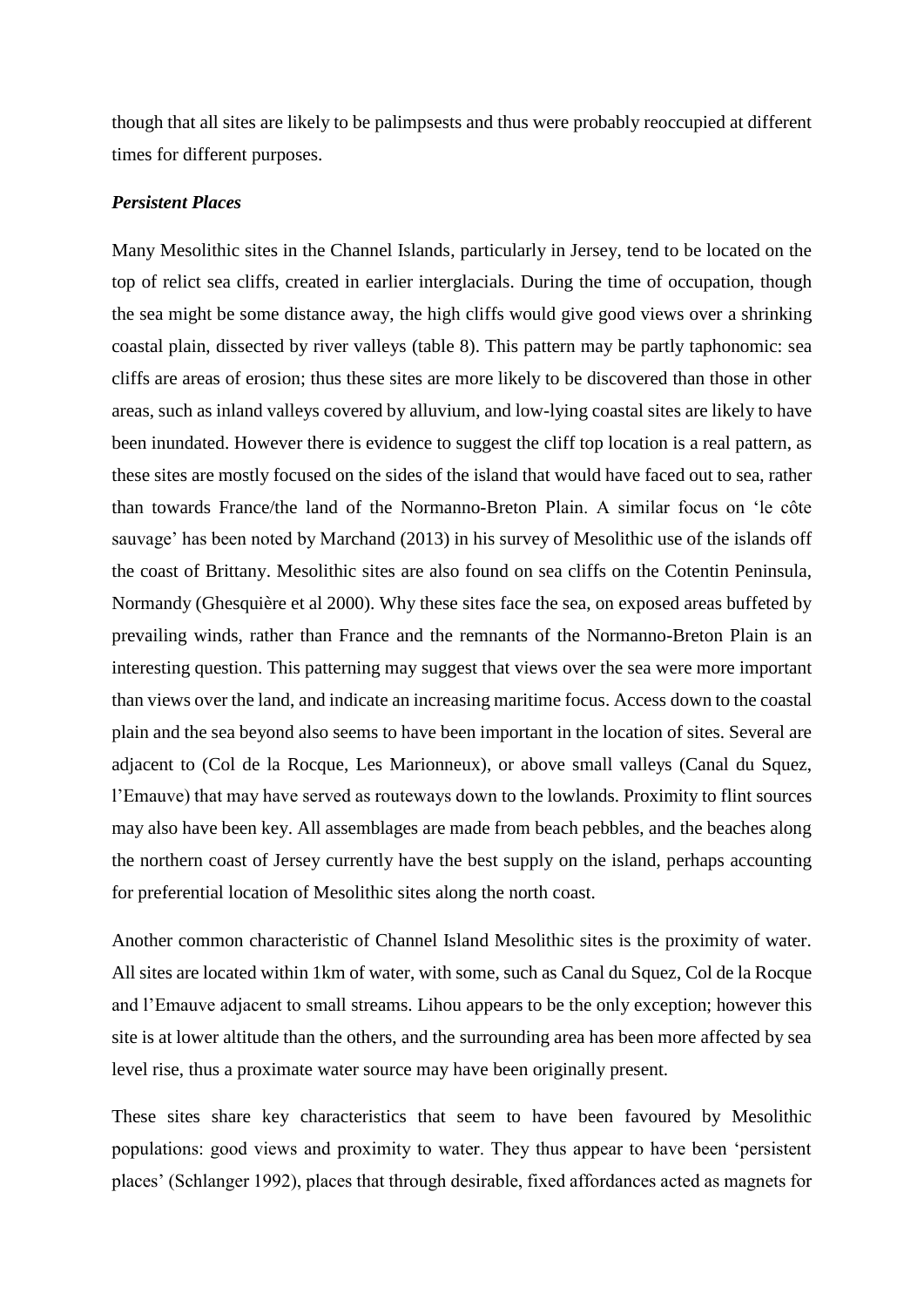though that all sites are likely to be palimpsests and thus were probably reoccupied at different times for different purposes.

### *Persistent Places*

Many Mesolithic sites in the Channel Islands, particularly in Jersey, tend to be located on the top of relict sea cliffs, created in earlier interglacials. During the time of occupation, though the sea might be some distance away, the high cliffs would give good views over a shrinking coastal plain, dissected by river valleys (table 8). This pattern may be partly taphonomic: sea cliffs are areas of erosion; thus these sites are more likely to be discovered than those in other areas, such as inland valleys covered by alluvium, and low-lying coastal sites are likely to have been inundated. However there is evidence to suggest the cliff top location is a real pattern, as these sites are mostly focused on the sides of the island that would have faced out to sea, rather than towards France/the land of the Normanno-Breton Plain. A similar focus on 'le côte sauvage' has been noted by Marchand (2013) in his survey of Mesolithic use of the islands off the coast of Brittany. Mesolithic sites are also found on sea cliffs on the Cotentin Peninsula, Normandy (Ghesquière et al 2000). Why these sites face the sea, on exposed areas buffeted by prevailing winds, rather than France and the remnants of the Normanno-Breton Plain is an interesting question. This patterning may suggest that views over the sea were more important than views over the land, and indicate an increasing maritime focus. Access down to the coastal plain and the sea beyond also seems to have been important in the location of sites. Several are adjacent to (Col de la Rocque, Les Marionneux), or above small valleys (Canal du Squez, l'Emauve) that may have served as routeways down to the lowlands. Proximity to flint sources may also have been key. All assemblages are made from beach pebbles, and the beaches along the northern coast of Jersey currently have the best supply on the island, perhaps accounting for preferential location of Mesolithic sites along the north coast.

Another common characteristic of Channel Island Mesolithic sites is the proximity of water. All sites are located within 1km of water, with some, such as Canal du Squez, Col de la Rocque and l'Emauve adjacent to small streams. Lihou appears to be the only exception; however this site is at lower altitude than the others, and the surrounding area has been more affected by sea level rise, thus a proximate water source may have been originally present.

These sites share key characteristics that seem to have been favoured by Mesolithic populations: good views and proximity to water. They thus appear to have been 'persistent places' (Schlanger 1992), places that through desirable, fixed affordances acted as magnets for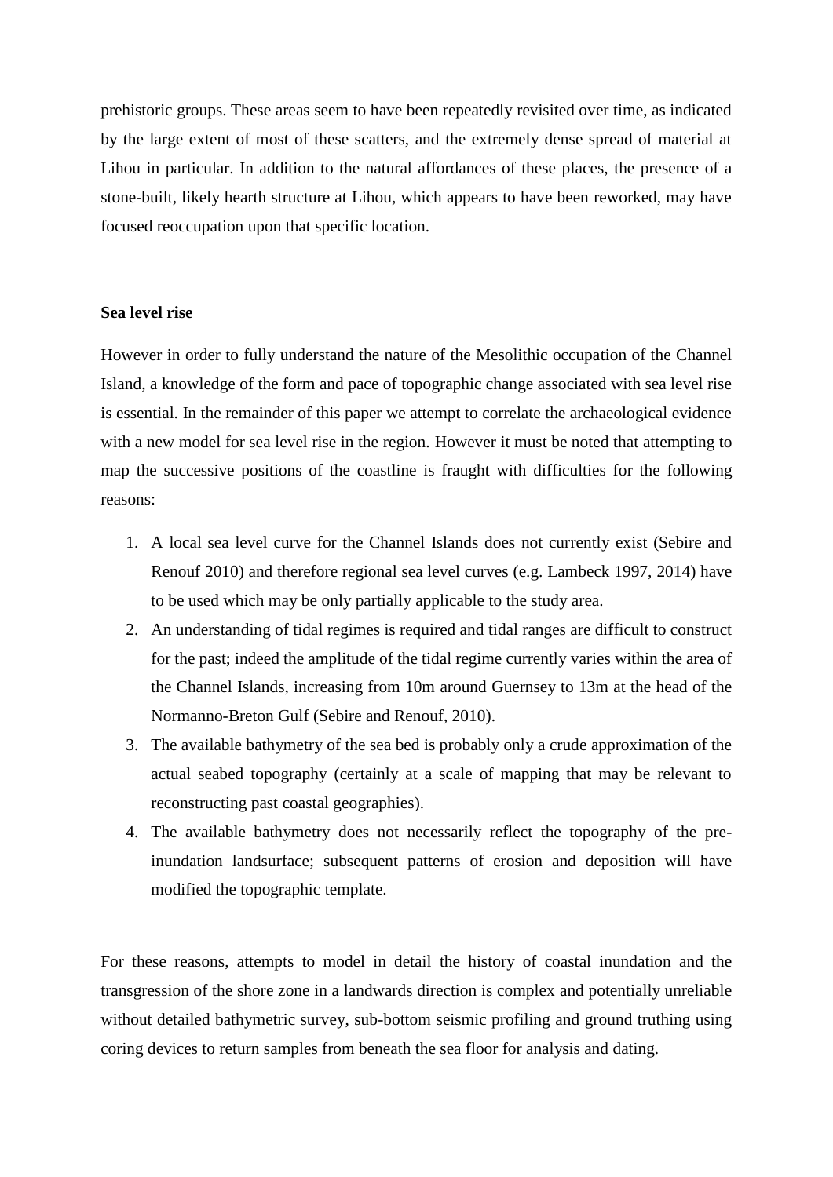prehistoric groups. These areas seem to have been repeatedly revisited over time, as indicated by the large extent of most of these scatters, and the extremely dense spread of material at Lihou in particular. In addition to the natural affordances of these places, the presence of a stone-built, likely hearth structure at Lihou, which appears to have been reworked, may have focused reoccupation upon that specific location.

**Sea level rise**

However in order to fully understand the nature of the Mesolithic occupation of the Channel Island, a knowledge of the form and pace of topographic change associated with sea level rise is essential. In the remainder of this paper we attempt to correlate the archaeological evidence with a new model for sea level rise in the region. However it must be noted that attempting to map the successive positions of the coastline is fraught with difficulties for the following reasons:

1. A local sea level curve for the Channel Islands does not currently exist (Sebire and Renouf 2010) and therefore regional sea level curves (e.g. Lambeck 1997, 2014) have to be used which may be only partially applicable to the study area.
2. An understanding of tidal regimes is required and tidal ranges are difficult to construct for the past; indeed the amplitude of the tidal regime currently varies within the area of the Channel Islands, increasing from 10m around Guernsey to 13m at the head of the Normanno-Breton Gulf (Sebire and Renouf, 2010).
3. The available bathymetry of the sea bed is probably only a crude approximation of the actual seabed topography (certainly at a scale of mapping that may be relevant to reconstructing past coastal geographies).
4. The available bathymetry does not necessarily reflect the topography of the pre-inundation landsurface; subsequent patterns of erosion and deposition will have modified the topographic template.

For these reasons, attempts to model in detail the history of coastal inundation and the transgression of the shore zone in a landwards direction is complex and potentially unreliable without detailed bathymetric survey, sub-bottom seismic profiling and ground truthing using coring devices to return samples from beneath the sea floor for analysis and dating.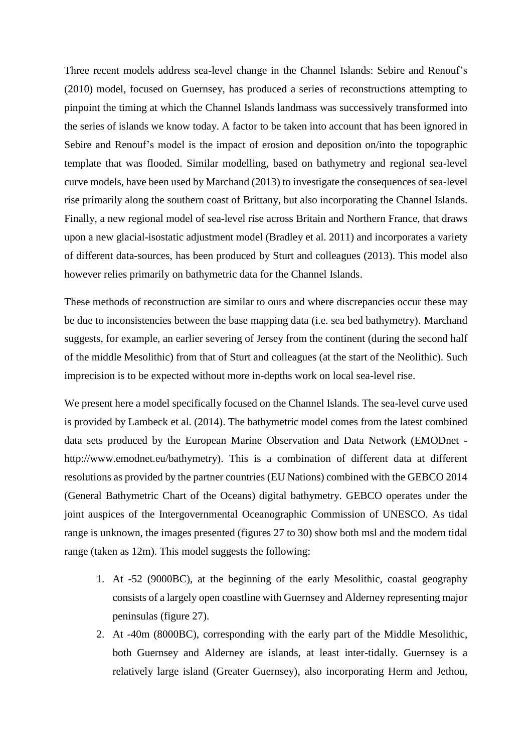Three recent models address sea-level change in the Channel Islands: Sebire and Renouf's (2010) model, focused on Guernsey, has produced a series of reconstructions attempting to pinpoint the timing at which the Channel Islands landmass was successively transformed into the series of islands we know today. A factor to be taken into account that has been ignored in Sebire and Renouf's model is the impact of erosion and deposition on/into the topographic template that was flooded. Similar modelling, based on bathymetry and regional sea-level curve models, have been used by Marchand (2013) to investigate the consequences of sea-level rise primarily along the southern coast of Brittany, but also incorporating the Channel Islands. Finally, a new regional model of sea-level rise across Britain and Northern France, that draws upon a new glacial-isostatic adjustment model (Bradley et al. 2011) and incorporates a variety of different data-sources, has been produced by Sturt and colleagues (2013). This model also however relies primarily on bathymetric data for the Channel Islands.

These methods of reconstruction are similar to ours and where discrepancies occur these may be due to inconsistencies between the base mapping data (i.e. sea bed bathymetry). Marchand suggests, for example, an earlier severing of Jersey from the continent (during the second half of the middle Mesolithic) from that of Sturt and colleagues (at the start of the Neolithic). Such imprecision is to be expected without more in-depths work on local sea-level rise.

We present here a model specifically focused on the Channel Islands. The sea-level curve used is provided by Lambeck et al. (2014). The bathymetric model comes from the latest combined data sets produced by the European Marine Observation and Data Network (EMODnet - http://www.emodnet.eu/bathymetry). This is a combination of different data at different resolutions as provided by the partner countries (EU Nations) combined with the GEBCO 2014 (General Bathymetric Chart of the Oceans) digital bathymetry. GEBCO operates under the joint auspices of the Intergovernmental Oceanographic Commission of UNESCO. As tidal range is unknown, the images presented (figures 27 to 30) show both msl and the modern tidal range (taken as 12m). This model suggests the following:

1. At -52 (9000BC), at the beginning of the early Mesolithic, coastal geography consists of a largely open coastline with Guernsey and Alderney representing major peninsulas (figure 27).
2. At -40m (8000BC), corresponding with the early part of the Middle Mesolithic, both Guernsey and Alderney are islands, at least inter-tidally. Guernsey is a relatively large island (Greater Guernsey), also incorporating Herm and Jethou,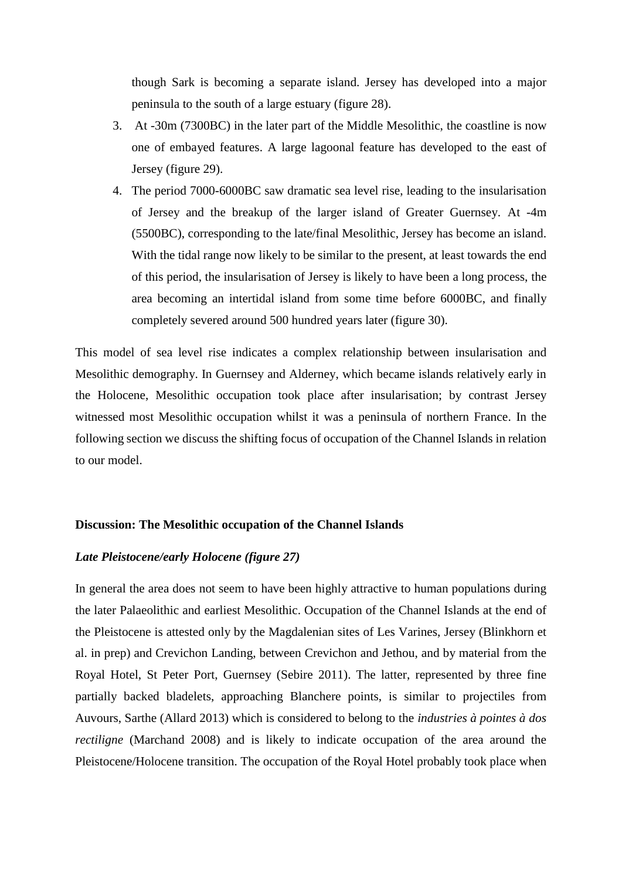though Sark is becoming a separate island. Jersey has developed into a major peninsula to the south of a large estuary (figure 28).

3. At -30m (7300BC) in the later part of the Middle Mesolithic, the coastline is now one of embayed features. A large lagoonal feature has developed to the east of Jersey (figure 29).
4. The period 7000-6000BC saw dramatic sea level rise, leading to the insularisation of Jersey and the breakup of the larger island of Greater Guernsey. At -4m (5500BC), corresponding to the late/final Mesolithic, Jersey has become an island. With the tidal range now likely to be similar to the present, at least towards the end of this period, the insularisation of Jersey is likely to have been a long process, the area becoming an intertidal island from some time before 6000BC, and finally completely severed around 500 hundred years later (figure 30).

This model of sea level rise indicates a complex relationship between insularisation and Mesolithic demography. In Guernsey and Alderney, which became islands relatively early in the Holocene, Mesolithic occupation took place after insularisation; by contrast Jersey witnessed most Mesolithic occupation whilst it was a peninsula of northern France. In the following section we discuss the shifting focus of occupation of the Channel Islands in relation to our model.

**Discussion: The Mesolithic occupation of the Channel Islands**

***Late Pleistocene/early Holocene (figure 27)***

In general the area does not seem to have been highly attractive to human populations during the later Palaeolithic and earliest Mesolithic. Occupation of the Channel Islands at the end of the Pleistocene is attested only by the Magdalenian sites of Les Varines, Jersey (Blinkhorn et al. in prep) and Crevichon Landing, between Crevichon and Jethou, and by material from the Royal Hotel, St Peter Port, Guernsey (Sebire 2011). The latter, represented by three fine partially backed bladelets, approaching Blanchere points, is similar to projectiles from Auvours, Sarthe (Allard 2013) which is considered to belong to the *industries à pointes à dos rectiligne* (Marchand 2008) and is likely to indicate occupation of the area around the Pleistocene/Holocene transition. The occupation of the Royal Hotel probably took place when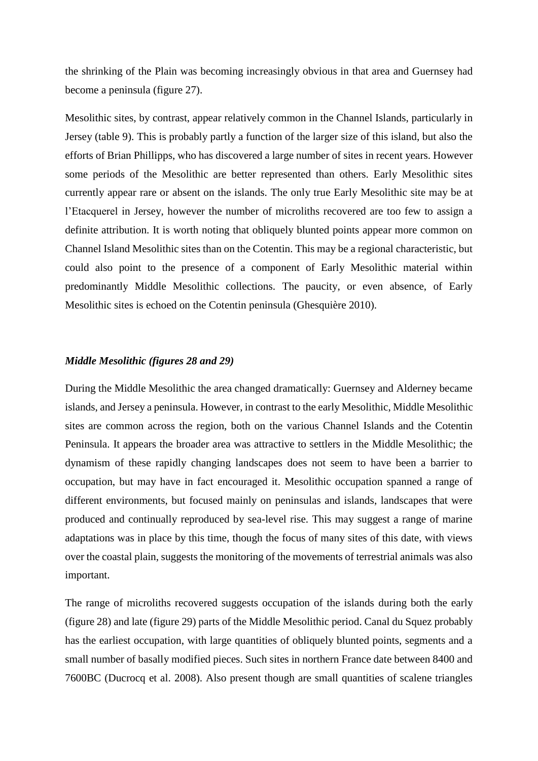the shrinking of the Plain was becoming increasingly obvious in that area and Guernsey had become a peninsula (figure 27).

Mesolithic sites, by contrast, appear relatively common in the Channel Islands, particularly in Jersey (table 9). This is probably partly a function of the larger size of this island, but also the efforts of Brian Phillipps, who has discovered a large number of sites in recent years. However some periods of the Mesolithic are better represented than others. Early Mesolithic sites currently appear rare or absent on the islands. The only true Early Mesolithic site may be at l'Etacquerel in Jersey, however the number of microliths recovered are too few to assign a definite attribution. It is worth noting that obliquely blunted points appear more common on Channel Island Mesolithic sites than on the Cotentin. This may be a regional characteristic, but could also point to the presence of a component of Early Mesolithic material within predominantly Middle Mesolithic collections. The paucity, or even absence, of Early Mesolithic sites is echoed on the Cotentin peninsula (Ghesquière 2010).

### *Middle Mesolithic (figures 28 and 29)*

During the Middle Mesolithic the area changed dramatically: Guernsey and Alderney became islands, and Jersey a peninsula. However, in contrast to the early Mesolithic, Middle Mesolithic sites are common across the region, both on the various Channel Islands and the Cotentin Peninsula. It appears the broader area was attractive to settlers in the Middle Mesolithic; the dynamism of these rapidly changing landscapes does not seem to have been a barrier to occupation, but may have in fact encouraged it. Mesolithic occupation spanned a range of different environments, but focused mainly on peninsulas and islands, landscapes that were produced and continually reproduced by sea-level rise. This may suggest a range of marine adaptations was in place by this time, though the focus of many sites of this date, with views over the coastal plain, suggests the monitoring of the movements of terrestrial animals was also important.

The range of microliths recovered suggests occupation of the islands during both the early (figure 28) and late (figure 29) parts of the Middle Mesolithic period. Canal du Squez probably has the earliest occupation, with large quantities of obliquely blunted points, segments and a small number of basally modified pieces. Such sites in northern France date between 8400 and 7600BC (Ducrocq et al. 2008). Also present though are small quantities of scalene triangles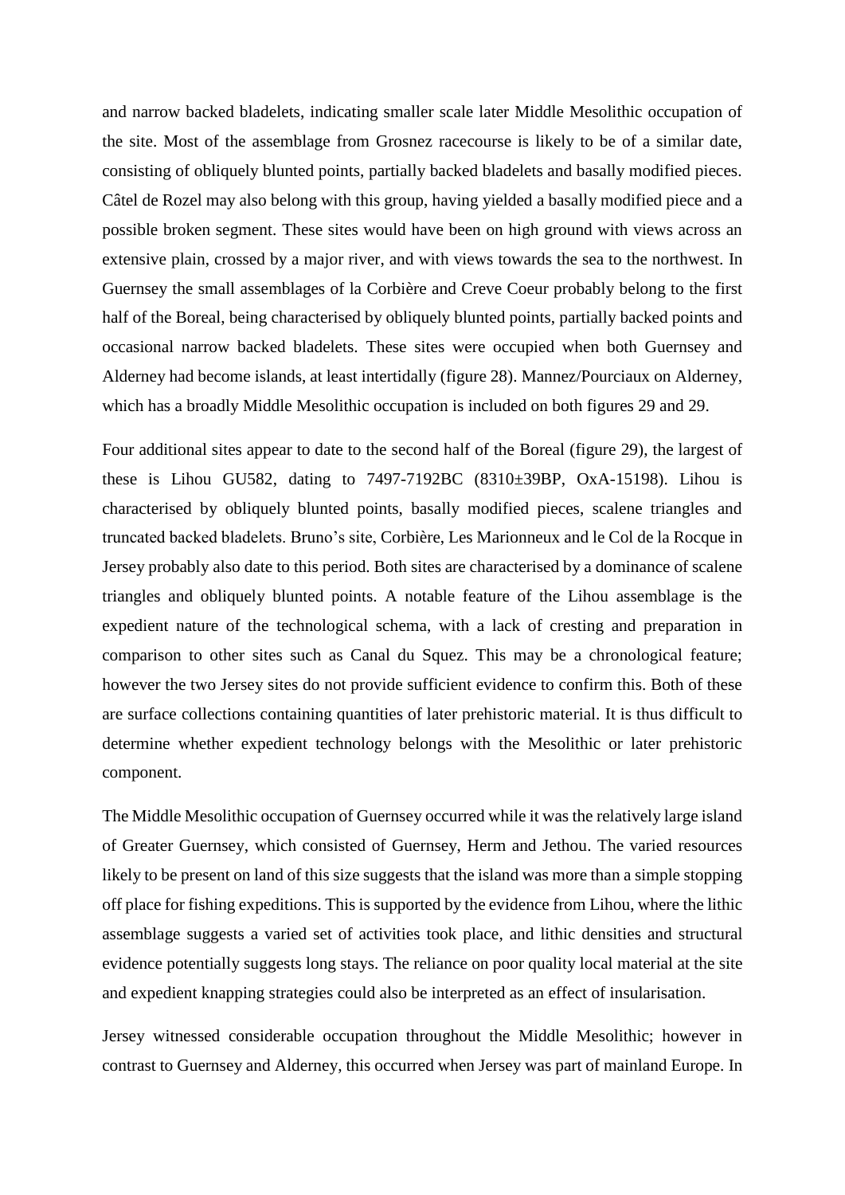and narrow backed bladelets, indicating smaller scale later Middle Mesolithic occupation of the site. Most of the assemblage from Grosnez racecourse is likely to be of a similar date, consisting of obliquely blunted points, partially backed bladelets and basally modified pieces. Câtel de Rozel may also belong with this group, having yielded a basally modified piece and a possible broken segment. These sites would have been on high ground with views across an extensive plain, crossed by a major river, and with views towards the sea to the northwest. In Guernsey the small assemblages of la Corbière and Creve Coeur probably belong to the first half of the Boreal, being characterised by obliquely blunted points, partially backed points and occasional narrow backed bladelets. These sites were occupied when both Guernsey and Alderney had become islands, at least intertidally (figure 28). Mannez/Pourciaux on Alderney, which has a broadly Middle Mesolithic occupation is included on both figures 29 and 29.

Four additional sites appear to date to the second half of the Boreal (figure 29), the largest of these is Lihou GU582, dating to 7497-7192BC (8310±39BP, OxA-15198). Lihou is characterised by obliquely blunted points, basally modified pieces, scalene triangles and truncated backed bladelets. Bruno's site, Corbière, Les Marionneux and le Col de la Rocque in Jersey probably also date to this period. Both sites are characterised by a dominance of scalene triangles and obliquely blunted points. A notable feature of the Lihou assemblage is the expedient nature of the technological schema, with a lack of cresting and preparation in comparison to other sites such as Canal du Squez. This may be a chronological feature; however the two Jersey sites do not provide sufficient evidence to confirm this. Both of these are surface collections containing quantities of later prehistoric material. It is thus difficult to determine whether expedient technology belongs with the Mesolithic or later prehistoric component.

The Middle Mesolithic occupation of Guernsey occurred while it was the relatively large island of Greater Guernsey, which consisted of Guernsey, Herm and Jethou. The varied resources likely to be present on land of this size suggests that the island was more than a simple stopping off place for fishing expeditions. This is supported by the evidence from Lihou, where the lithic assemblage suggests a varied set of activities took place, and lithic densities and structural evidence potentially suggests long stays. The reliance on poor quality local material at the site and expedient knapping strategies could also be interpreted as an effect of insularisation.

Jersey witnessed considerable occupation throughout the Middle Mesolithic; however in contrast to Guernsey and Alderney, this occurred when Jersey was part of mainland Europe. In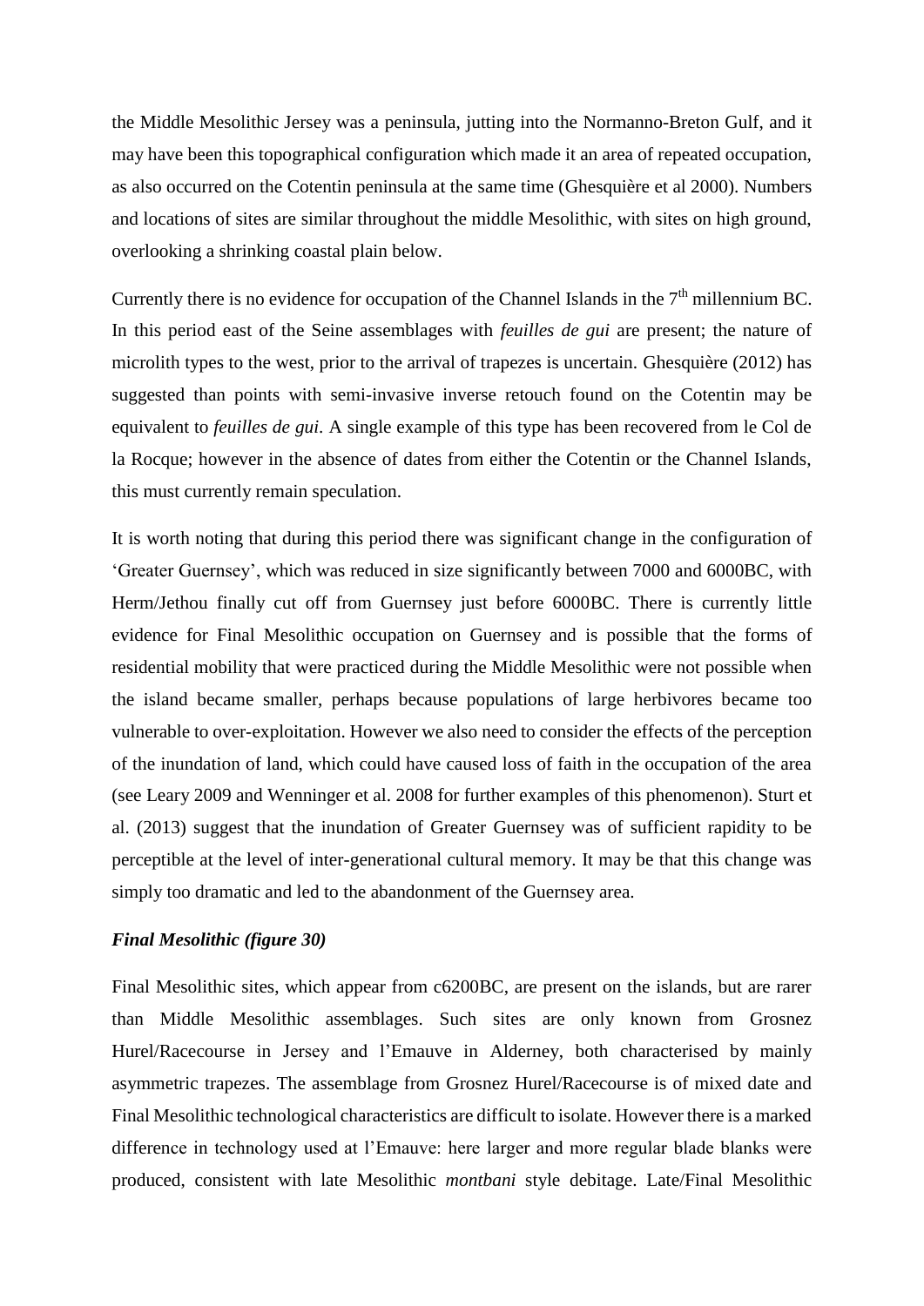the Middle Mesolithic Jersey was a peninsula, jutting into the Normanno-Breton Gulf, and it may have been this topographical configuration which made it an area of repeated occupation, as also occurred on the Cotentin peninsula at the same time (Ghesquière et al 2000). Numbers and locations of sites are similar throughout the middle Mesolithic, with sites on high ground, overlooking a shrinking coastal plain below.

Currently there is no evidence for occupation of the Channel Islands in the 7th millennium BC. In this period east of the Seine assemblages with *feuilles de gui* are present; the nature of microlith types to the west, prior to the arrival of trapezes is uncertain. Ghesquière (2012) has suggested than points with semi-invasive inverse retouch found on the Cotentin may be equivalent to *feuilles de gui.* A single example of this type has been recovered from le Col de la Rocque; however in the absence of dates from either the Cotentin or the Channel Islands, this must currently remain speculation.

It is worth noting that during this period there was significant change in the configuration of 'Greater Guernsey', which was reduced in size significantly between 7000 and 6000BC, with Herm/Jethou finally cut off from Guernsey just before 6000BC. There is currently little evidence for Final Mesolithic occupation on Guernsey and is possible that the forms of residential mobility that were practiced during the Middle Mesolithic were not possible when the island became smaller, perhaps because populations of large herbivores became too vulnerable to over-exploitation. However we also need to consider the effects of the perception of the inundation of land, which could have caused loss of faith in the occupation of the area (see Leary 2009 and Wenninger et al. 2008 for further examples of this phenomenon). Sturt et al. (2013) suggest that the inundation of Greater Guernsey was of sufficient rapidity to be perceptible at the level of inter-generational cultural memory. It may be that this change was simply too dramatic and led to the abandonment of the Guernsey area.

### *Final Mesolithic (figure 30)*

Final Mesolithic sites, which appear from c6200BC, are present on the islands, but are rarer than Middle Mesolithic assemblages. Such sites are only known from Grosnez Hurel/Racecourse in Jersey and l'Emauve in Alderney, both characterised by mainly asymmetric trapezes. The assemblage from Grosnez Hurel/Racecourse is of mixed date and Final Mesolithic technological characteristics are difficult to isolate. However there is a marked difference in technology used at l'Emauve: here larger and more regular blade blanks were produced, consistent with late Mesolithic *montbani* style debitage. Late/Final Mesolithic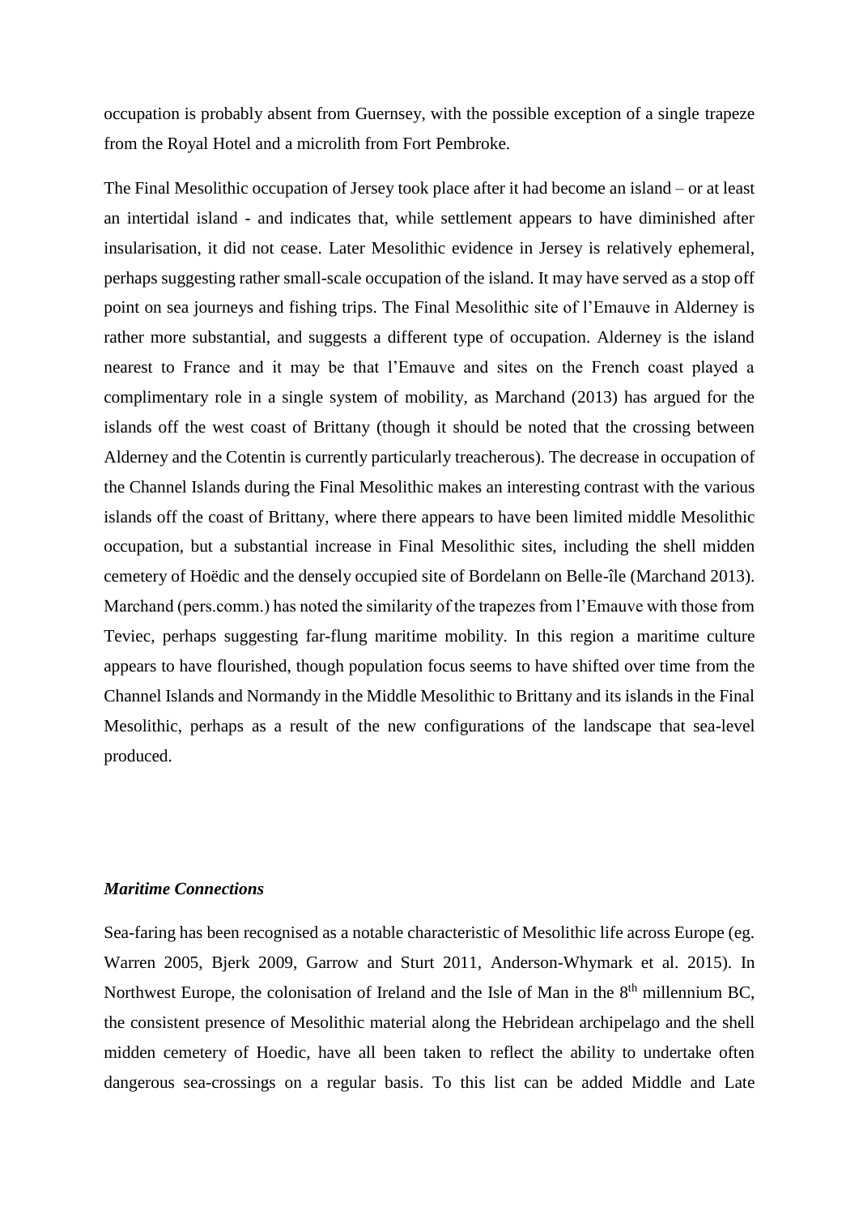occupation is probably absent from Guernsey, with the possible exception of a single trapeze from the Royal Hotel and a microlith from Fort Pembroke.

The Final Mesolithic occupation of Jersey took place after it had become an island – or at least an intertidal island - and indicates that, while settlement appears to have diminished after insularisation, it did not cease. Later Mesolithic evidence in Jersey is relatively ephemeral, perhaps suggesting rather small-scale occupation of the island. It may have served as a stop off point on sea journeys and fishing trips. The Final Mesolithic site of l'Emauve in Alderney is rather more substantial, and suggests a different type of occupation. Alderney is the island nearest to France and it may be that l'Emauve and sites on the French coast played a complimentary role in a single system of mobility, as Marchand (2013) has argued for the islands off the west coast of Brittany (though it should be noted that the crossing between Alderney and the Cotentin is currently particularly treacherous). The decrease in occupation of the Channel Islands during the Final Mesolithic makes an interesting contrast with the various islands off the coast of Brittany, where there appears to have been limited middle Mesolithic occupation, but a substantial increase in Final Mesolithic sites, including the shell midden cemetery of Hoëdic and the densely occupied site of Bordelann on Belle-île (Marchand 2013). Marchand (pers.comm.) has noted the similarity of the trapezes from l'Emauve with those from Teviec, perhaps suggesting far-flung maritime mobility. In this region a maritime culture appears to have flourished, though population focus seems to have shifted over time from the Channel Islands and Normandy in the Middle Mesolithic to Brittany and its islands in the Final Mesolithic, perhaps as a result of the new configurations of the landscape that sea-level produced.

### *Maritime Connections*

Sea-faring has been recognised as a notable characteristic of Mesolithic life across Europe (eg. Warren 2005, Bjerk 2009, Garrow and Sturt 2011, Anderson-Whymark et al. 2015). In Northwest Europe, the colonisation of Ireland and the Isle of Man in the 8$^{th}$ millennium BC, the consistent presence of Mesolithic material along the Hebridean archipelago and the shell midden cemetery of Hoedic, have all been taken to reflect the ability to undertake often dangerous sea-crossings on a regular basis. To this list can be added Middle and Late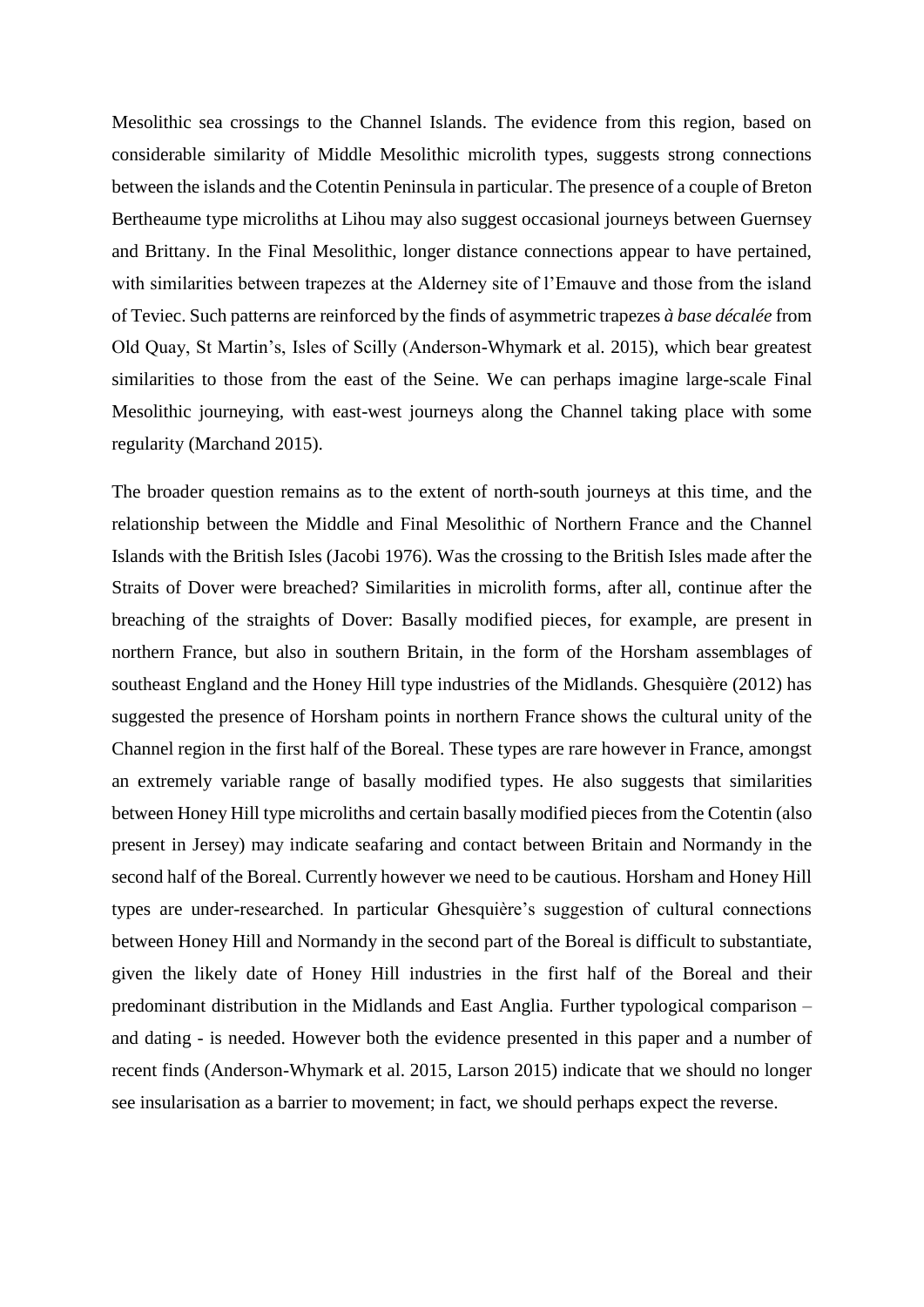Mesolithic sea crossings to the Channel Islands. The evidence from this region, based on considerable similarity of Middle Mesolithic microlith types, suggests strong connections between the islands and the Cotentin Peninsula in particular. The presence of a couple of Breton Bertheaume type microliths at Lihou may also suggest occasional journeys between Guernsey and Brittany. In the Final Mesolithic, longer distance connections appear to have pertained, with similarities between trapezes at the Alderney site of l'Emauve and those from the island of Teviec. Such patterns are reinforced by the finds of asymmetric trapezes *à base décalée* from Old Quay, St Martin's, Isles of Scilly (Anderson-Whymark et al. 2015), which bear greatest similarities to those from the east of the Seine. We can perhaps imagine large-scale Final Mesolithic journeying, with east-west journeys along the Channel taking place with some regularity (Marchand 2015).

The broader question remains as to the extent of north-south journeys at this time, and the relationship between the Middle and Final Mesolithic of Northern France and the Channel Islands with the British Isles (Jacobi 1976). Was the crossing to the British Isles made after the Straits of Dover were breached? Similarities in microlith forms, after all, continue after the breaching of the straights of Dover: Basally modified pieces, for example, are present in northern France, but also in southern Britain, in the form of the Horsham assemblages of southeast England and the Honey Hill type industries of the Midlands. Ghesquière (2012) has suggested the presence of Horsham points in northern France shows the cultural unity of the Channel region in the first half of the Boreal. These types are rare however in France, amongst an extremely variable range of basally modified types. He also suggests that similarities between Honey Hill type microliths and certain basally modified pieces from the Cotentin (also present in Jersey) may indicate seafaring and contact between Britain and Normandy in the second half of the Boreal. Currently however we need to be cautious. Horsham and Honey Hill types are under-researched. In particular Ghesquière's suggestion of cultural connections between Honey Hill and Normandy in the second part of the Boreal is difficult to substantiate, given the likely date of Honey Hill industries in the first half of the Boreal and their predominant distribution in the Midlands and East Anglia. Further typological comparison – and dating - is needed. However both the evidence presented in this paper and a number of recent finds (Anderson-Whymark et al. 2015, Larson 2015) indicate that we should no longer see insularisation as a barrier to movement; in fact, we should perhaps expect the reverse.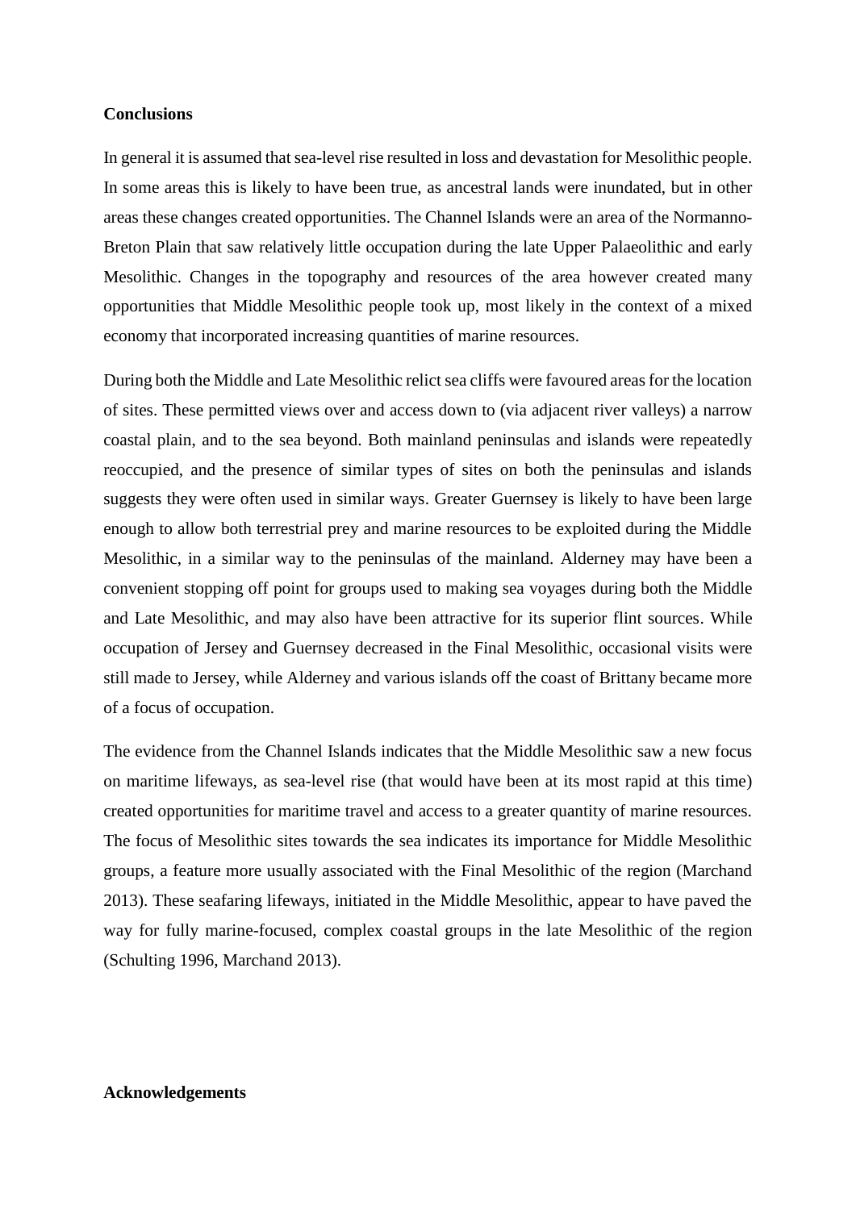**Conclusions**

In general it is assumed that sea-level rise resulted in loss and devastation for Mesolithic people. In some areas this is likely to have been true, as ancestral lands were inundated, but in other areas these changes created opportunities. The Channel Islands were an area of the Normanno-Breton Plain that saw relatively little occupation during the late Upper Palaeolithic and early Mesolithic. Changes in the topography and resources of the area however created many opportunities that Middle Mesolithic people took up, most likely in the context of a mixed economy that incorporated increasing quantities of marine resources.

During both the Middle and Late Mesolithic relict sea cliffs were favoured areas for the location of sites. These permitted views over and access down to (via adjacent river valleys) a narrow coastal plain, and to the sea beyond. Both mainland peninsulas and islands were repeatedly reoccupied, and the presence of similar types of sites on both the peninsulas and islands suggests they were often used in similar ways. Greater Guernsey is likely to have been large enough to allow both terrestrial prey and marine resources to be exploited during the Middle Mesolithic, in a similar way to the peninsulas of the mainland. Alderney may have been a convenient stopping off point for groups used to making sea voyages during both the Middle and Late Mesolithic, and may also have been attractive for its superior flint sources. While occupation of Jersey and Guernsey decreased in the Final Mesolithic, occasional visits were still made to Jersey, while Alderney and various islands off the coast of Brittany became more of a focus of occupation.

The evidence from the Channel Islands indicates that the Middle Mesolithic saw a new focus on maritime lifeways, as sea-level rise (that would have been at its most rapid at this time) created opportunities for maritime travel and access to a greater quantity of marine resources. The focus of Mesolithic sites towards the sea indicates its importance for Middle Mesolithic groups, a feature more usually associated with the Final Mesolithic of the region (Marchand 2013). These seafaring lifeways, initiated in the Middle Mesolithic, appear to have paved the way for fully marine-focused, complex coastal groups in the late Mesolithic of the region (Schulting 1996, Marchand 2013).

**Acknowledgements**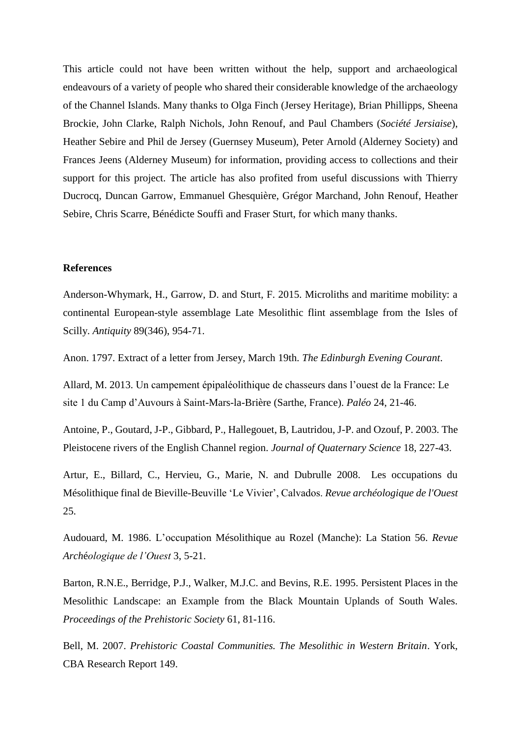This article could not have been written without the help, support and archaeological endeavours of a variety of people who shared their considerable knowledge of the archaeology of the Channel Islands. Many thanks to Olga Finch (Jersey Heritage), Brian Phillipps, Sheena Brockie, John Clarke, Ralph Nichols, John Renouf, and Paul Chambers (*Société Jersiaise*), Heather Sebire and Phil de Jersey (Guernsey Museum), Peter Arnold (Alderney Society) and Frances Jeens (Alderney Museum) for information, providing access to collections and their support for this project. The article has also profited from useful discussions with Thierry Ducrocq, Duncan Garrow, Emmanuel Ghesquière, Grégor Marchand, John Renouf, Heather Sebire, Chris Scarre, Bénédicte Souffi and Fraser Sturt, for which many thanks.

## References

Anderson-Whymark, H., Garrow, D. and Sturt, F. 2015. Microliths and maritime mobility: a continental European-style assemblage Late Mesolithic flint assemblage from the Isles of Scilly. *Antiquity* 89(346), 954-71.

Anon. 1797. Extract of a letter from Jersey, March 19th. *The Edinburgh Evening Courant*.

Allard, M. 2013. Un campement épipaléolithique de chasseurs dans l'ouest de la France: Le site 1 du Camp d'Auvours à Saint-Mars-la-Brière (Sarthe, France). *Paléo* 24, 21-46.

Antoine, P., Goutard, J-P., Gibbard, P., Hallegouet, B, Lautridou, J-P. and Ozouf, P. 2003. The Pleistocene rivers of the English Channel region. *Journal of Quaternary Science* 18, 227-43.

Artur, E., Billard, C., Hervieu, G., Marie, N. and Dubrulle 2008. Les occupations du Mésolithique final de Bieville-Beuville 'Le Vivier', Calvados. *Revue archéologique de l'Ouest* 25.

Audouard, M. 1986. L'occupation Mésolithique au Rozel (Manche): La Station 56. *Revue Archéologique de l'Ouest* 3, 5-21.

Barton, R.N.E., Berridge, P.J., Walker, M.J.C. and Bevins, R.E. 1995. Persistent Places in the Mesolithic Landscape: an Example from the Black Mountain Uplands of South Wales. *Proceedings of the Prehistoric Society* 61, 81-116.

Bell, M. 2007. *Prehistoric Coastal Communities. The Mesolithic in Western Britain*. York, CBA Research Report 149.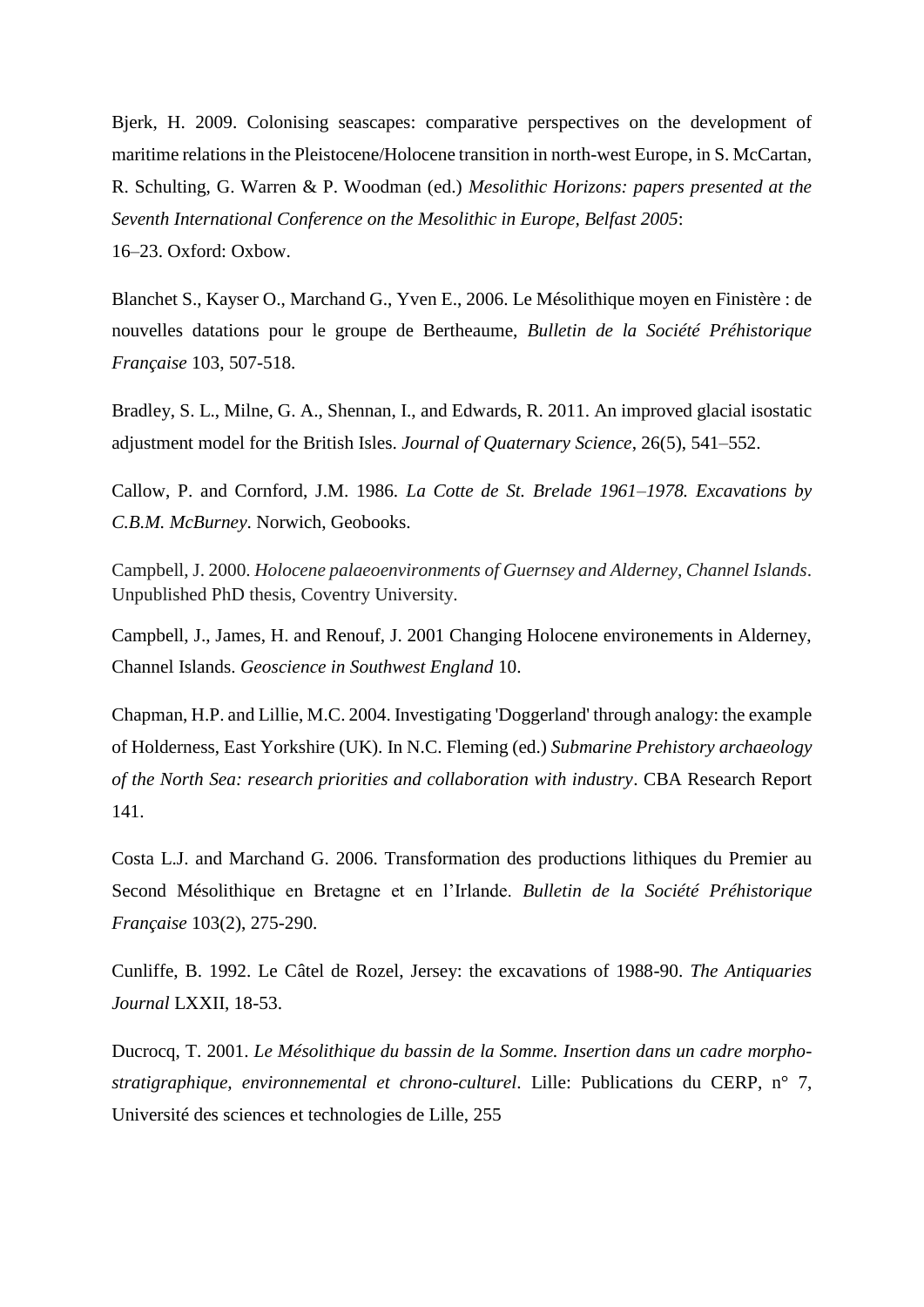Bjerk, H. 2009. Colonising seascapes: comparative perspectives on the development of maritime relations in the Pleistocene/Holocene transition in north-west Europe, in S. McCartan, R. Schulting, G. Warren & P. Woodman (ed.) *Mesolithic Horizons: papers presented at the Seventh International Conference on the Mesolithic in Europe, Belfast 2005*: 16–23. Oxford: Oxbow.

Blanchet S., Kayser O., Marchand G., Yven E., 2006. Le Mésolithique moyen en Finistère : de nouvelles datations pour le groupe de Bertheaume, *Bulletin de la Société Préhistorique Française* 103, 507-518.

Bradley, S. L., Milne, G. A., Shennan, I., and Edwards, R. 2011. An improved glacial isostatic adjustment model for the British Isles. *Journal of Quaternary Science*, 26(5), 541–552.

Callow, P. and Cornford, J.M. 1986. *La Cotte de St. Brelade 1961–1978. Excavations by C.B.M. McBurney*. Norwich, Geobooks.

Campbell, J. 2000. *Holocene palaeoenvironments of Guernsey and Alderney, Channel Islands*. Unpublished PhD thesis, Coventry University.

Campbell, J., James, H. and Renouf, J. 2001 Changing Holocene environements in Alderney, Channel Islands. *Geoscience in Southwest England* 10.

Chapman, H.P. and Lillie, M.C. 2004. Investigating 'Doggerland' through analogy: the example of Holderness, East Yorkshire (UK). In N.C. Fleming (ed.) *Submarine Prehistory archaeology of the North Sea: research priorities and collaboration with industry*. CBA Research Report 141.

Costa L.J. and Marchand G. 2006. Transformation des productions lithiques du Premier au Second Mésolithique en Bretagne et en l'Irlande. *Bulletin de la Société Préhistorique Française* 103(2), 275-290.

Cunliffe, B. 1992. Le Câtel de Rozel, Jersey: the excavations of 1988-90. *The Antiquaries Journal* LXXII, 18-53.

Ducrocq, T. 2001. *Le Mésolithique du bassin de la Somme. Insertion dans un cadre morpho-stratigraphique, environnemental et chrono-culturel*. Lille: Publications du CERP, n° 7, Université des sciences et technologies de Lille, 255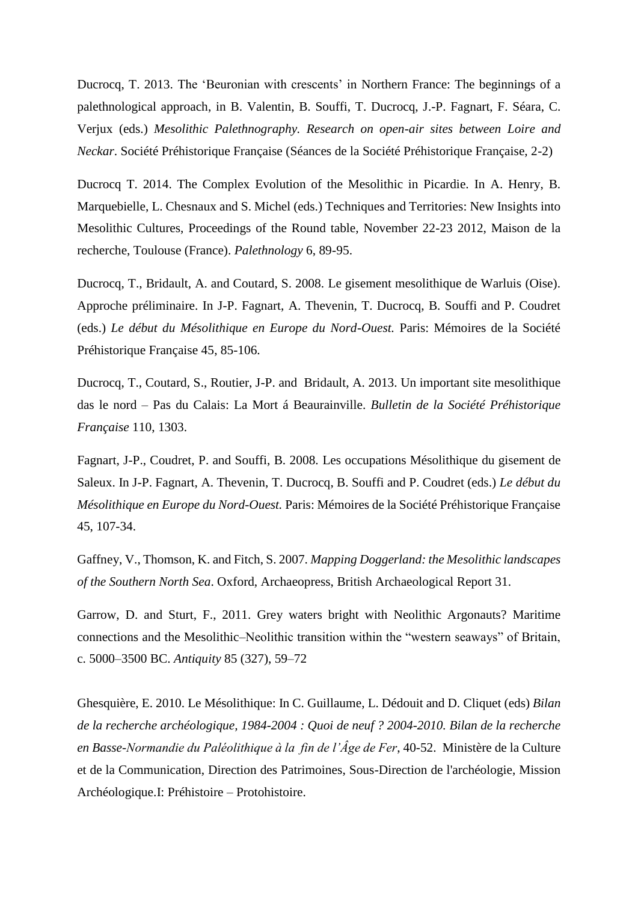Ducrocq, T. 2013. The 'Beuronian with crescents' in Northern France: The beginnings of a palethnological approach, in B. Valentin, B. Souffi, T. Ducrocq, J.-P. Fagnart, F. Séara, C. Verjux (eds.) *Mesolithic Palethnography. Research on open-air sites between Loire and Neckar*. Société Préhistorique Française (Séances de la Société Préhistorique Française, 2-2)

Ducrocq T. 2014. The Complex Evolution of the Mesolithic in Picardie. In A. Henry, B. Marquebielle, L. Chesnaux and S. Michel (eds.) Techniques and Territories: New Insights into Mesolithic Cultures, Proceedings of the Round table, November 22-23 2012, Maison de la recherche, Toulouse (France). *Palethnology* 6, 89-95.

Ducrocq, T., Bridault, A. and Coutard, S. 2008. Le gisement mesolithique de Warluis (Oise). Approche préliminaire. In J-P. Fagnart, A. Thevenin, T. Ducrocq, B. Souffi and P. Coudret (eds.) *Le début du Mésolithique en Europe du Nord-Ouest.* Paris: Mémoires de la Société Préhistorique Française 45, 85-106.

Ducrocq, T., Coutard, S., Routier, J-P. and Bridault, A. 2013. Un important site mesolithique das le nord – Pas du Calais: La Mort á Beaurainville. *Bulletin de la Société Préhistorique Française* 110, 1303.

Fagnart, J-P., Coudret, P. and Souffi, B. 2008. Les occupations Mésolithique du gisement de Saleux. In J-P. Fagnart, A. Thevenin, T. Ducrocq, B. Souffi and P. Coudret (eds.) *Le début du Mésolithique en Europe du Nord-Ouest.* Paris: Mémoires de la Société Préhistorique Française 45, 107-34.

Gaffney, V., Thomson, K. and Fitch, S. 2007. *Mapping Doggerland: the Mesolithic landscapes of the Southern North Sea*. Oxford, Archaeopress, British Archaeological Report 31.

Garrow, D. and Sturt, F., 2011. Grey waters bright with Neolithic Argonauts? Maritime connections and the Mesolithic–Neolithic transition within the "western seaways" of Britain, c. 5000–3500 BC. *Antiquity* 85 (327), 59–72

Ghesquière, E. 2010. Le Mésolithique: In C. Guillaume, L. Dédouit and D. Cliquet (eds) *Bilan de la recherche archéologique, 1984-2004 : Quoi de neuf ? 2004-2010. Bilan de la recherche en Basse-Normandie du Paléolithique à la fin de l'Âge de Fer*, 40-52. Ministère de la Culture et de la Communication, Direction des Patrimoines, Sous-Direction de l'archéologie, Mission Archéologique.I: Préhistoire – Protohistoire.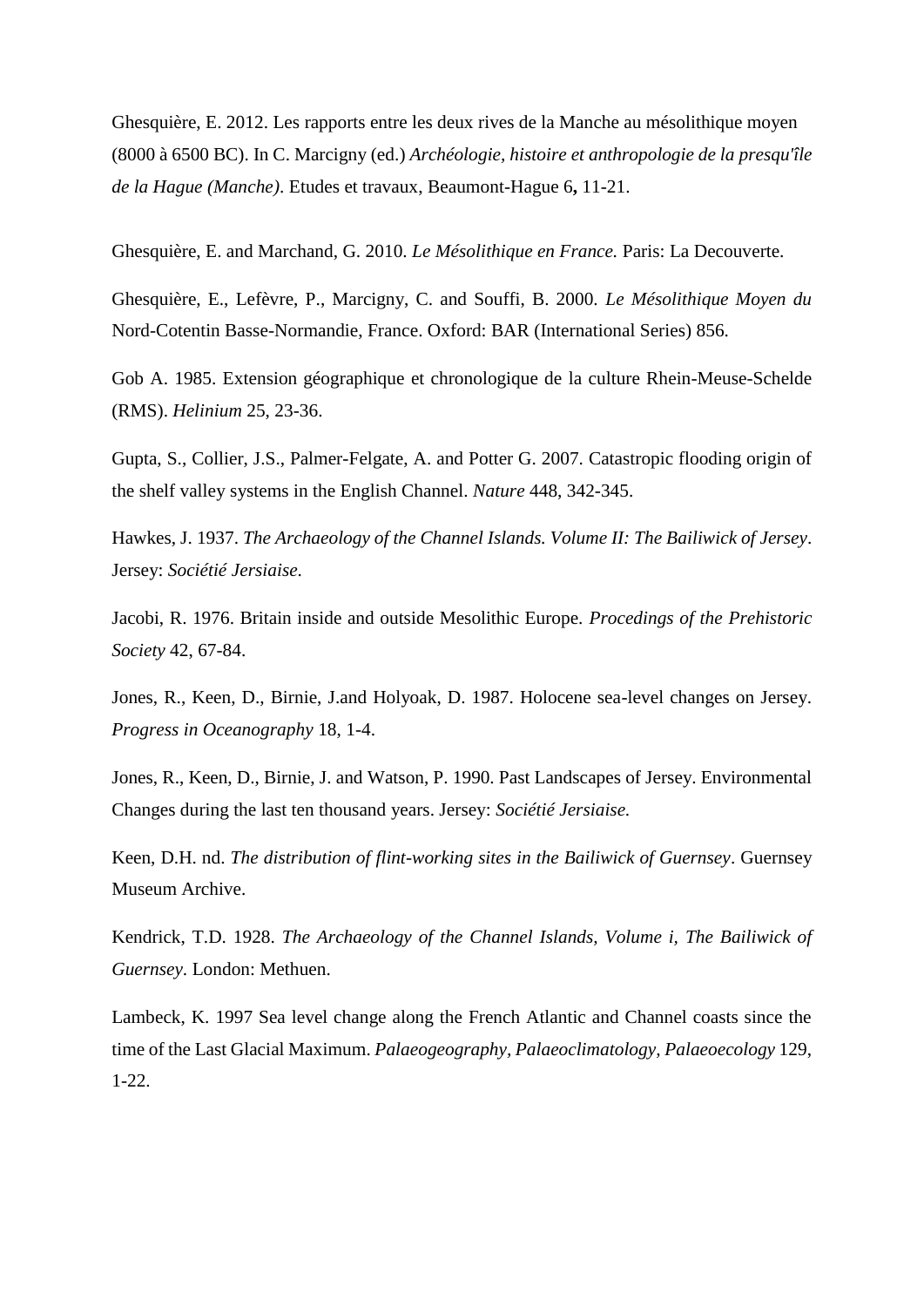Ghesquière, E. 2012. Les rapports entre les deux rives de la Manche au mésolithique moyen (8000 à 6500 BC). In C. Marcigny (ed.) *Archéologie, histoire et anthropologie de la presqu'île de la Hague (Manche)*. Etudes et travaux, Beaumont-Hague 6**,** 11-21.

Ghesquière, E. and Marchand, G. 2010. *Le Mésolithique en France.* Paris: La Decouverte.

Ghesquière, E., Lefèvre, P., Marcigny, C. and Souffi, B. 2000. *Le Mésolithique Moyen du* Nord-Cotentin Basse-Normandie, France. Oxford: BAR (International Series) 856.

Gob A. 1985. Extension géographique et chronologique de la culture Rhein-Meuse-Schelde (RMS). *Helinium* 25, 23-36.

Gupta, S., Collier, J.S., Palmer-Felgate, A. and Potter G. 2007. Catastropic flooding origin of the shelf valley systems in the English Channel. *Nature* 448, 342-345.

Hawkes, J. 1937. *The Archaeology of the Channel Islands. Volume II: The Bailiwick of Jersey*. Jersey: *Sociétié Jersiaise.*

Jacobi, R. 1976. Britain inside and outside Mesolithic Europe. *Procedings of the Prehistoric Society* 42, 67-84.

Jones, R., Keen, D., Birnie, J.and Holyoak, D. 1987. Holocene sea-level changes on Jersey. *Progress in Oceanography* 18, 1-4.

Jones, R., Keen, D., Birnie, J. and Watson, P. 1990. Past Landscapes of Jersey. Environmental Changes during the last ten thousand years. Jersey: *Sociétié Jersiaise.*

Keen, D.H. nd. *The distribution of flint-working sites in the Bailiwick of Guernsey*. Guernsey Museum Archive.

Kendrick, T.D. 1928. *The Archaeology of the Channel Islands, Volume i, The Bailiwick of Guernsey*. London: Methuen.

Lambeck, K. 1997 Sea level change along the French Atlantic and Channel coasts since the time of the Last Glacial Maximum. *Palaeogeography, Palaeoclimatology, Palaeoecology* 129, 1-22.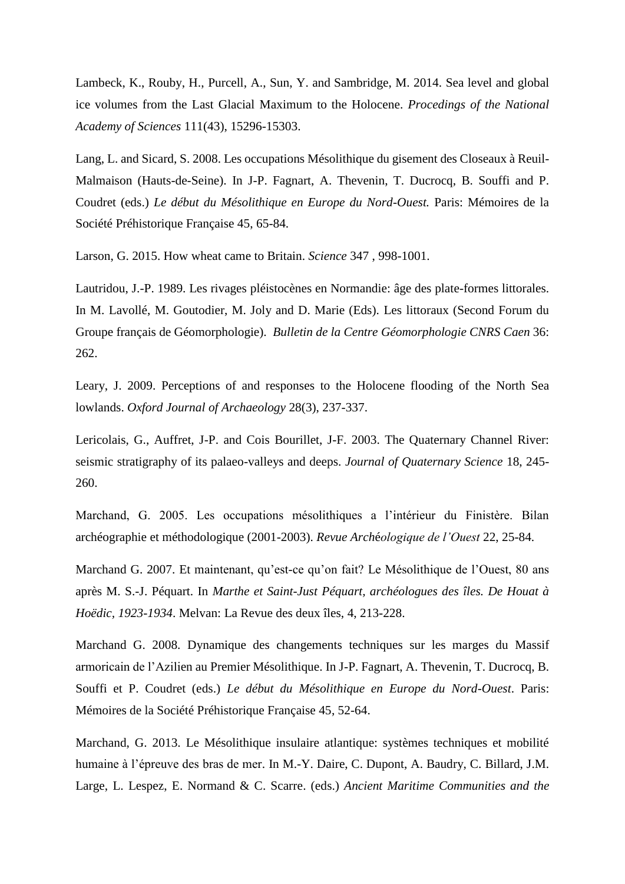Lambeck, K., Rouby, H., Purcell, A., Sun, Y. and Sambridge, M. 2014. Sea level and global ice volumes from the Last Glacial Maximum to the Holocene. *Procedings of the National Academy of Sciences* 111(43), 15296-15303.

Lang, L. and Sicard, S. 2008. Les occupations Mésolithique du gisement des Closeaux à Reuil-Malmaison (Hauts-de-Seine). In J-P. Fagnart, A. Thevenin, T. Ducrocq, B. Souffi and P. Coudret (eds.) *Le début du Mésolithique en Europe du Nord-Ouest.* Paris: Mémoires de la Société Préhistorique Française 45, 65-84.

Larson, G. 2015. How wheat came to Britain. *Science* 347 , 998-1001.

Lautridou, J.-P. 1989. Les rivages pléistocènes en Normandie: âge des plate-formes littorales. In M. Lavollé, M. Goutodier, M. Joly and D. Marie (Eds). Les littoraux (Second Forum du Groupe français de Géomorphologie). *Bulletin de la Centre Géomorphologie CNRS Caen* 36: 262.

Leary, J. 2009. Perceptions of and responses to the Holocene flooding of the North Sea lowlands. *Oxford Journal of Archaeology* 28(3), 237-337.

Lericolais, G., Auffret, J-P. and Cois Bourillet, J-F. 2003. The Quaternary Channel River: seismic stratigraphy of its palaeo-valleys and deeps. *Journal of Quaternary Science* 18, 245-260.

Marchand, G. 2005. Les occupations mésolithiques a l'intérieur du Finistère. Bilan archéographie et méthodologique (2001-2003). *Revue Archéologique de l'Ouest* 22, 25-84.

Marchand G. 2007. Et maintenant, qu'est-ce qu'on fait? Le Mésolithique de l'Ouest, 80 ans après M. S.-J. Péquart. In *Marthe et Saint-Just Péquart, archéologues des îles. De Houat à Hoëdic, 1923-1934*. Melvan: La Revue des deux îles, 4, 213-228.

Marchand G. 2008. Dynamique des changements techniques sur les marges du Massif armoricain de l'Azilien au Premier Mésolithique. In J-P. Fagnart, A. Thevenin, T. Ducrocq, B. Souffi et P. Coudret (eds.) *Le début du Mésolithique en Europe du Nord-Ouest*. Paris: Mémoires de la Société Préhistorique Française 45, 52-64.

Marchand, G. 2013. Le Mésolithique insulaire atlantique: systèmes techniques et mobilité humaine à l'épreuve des bras de mer. In M.-Y. Daire, C. Dupont, A. Baudry, C. Billard, J.M. Large, L. Lespez, E. Normand & C. Scarre. (eds.) *Ancient Maritime Communities and the*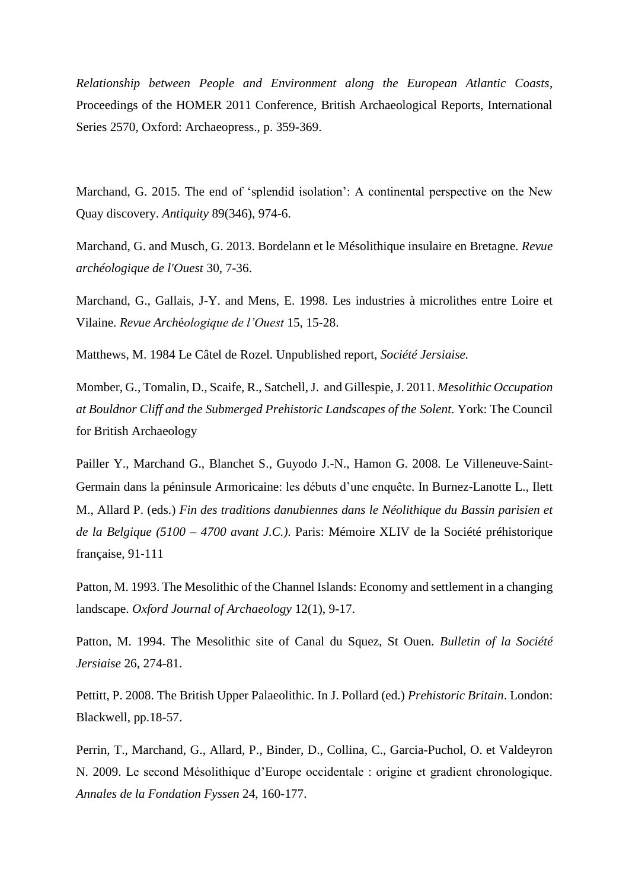*Relationship between People and Environment along the European Atlantic Coasts*, Proceedings of the HOMER 2011 Conference, British Archaeological Reports, International Series 2570, Oxford: Archaeopress., p. 359-369.

Marchand, G. 2015. The end of 'splendid isolation': A continental perspective on the New Quay discovery. *Antiquity* 89(346), 974-6.

Marchand, G. and Musch, G. 2013. Bordelann et le Mésolithique insulaire en Bretagne. *Revue archéologique de l'Ouest* 30, 7-36.

Marchand, G., Gallais, J-Y. and Mens, E. 1998. Les industries à microlithes entre Loire et Vilaine. *Revue Archéologique de l'Ouest* 15, 15-28.

Matthews, M. 1984 Le Câtel de Rozel. Unpublished report, *Société Jersiaise.*

Momber, G., Tomalin, D., Scaife, R., Satchell, J. and Gillespie, J. 2011. *Mesolithic Occupation at Bouldnor Cliff and the Submerged Prehistoric Landscapes of the Solent*. York: The Council for British Archaeology

Pailler Y., Marchand G., Blanchet S., Guyodo J.-N., Hamon G. 2008. Le Villeneuve-Saint-Germain dans la péninsule Armoricaine: les débuts d'une enquête. In Burnez-Lanotte L., Ilett M., Allard P. (eds.) *Fin des traditions danubiennes dans le Néolithique du Bassin parisien et de la Belgique (5100 – 4700 avant J.C.)*. Paris: Mémoire XLIV de la Société préhistorique française, 91-111

Patton, M. 1993. The Mesolithic of the Channel Islands: Economy and settlement in a changing landscape. *Oxford Journal of Archaeology* 12(1), 9-17.

Patton, M. 1994. The Mesolithic site of Canal du Squez, St Ouen. *Bulletin of la Société Jersiaise* 26, 274-81.

Pettitt, P. 2008. The British Upper Palaeolithic. In J. Pollard (ed.) *Prehistoric Britain*. London: Blackwell, pp.18-57.

Perrin, T., Marchand, G., Allard, P., Binder, D., Collina, C., Garcia-Puchol, O. et Valdeyron N. 2009. Le second Mésolithique d'Europe occidentale : origine et gradient chronologique. *Annales de la Fondation Fyssen* 24, 160-177.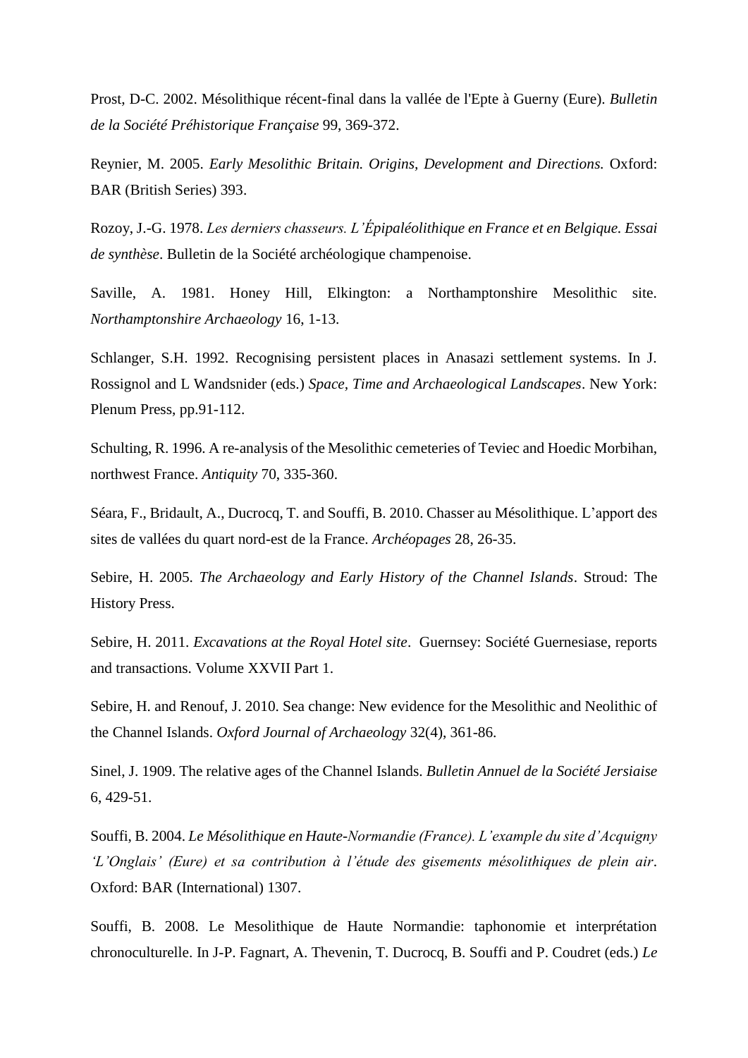Prost, D-C. 2002. Mésolithique récent-final dans la vallée de l'Epte à Guerny (Eure). *Bulletin de la Société Préhistorique Française* 99, 369-372.

Reynier, M. 2005. *Early Mesolithic Britain. Origins, Development and Directions.* Oxford: BAR (British Series) 393.

Rozoy, J.-G. 1978. *Les derniers chasseurs. L'Épipaléolithique en France et en Belgique. Essai de synthèse*. Bulletin de la Société archéologique champenoise.

Saville, A. 1981. Honey Hill, Elkington: a Northamptonshire Mesolithic site. *Northamptonshire Archaeology* 16, 1-13.

Schlanger, S.H. 1992. Recognising persistent places in Anasazi settlement systems. In J. Rossignol and L Wandsnider (eds.) *Space, Time and Archaeological Landscapes*. New York: Plenum Press, pp.91-112.

Schulting, R. 1996. A re-analysis of the Mesolithic cemeteries of Teviec and Hoedic Morbihan, northwest France. *Antiquity* 70, 335-360.

Séara, F., Bridault, A., Ducrocq, T. and Souffi, B. 2010. Chasser au Mésolithique. L'apport des sites de vallées du quart nord-est de la France. *Archéopages* 28, 26-35.

Sebire, H. 2005. *The Archaeology and Early History of the Channel Islands*. Stroud: The History Press.

Sebire, H. 2011. *Excavations at the Royal Hotel site*. Guernsey: Société Guernesiase, reports and transactions. Volume XXVII Part 1.

Sebire, H. and Renouf, J. 2010. Sea change: New evidence for the Mesolithic and Neolithic of the Channel Islands. *Oxford Journal of Archaeology* 32(4), 361-86.

Sinel, J. 1909. The relative ages of the Channel Islands. *Bulletin Annuel de la Société Jersiaise* 6, 429-51.

Souffi, B. 2004. *Le Mésolithique en Haute-Normandie (France). L'example du site d'Acquigny 'L'Onglais' (Eure) et sa contribution à l'étude des gisements mésolithiques de plein air*. Oxford: BAR (International) 1307.

Souffi, B. 2008. Le Mesolithique de Haute Normandie: taphonomie et interprétation chronoculturelle. In J-P. Fagnart, A. Thevenin, T. Ducrocq, B. Souffi and P. Coudret (eds.) *Le*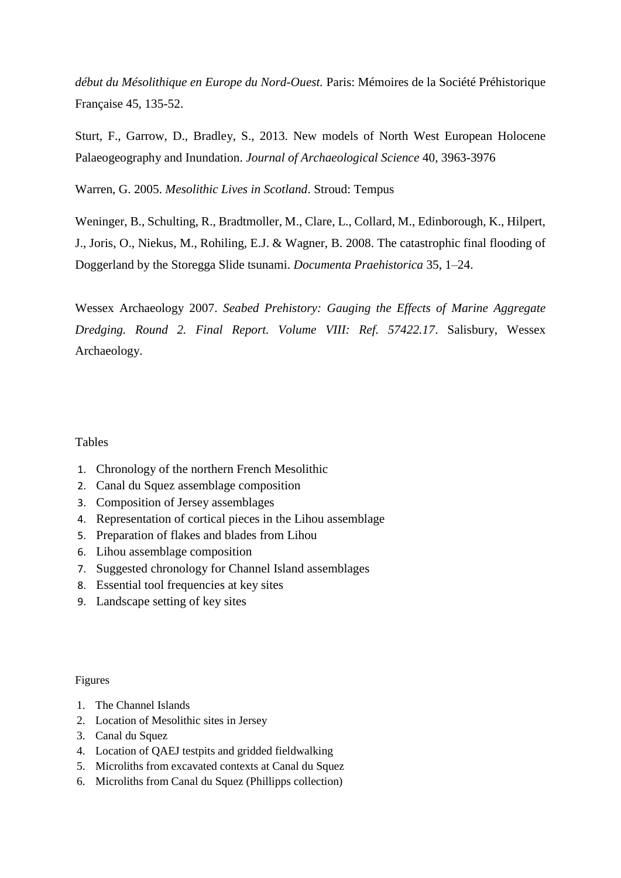*début du Mésolithique en Europe du Nord-Ouest.* Paris: Mémoires de la Société Préhistorique Française 45, 135-52.

Sturt, F., Garrow, D., Bradley, S., 2013. New models of North West European Holocene Palaeogeography and Inundation. *Journal of Archaeological Science* 40, 3963-3976

Warren, G. 2005. *Mesolithic Lives in Scotland*. Stroud: Tempus

Weninger, B., Schulting, R., Bradtmoller, M., Clare, L., Collard, M., Edinborough, K., Hilpert, J., Joris, O., Niekus, M., Rohiling, E.J. & Wagner, B. 2008. The catastrophic final flooding of Doggerland by the Storegga Slide tsunami. *Documenta Praehistorica* 35, 1–24.

Wessex Archaeology 2007. *Seabed Prehistory: Gauging the Effects of Marine Aggregate Dredging. Round 2. Final Report. Volume VIII: Ref. 57422.17*. Salisbury, Wessex Archaeology.

Tables

1. Chronology of the northern French Mesolithic
2. Canal du Squez assemblage composition
3. Composition of Jersey assemblages
4. Representation of cortical pieces in the Lihou assemblage
5. Preparation of flakes and blades from Lihou
6. Lihou assemblage composition
7. Suggested chronology for Channel Island assemblages
8. Essential tool frequencies at key sites
9. Landscape setting of key sites

Figures

1. The Channel Islands
2. Location of Mesolithic sites in Jersey
3. Canal du Squez
4. Location of QAEJ testpits and gridded fieldwalking
5. Microliths from excavated contexts at Canal du Squez
6. Microliths from Canal du Squez (Phillipps collection)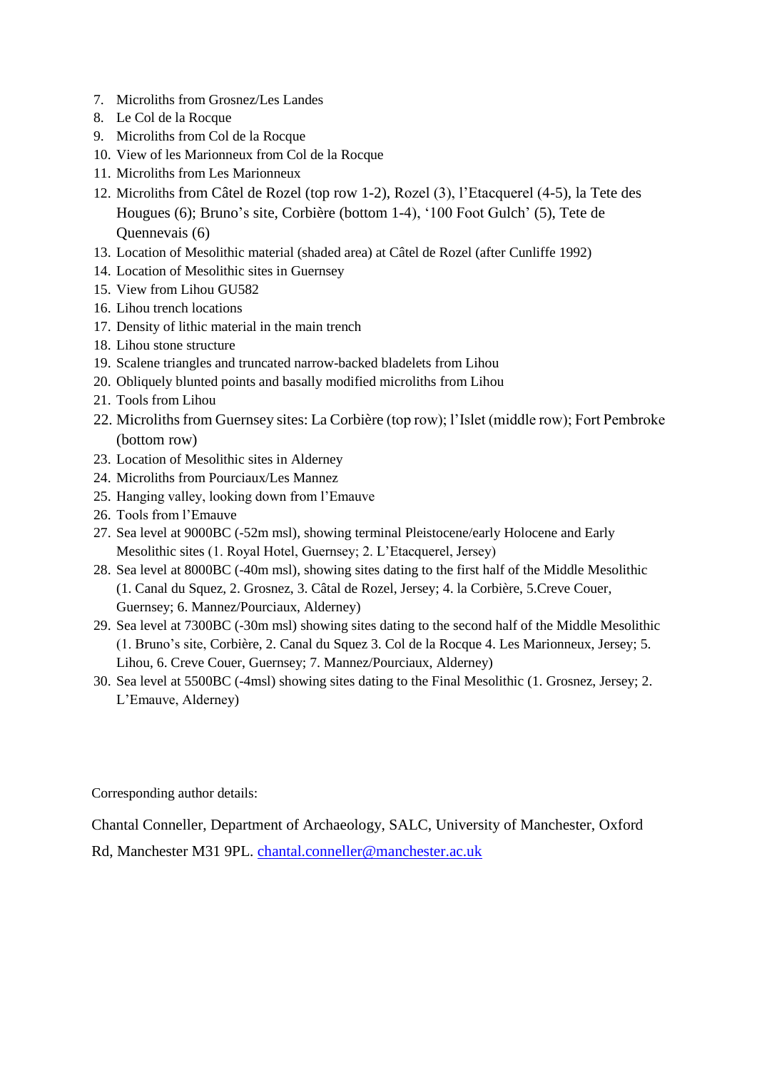7. Microliths from Grosnez/Les Landes
8. Le Col de la Rocque
9. Microliths from Col de la Rocque
10. View of les Marionneux from Col de la Rocque
11. Microliths from Les Marionneux
12. Microliths from Câtel de Rozel (top row 1-2), Rozel (3), l'Etacquerel (4-5), la Tete des Hougues (6); Bruno's site, Corbière (bottom 1-4), '100 Foot Gulch' (5), Tete de Quennevais (6)
13. Location of Mesolithic material (shaded area) at Câtel de Rozel (after Cunliffe 1992)
14. Location of Mesolithic sites in Guernsey
15. View from Lihou GU582
16. Lihou trench locations
17. Density of lithic material in the main trench
18. Lihou stone structure
19. Scalene triangles and truncated narrow-backed bladelets from Lihou
20. Obliquely blunted points and basally modified microliths from Lihou
21. Tools from Lihou
22. Microliths from Guernsey sites: La Corbière (top row); l'Islet (middle row); Fort Pembroke (bottom row)
23. Location of Mesolithic sites in Alderney
24. Microliths from Pourciaux/Les Mannez
25. Hanging valley, looking down from l'Emauve
26. Tools from l'Emauve
27. Sea level at 9000BC (-52m msl), showing terminal Pleistocene/early Holocene and Early Mesolithic sites (1. Royal Hotel, Guernsey; 2. L'Etacquerel, Jersey)
28. Sea level at 8000BC (-40m msl), showing sites dating to the first half of the Middle Mesolithic (1. Canal du Squez, 2. Grosnez, 3. Câtal de Rozel, Jersey; 4. la Corbière, 5.Creve Couer, Guernsey; 6. Mannez/Pourciaux, Alderney)
29. Sea level at 7300BC (-30m msl) showing sites dating to the second half of the Middle Mesolithic (1. Bruno's site, Corbière, 2. Canal du Squez 3. Col de la Rocque 4. Les Marionneux, Jersey; 5. Lihou, 6. Creve Couer, Guernsey; 7. Mannez/Pourciaux, Alderney)
30. Sea level at 5500BC (-4msl) showing sites dating to the Final Mesolithic (1. Grosnez, Jersey; 2. L'Emauve, Alderney)

Corresponding author details:

Chantal Conneller, Department of Archaeology, SALC, University of Manchester, Oxford Rd, Manchester M31 9PL. chantal.conneller@manchester.ac.uk